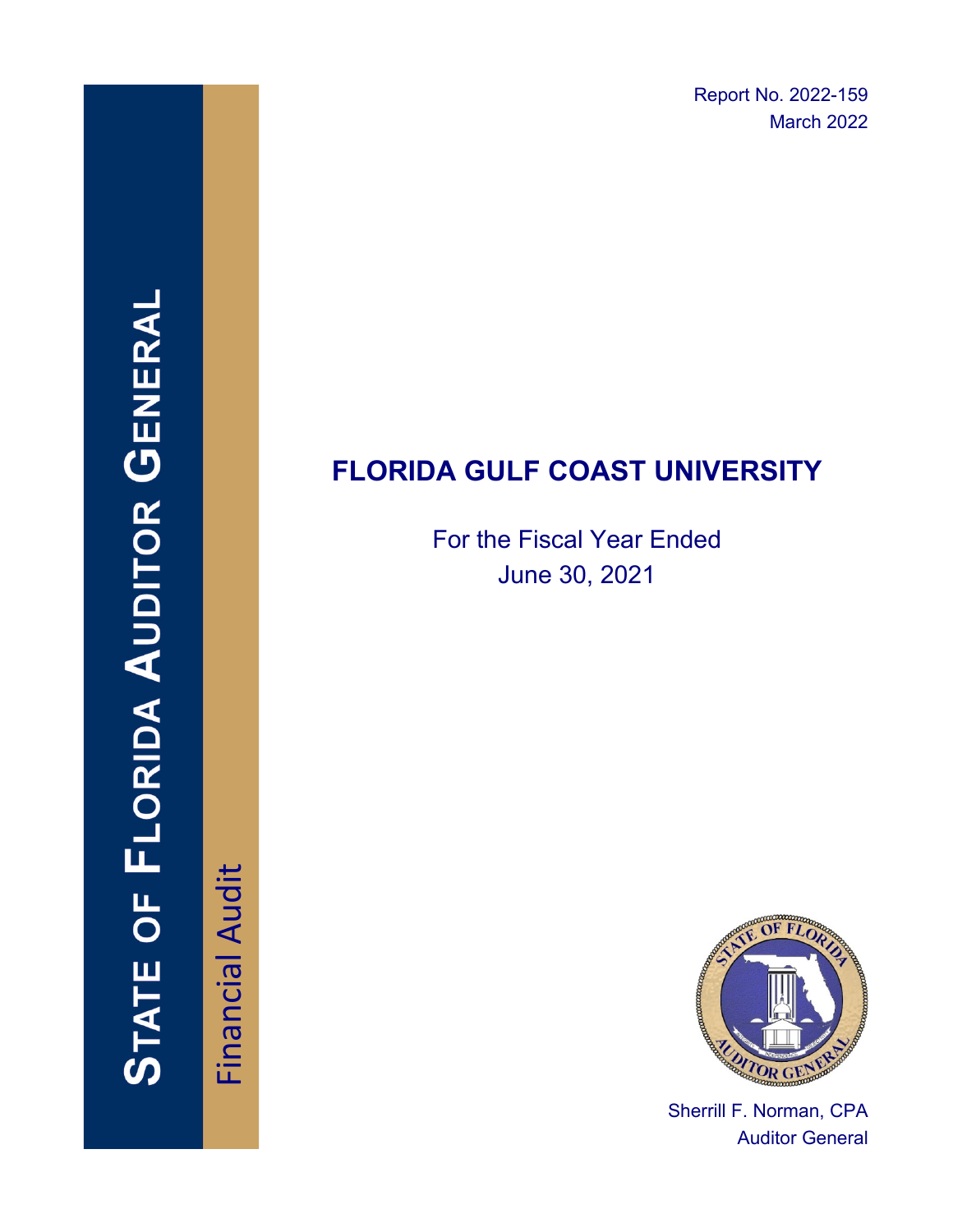Report No. 2022-159
March 2022

STATE OF FLORIDA AUDITOR GENERAL

Financial Audit

# FLORIDA GULF COAST UNIVERSITY

For the Fiscal Year Ended
June 30, 2021

Sherrill F. Norman, CPA
Auditor General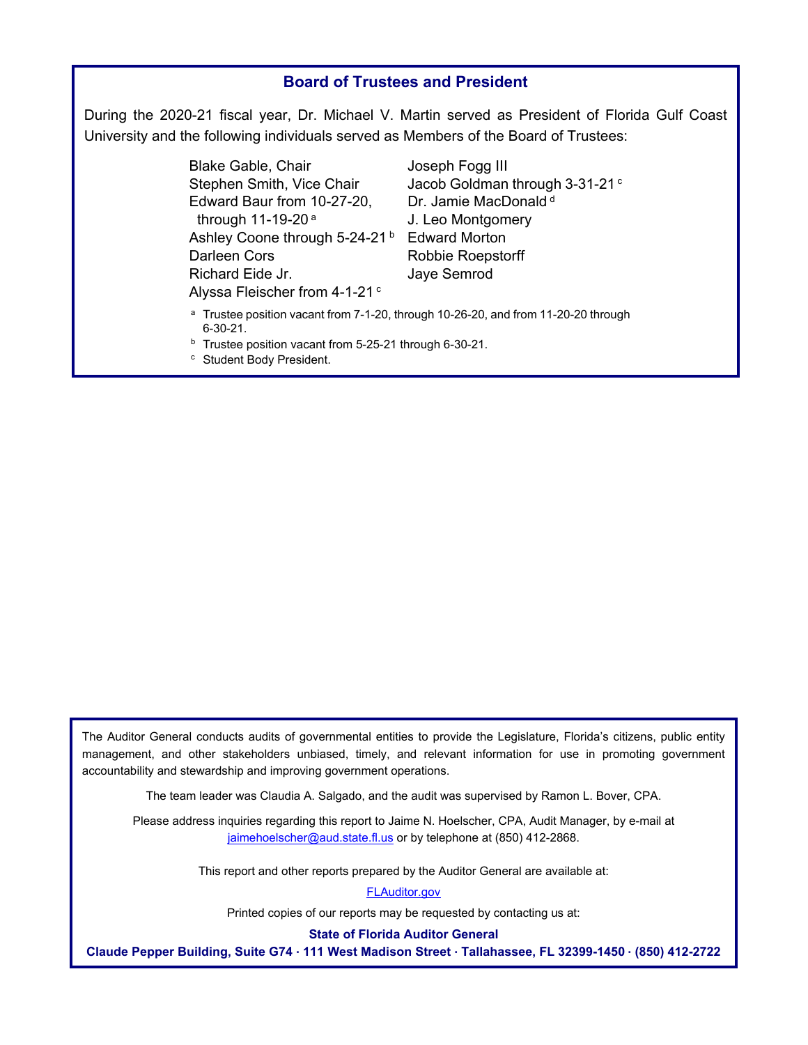## Board of Trustees and President

During the 2020-21 fiscal year, Dr. Michael V. Martin served as President of Florida Gulf Coast University and the following individuals served as Members of the Board of Trustees:

- Blake Gable, Chair
- Stephen Smith, Vice Chair
- Edward Baur from 10-27-20, through 11-19-20 [a]
- Ashley Coone through 5-24-21 [b]
- Darleen Cors
- Richard Eide Jr.
- Alyssa Fleischer from 4-1-21 [c]
- Joseph Fogg III
- Jacob Goldman through 3-31-21 [c]
- Dr. Jamie MacDonald [d]
- J. Leo Montgomery
- Edward Morton
- Robbie Roepstorff
- Jaye Semrod

[a] Trustee position vacant from 7-1-20, through 10-26-20, and from 11-20-20 through 6-30-21.

[b] Trustee position vacant from 5-25-21 through 6-30-21.

[c] Student Body President.

---

The Auditor General conducts audits of governmental entities to provide the Legislature, Florida's citizens, public entity management, and other stakeholders unbiased, timely, and relevant information for use in promoting government accountability and stewardship and improving government operations.

The team leader was Claudia A. Salgado, and the audit was supervised by Ramon L. Bover, CPA.

Please address inquiries regarding this report to Jaime N. Hoelscher, CPA, Audit Manager, by e-mail at jaimehoelscher@aud.state.fl.us or by telephone at (850) 412-2868.

This report and other reports prepared by the Auditor General are available at:

FLAuditor.gov

Printed copies of our reports may be requested by contacting us at:

**State of Florida Auditor General**

**Claude Pepper Building, Suite G74 · 111 West Madison Street · Tallahassee, FL 32399-1450 · (850) 412-2722**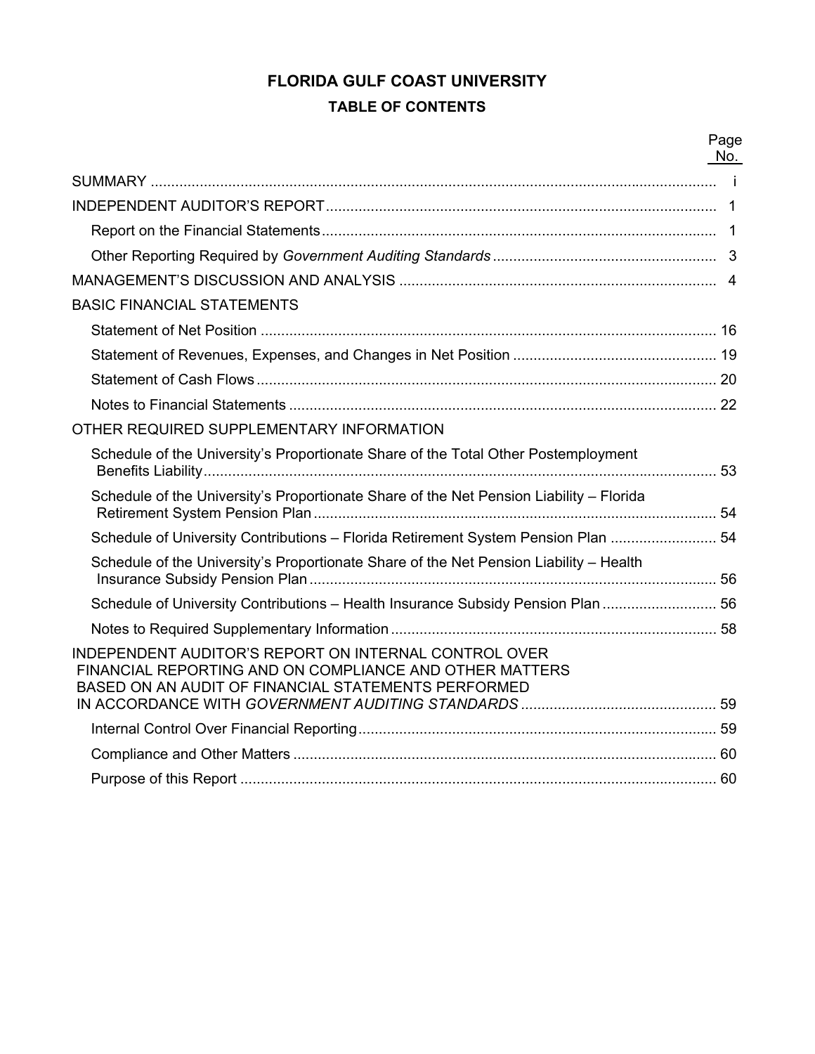# FLORIDA GULF COAST UNIVERSITY

## TABLE OF CONTENTS

| | Page No. |
|---|---|
| SUMMARY | i |
| INDEPENDENT AUDITOR'S REPORT | 1 |
| Report on the Financial Statements | 1 |
| Other Reporting Required by *Government Auditing Standards* | 3 |
| MANAGEMENT'S DISCUSSION AND ANALYSIS | 4 |
| BASIC FINANCIAL STATEMENTS | |
| Statement of Net Position | 16 |
| Statement of Revenues, Expenses, and Changes in Net Position | 19 |
| Statement of Cash Flows | 20 |
| Notes to Financial Statements | 22 |
| OTHER REQUIRED SUPPLEMENTARY INFORMATION | |
| Schedule of the University's Proportionate Share of the Total Other Postemployment Benefits Liability | 53 |
| Schedule of the University's Proportionate Share of the Net Pension Liability – Florida Retirement System Pension Plan | 54 |
| Schedule of University Contributions – Florida Retirement System Pension Plan | 54 |
| Schedule of the University's Proportionate Share of the Net Pension Liability – Health Insurance Subsidy Pension Plan | 56 |
| Schedule of University Contributions – Health Insurance Subsidy Pension Plan | 56 |
| Notes to Required Supplementary Information | 58 |
| INDEPENDENT AUDITOR'S REPORT ON INTERNAL CONTROL OVER FINANCIAL REPORTING AND ON COMPLIANCE AND OTHER MATTERS BASED ON AN AUDIT OF FINANCIAL STATEMENTS PERFORMED IN ACCORDANCE WITH *GOVERNMENT AUDITING STANDARDS* | 59 |
| Internal Control Over Financial Reporting | 59 |
| Compliance and Other Matters | 60 |
| Purpose of this Report | 60 |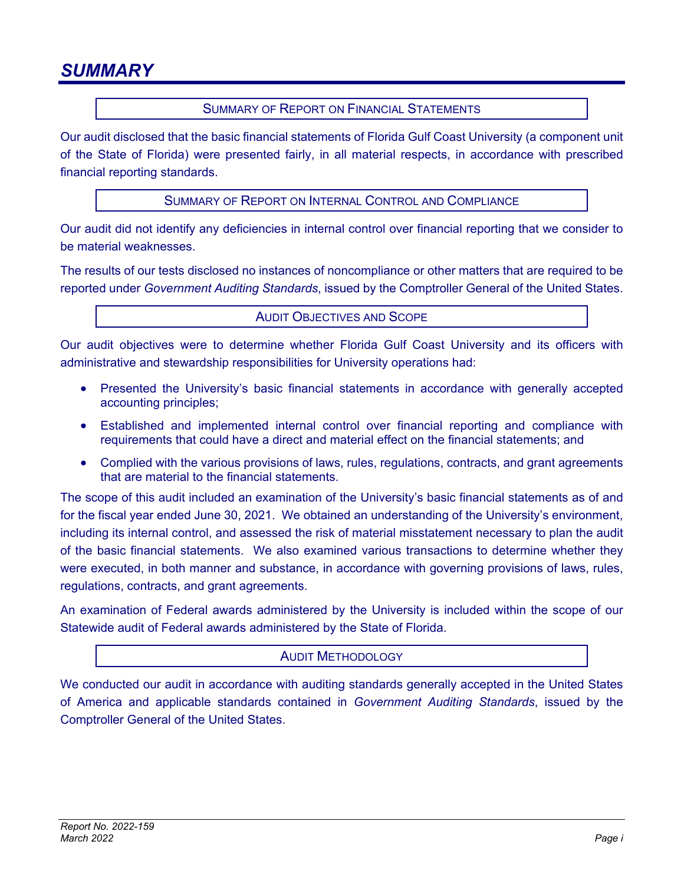# SUMMARY

## SUMMARY OF REPORT ON FINANCIAL STATEMENTS

Our audit disclosed that the basic financial statements of Florida Gulf Coast University (a component unit of the State of Florida) were presented fairly, in all material respects, in accordance with prescribed financial reporting standards.

## SUMMARY OF REPORT ON INTERNAL CONTROL AND COMPLIANCE

Our audit did not identify any deficiencies in internal control over financial reporting that we consider to be material weaknesses.

The results of our tests disclosed no instances of noncompliance or other matters that are required to be reported under *Government Auditing Standards*, issued by the Comptroller General of the United States.

## AUDIT OBJECTIVES AND SCOPE

Our audit objectives were to determine whether Florida Gulf Coast University and its officers with administrative and stewardship responsibilities for University operations had:

- Presented the University's basic financial statements in accordance with generally accepted accounting principles;
- Established and implemented internal control over financial reporting and compliance with requirements that could have a direct and material effect on the financial statements; and
- Complied with the various provisions of laws, rules, regulations, contracts, and grant agreements that are material to the financial statements.

The scope of this audit included an examination of the University's basic financial statements as of and for the fiscal year ended June 30, 2021. We obtained an understanding of the University's environment, including its internal control, and assessed the risk of material misstatement necessary to plan the audit of the basic financial statements. We also examined various transactions to determine whether they were executed, in both manner and substance, in accordance with governing provisions of laws, rules, regulations, contracts, and grant agreements.

An examination of Federal awards administered by the University is included within the scope of our Statewide audit of Federal awards administered by the State of Florida.

## AUDIT METHODOLOGY

We conducted our audit in accordance with auditing standards generally accepted in the United States of America and applicable standards contained in *Government Auditing Standards*, issued by the Comptroller General of the United States.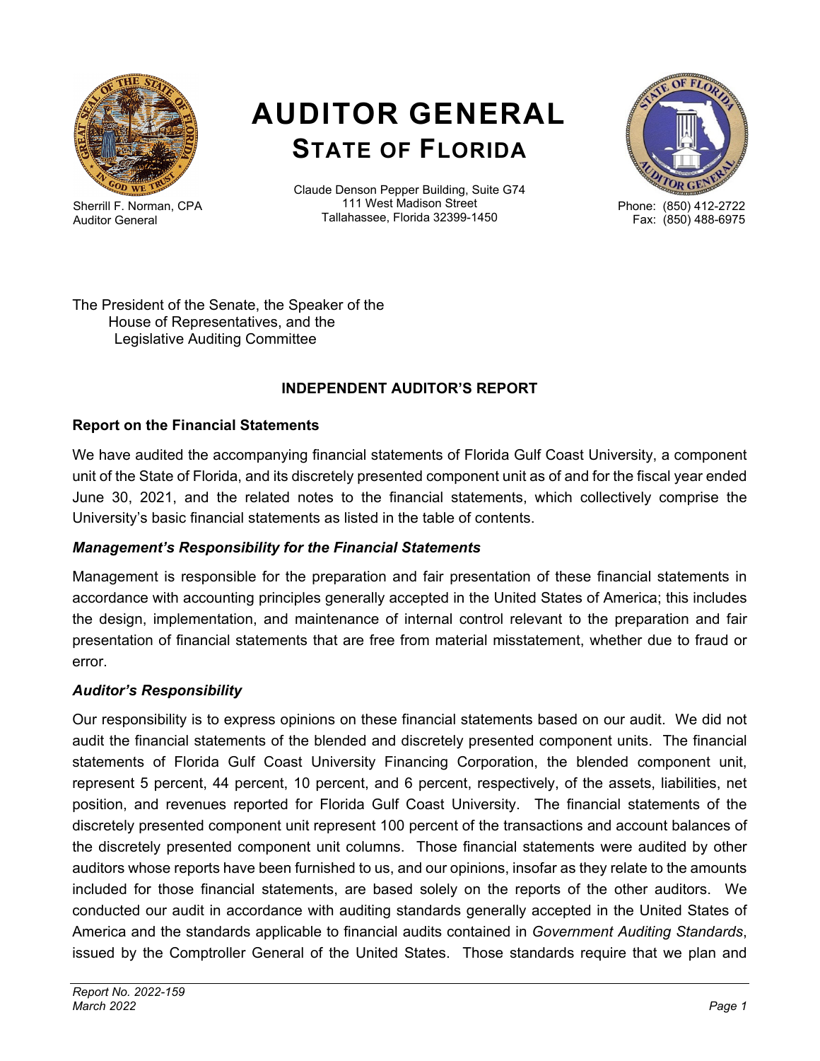# AUDITOR GENERAL
## STATE OF FLORIDA

Sherrill F. Norman, CPA
Auditor General

Claude Denson Pepper Building, Suite G74
111 West Madison Street
Tallahassee, Florida 32399-1450

Phone: (850) 412-2722
Fax: (850) 488-6975

The President of the Senate, the Speaker of the
House of Representatives, and the
Legislative Auditing Committee

### INDEPENDENT AUDITOR'S REPORT

### Report on the Financial Statements

We have audited the accompanying financial statements of Florida Gulf Coast University, a component unit of the State of Florida, and its discretely presented component unit as of and for the fiscal year ended June 30, 2021, and the related notes to the financial statements, which collectively comprise the University's basic financial statements as listed in the table of contents.

#### *Management's Responsibility for the Financial Statements*

Management is responsible for the preparation and fair presentation of these financial statements in accordance with accounting principles generally accepted in the United States of America; this includes the design, implementation, and maintenance of internal control relevant to the preparation and fair presentation of financial statements that are free from material misstatement, whether due to fraud or error.

#### *Auditor's Responsibility*

Our responsibility is to express opinions on these financial statements based on our audit. We did not audit the financial statements of the blended and discretely presented component units. The financial statements of Florida Gulf Coast University Financing Corporation, the blended component unit, represent 5 percent, 44 percent, 10 percent, and 6 percent, respectively, of the assets, liabilities, net position, and revenues reported for Florida Gulf Coast University. The financial statements of the discretely presented component unit represent 100 percent of the transactions and account balances of the discretely presented component unit columns. Those financial statements were audited by other auditors whose reports have been furnished to us, and our opinions, insofar as they relate to the amounts included for those financial statements, are based solely on the reports of the other auditors. We conducted our audit in accordance with auditing standards generally accepted in the United States of America and the standards applicable to financial audits contained in *Government Auditing Standards*, issued by the Comptroller General of the United States. Those standards require that we plan and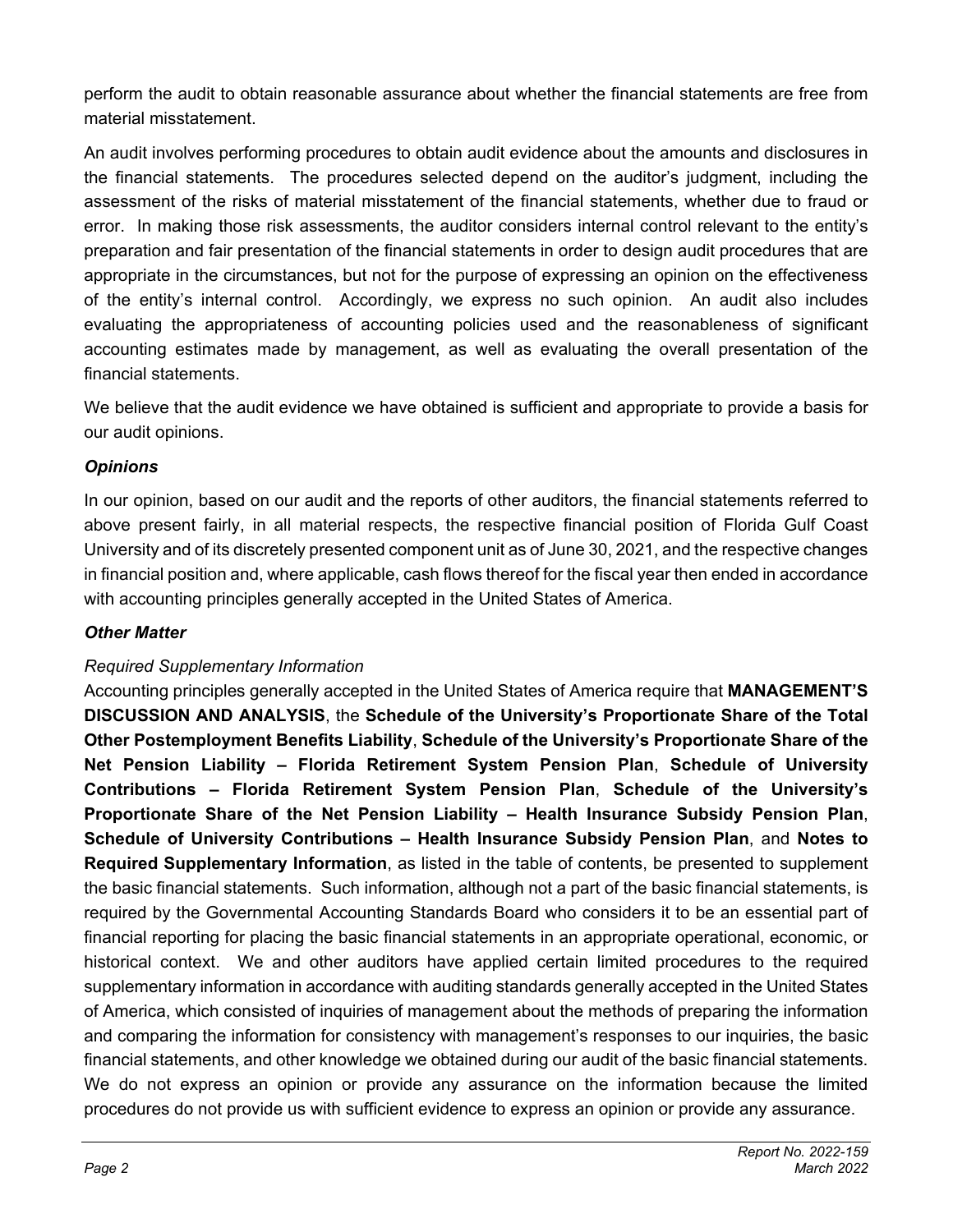perform the audit to obtain reasonable assurance about whether the financial statements are free from material misstatement.

An audit involves performing procedures to obtain audit evidence about the amounts and disclosures in the financial statements. The procedures selected depend on the auditor's judgment, including the assessment of the risks of material misstatement of the financial statements, whether due to fraud or error. In making those risk assessments, the auditor considers internal control relevant to the entity's preparation and fair presentation of the financial statements in order to design audit procedures that are appropriate in the circumstances, but not for the purpose of expressing an opinion on the effectiveness of the entity's internal control. Accordingly, we express no such opinion. An audit also includes evaluating the appropriateness of accounting policies used and the reasonableness of significant accounting estimates made by management, as well as evaluating the overall presentation of the financial statements.

We believe that the audit evidence we have obtained is sufficient and appropriate to provide a basis for our audit opinions.

### *Opinions*

In our opinion, based on our audit and the reports of other auditors, the financial statements referred to above present fairly, in all material respects, the respective financial position of Florida Gulf Coast University and of its discretely presented component unit as of June 30, 2021, and the respective changes in financial position and, where applicable, cash flows thereof for the fiscal year then ended in accordance with accounting principles generally accepted in the United States of America.

### *Other Matter*

*Required Supplementary Information*

Accounting principles generally accepted in the United States of America require that **MANAGEMENT'S DISCUSSION AND ANALYSIS**, the **Schedule of the University's Proportionate Share of the Total Other Postemployment Benefits Liability**, **Schedule of the University's Proportionate Share of the Net Pension Liability – Florida Retirement System Pension Plan**, **Schedule of University Contributions – Florida Retirement System Pension Plan**, **Schedule of the University's Proportionate Share of the Net Pension Liability – Health Insurance Subsidy Pension Plan**, **Schedule of University Contributions – Health Insurance Subsidy Pension Plan**, and **Notes to Required Supplementary Information**, as listed in the table of contents, be presented to supplement the basic financial statements. Such information, although not a part of the basic financial statements, is required by the Governmental Accounting Standards Board who considers it to be an essential part of financial reporting for placing the basic financial statements in an appropriate operational, economic, or historical context. We and other auditors have applied certain limited procedures to the required supplementary information in accordance with auditing standards generally accepted in the United States of America, which consisted of inquiries of management about the methods of preparing the information and comparing the information for consistency with management's responses to our inquiries, the basic financial statements, and other knowledge we obtained during our audit of the basic financial statements. We do not express an opinion or provide any assurance on the information because the limited procedures do not provide us with sufficient evidence to express an opinion or provide any assurance.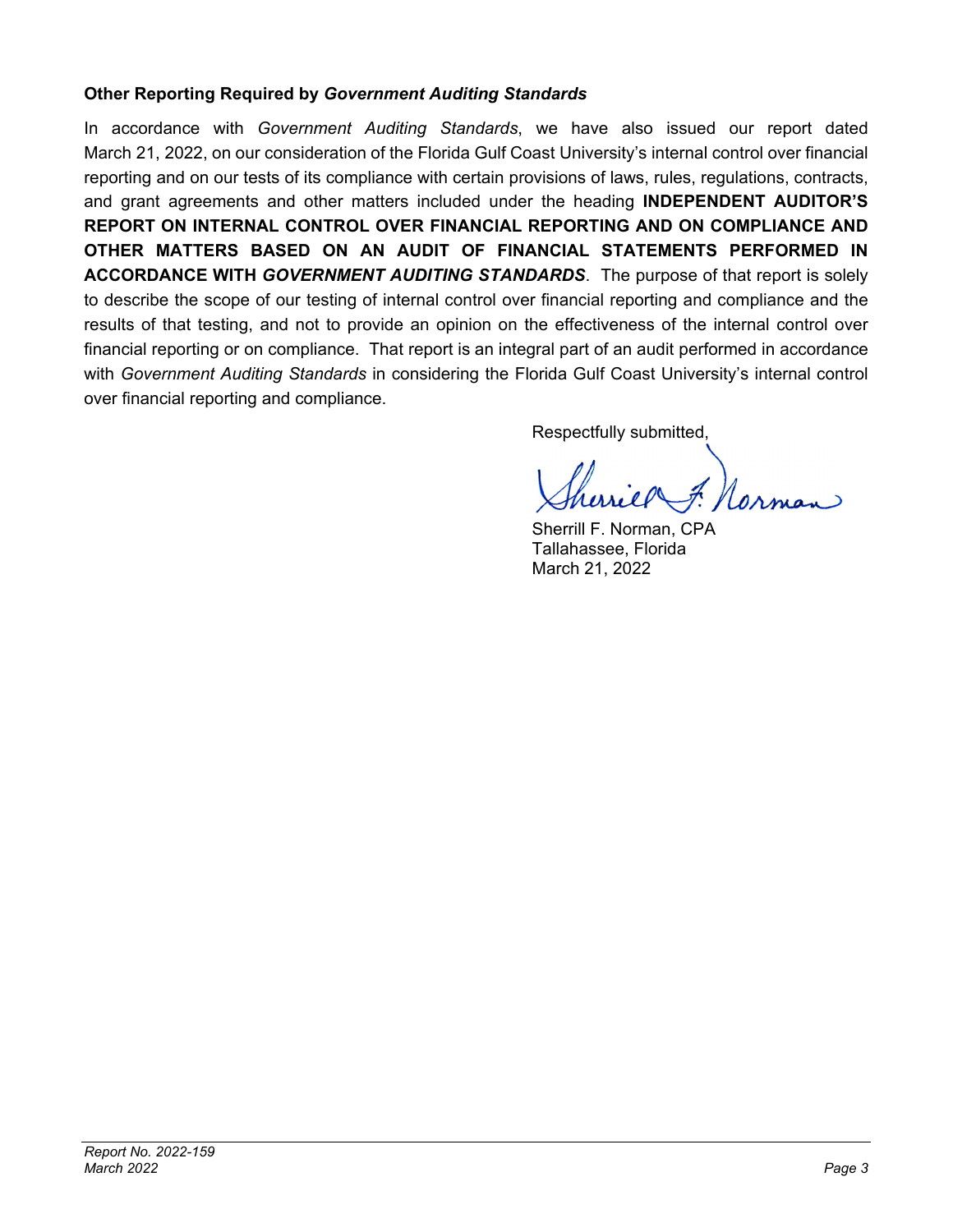## Other Reporting Required by *Government Auditing Standards*

In accordance with *Government Auditing Standards*, we have also issued our report dated March 21, 2022, on our consideration of the Florida Gulf Coast University's internal control over financial reporting and on our tests of its compliance with certain provisions of laws, rules, regulations, contracts, and grant agreements and other matters included under the heading **INDEPENDENT AUDITOR'S REPORT ON INTERNAL CONTROL OVER FINANCIAL REPORTING AND ON COMPLIANCE AND OTHER MATTERS BASED ON AN AUDIT OF FINANCIAL STATEMENTS PERFORMED IN ACCORDANCE WITH *GOVERNMENT AUDITING STANDARDS***. The purpose of that report is solely to describe the scope of our testing of internal control over financial reporting and compliance and the results of that testing, and not to provide an opinion on the effectiveness of the internal control over financial reporting or on compliance. That report is an integral part of an audit performed in accordance with *Government Auditing Standards* in considering the Florida Gulf Coast University's internal control over financial reporting and compliance.

Respectfully submitted,

Sherrill F. Norman, CPA
Tallahassee, Florida
March 21, 2022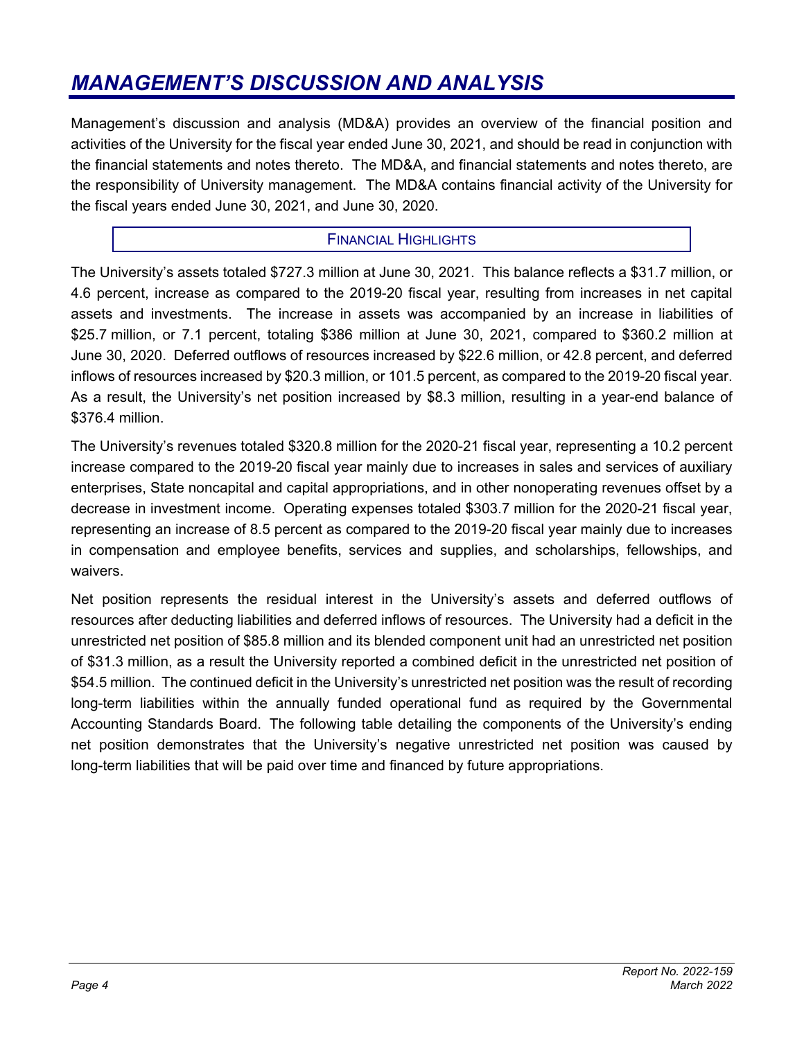# *MANAGEMENT'S DISCUSSION AND ANALYSIS*

Management's discussion and analysis (MD&A) provides an overview of the financial position and activities of the University for the fiscal year ended June 30, 2021, and should be read in conjunction with the financial statements and notes thereto. The MD&A, and financial statements and notes thereto, are the responsibility of University management. The MD&A contains financial activity of the University for the fiscal years ended June 30, 2021, and June 30, 2020.

## FINANCIAL HIGHLIGHTS

The University's assets totaled $727.3 million at June 30, 2021. This balance reflects a $31.7 million, or 4.6 percent, increase as compared to the 2019-20 fiscal year, resulting from increases in net capital assets and investments. The increase in assets was accompanied by an increase in liabilities of $25.7 million, or 7.1 percent, totaling $386 million at June 30, 2021, compared to $360.2 million at June 30, 2020. Deferred outflows of resources increased by $22.6 million, or 42.8 percent, and deferred inflows of resources increased by $20.3 million, or 101.5 percent, as compared to the 2019-20 fiscal year. As a result, the University's net position increased by $8.3 million, resulting in a year-end balance of $376.4 million.

The University's revenues totaled $320.8 million for the 2020-21 fiscal year, representing a 10.2 percent increase compared to the 2019-20 fiscal year mainly due to increases in sales and services of auxiliary enterprises, State noncapital and capital appropriations, and in other nonoperating revenues offset by a decrease in investment income. Operating expenses totaled $303.7 million for the 2020-21 fiscal year, representing an increase of 8.5 percent as compared to the 2019-20 fiscal year mainly due to increases in compensation and employee benefits, services and supplies, and scholarships, fellowships, and waivers.

Net position represents the residual interest in the University's assets and deferred outflows of resources after deducting liabilities and deferred inflows of resources. The University had a deficit in the unrestricted net position of $85.8 million and its blended component unit had an unrestricted net position of $31.3 million, as a result the University reported a combined deficit in the unrestricted net position of $54.5 million. The continued deficit in the University's unrestricted net position was the result of recording long-term liabilities within the annually funded operational fund as required by the Governmental Accounting Standards Board. The following table detailing the components of the University's ending net position demonstrates that the University's negative unrestricted net position was caused by long-term liabilities that will be paid over time and financed by future appropriations.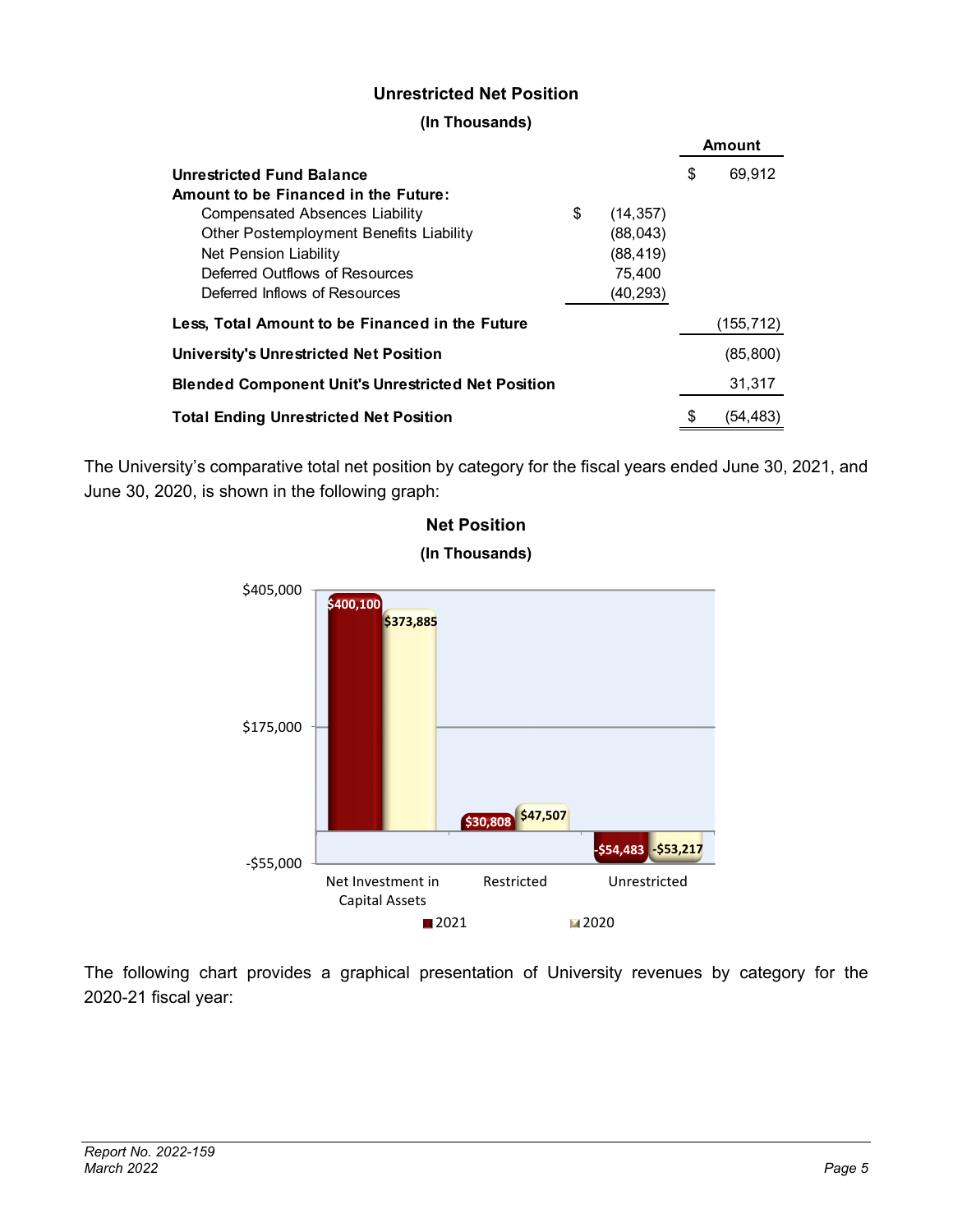**Unrestricted Net Position**

**(In Thousands)**

| | | Amount |
|---|---|---|
| **Unrestricted Fund Balance** | | $ 69,912 |
| **Amount to be Financed in the Future:** | | |
| Compensated Absences Liability | $ (14,357) | |
| Other Postemployment Benefits Liability | (88,043) | |
| Net Pension Liability | (88,419) | |
| Deferred Outflows of Resources | 75,400 | |
| Deferred Inflows of Resources | (40,293) | |
| **Less, Total Amount to be Financed in the Future** | | (155,712) |
| **University's Unrestricted Net Position** | | (85,800) |
| **Blended Component Unit's Unrestricted Net Position** | | 31,317 |
| **Total Ending Unrestricted Net Position** | | $ (54,483) |

The University's comparative total net position by category for the fiscal years ended June 30, 2021, and June 30, 2020, is shown in the following graph:

**Net Position**

**(In Thousands)**

| | 2021 | 2020 |
|---|---|---|
| Net Investment in Capital Assets | $400,100 | $373,885 |
| Restricted | $30,808 | $47,507 |
| Unrestricted | -$54,483 | -$53,217 |

The following chart provides a graphical presentation of University revenues by category for the 2020-21 fiscal year: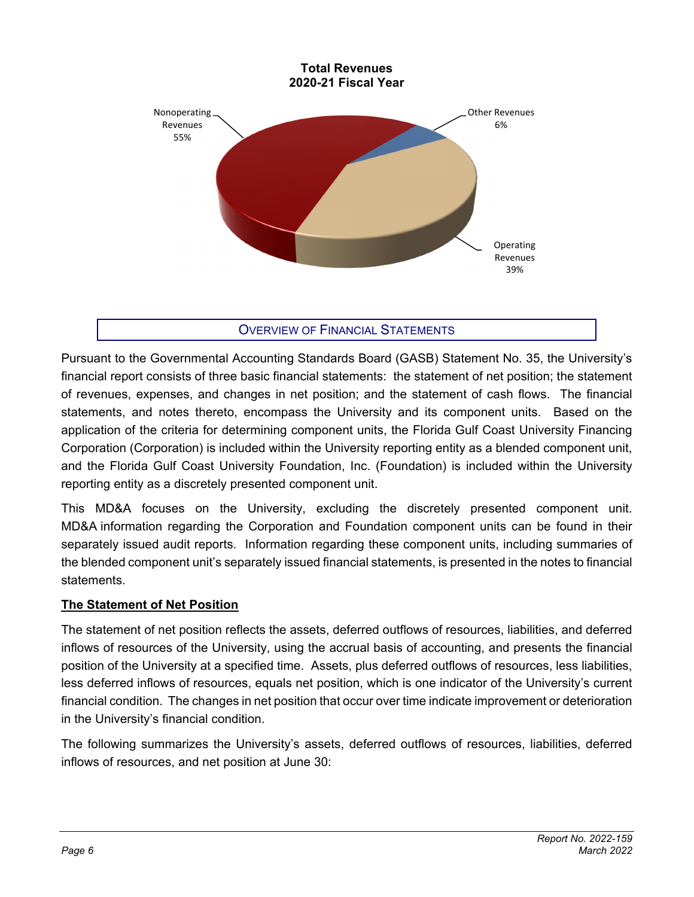**Total Revenues**
**2020-21 Fiscal Year**

Nonoperating Revenues 55%

Other Revenues 6%

Operating Revenues 39%

## OVERVIEW OF FINANCIAL STATEMENTS

Pursuant to the Governmental Accounting Standards Board (GASB) Statement No. 35, the University's financial report consists of three basic financial statements: the statement of net position; the statement of revenues, expenses, and changes in net position; and the statement of cash flows. The financial statements, and notes thereto, encompass the University and its component units. Based on the application of the criteria for determining component units, the Florida Gulf Coast University Financing Corporation (Corporation) is included within the University reporting entity as a blended component unit, and the Florida Gulf Coast University Foundation, Inc. (Foundation) is included within the University reporting entity as a discretely presented component unit.

This MD&A focuses on the University, excluding the discretely presented component unit. MD&A information regarding the Corporation and Foundation component units can be found in their separately issued audit reports. Information regarding these component units, including summaries of the blended component unit's separately issued financial statements, is presented in the notes to financial statements.

### The Statement of Net Position

The statement of net position reflects the assets, deferred outflows of resources, liabilities, and deferred inflows of resources of the University, using the accrual basis of accounting, and presents the financial position of the University at a specified time. Assets, plus deferred outflows of resources, less liabilities, less deferred inflows of resources, equals net position, which is one indicator of the University's current financial condition. The changes in net position that occur over time indicate improvement or deterioration in the University's financial condition.

The following summarizes the University's assets, deferred outflows of resources, liabilities, deferred inflows of resources, and net position at June 30: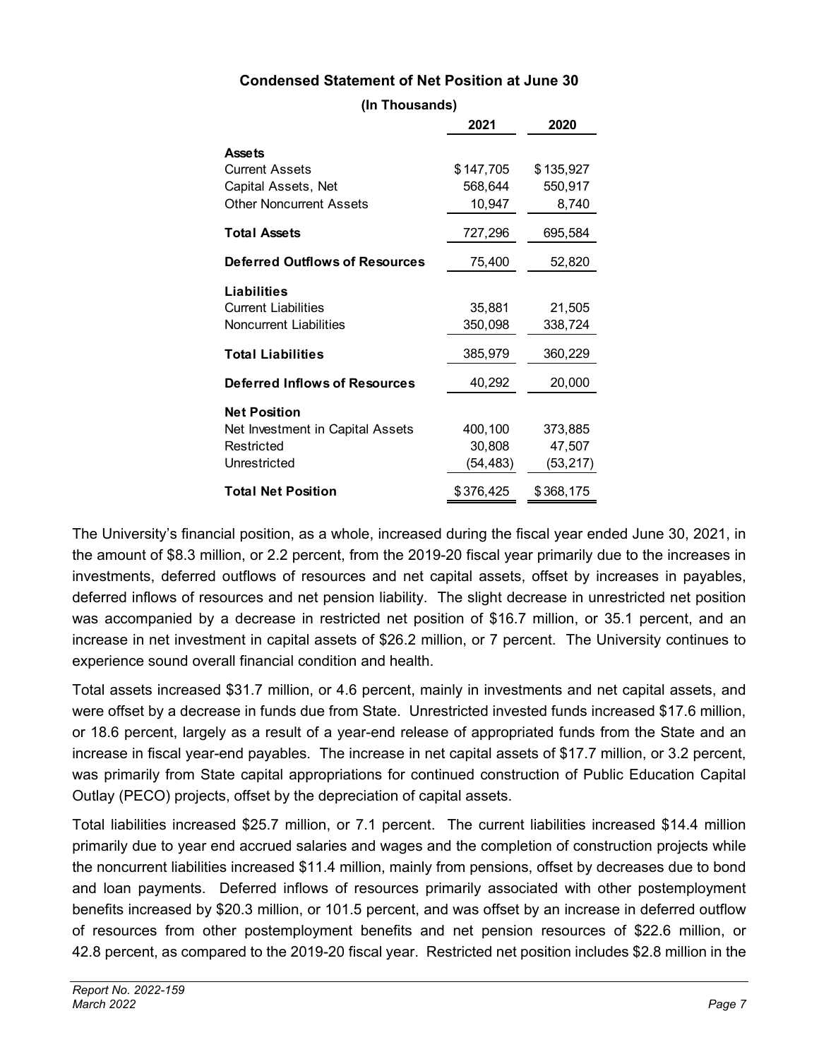**Condensed Statement of Net Position at June 30**

**(In Thousands)**

| | 2021 | 2020 |
|---|---|---|
| **Assets** | | |
| Current Assets | $147,705 | $135,927 |
| Capital Assets, Net | 568,644 | 550,917 |
| Other Noncurrent Assets | 10,947 | 8,740 |
| **Total Assets** | 727,296 | 695,584 |
| **Deferred Outflows of Resources** | 75,400 | 52,820 |
| **Liabilities** | | |
| Current Liabilities | 35,881 | 21,505 |
| Noncurrent Liabilities | 350,098 | 338,724 |
| **Total Liabilities** | 385,979 | 360,229 |
| **Deferred Inflows of Resources** | 40,292 | 20,000 |
| **Net Position** | | |
| Net Investment in Capital Assets | 400,100 | 373,885 |
| Restricted | 30,808 | 47,507 |
| Unrestricted | (54,483) | (53,217) |
| **Total Net Position** | $376,425 | $368,175 |

The University's financial position, as a whole, increased during the fiscal year ended June 30, 2021, in the amount of $8.3 million, or 2.2 percent, from the 2019-20 fiscal year primarily due to the increases in investments, deferred outflows of resources and net capital assets, offset by increases in payables, deferred inflows of resources and net pension liability. The slight decrease in unrestricted net position was accompanied by a decrease in restricted net position of $16.7 million, or 35.1 percent, and an increase in net investment in capital assets of $26.2 million, or 7 percent. The University continues to experience sound overall financial condition and health.

Total assets increased $31.7 million, or 4.6 percent, mainly in investments and net capital assets, and were offset by a decrease in funds due from State. Unrestricted invested funds increased $17.6 million, or 18.6 percent, largely as a result of a year-end release of appropriated funds from the State and an increase in fiscal year-end payables. The increase in net capital assets of $17.7 million, or 3.2 percent, was primarily from State capital appropriations for continued construction of Public Education Capital Outlay (PECO) projects, offset by the depreciation of capital assets.

Total liabilities increased $25.7 million, or 7.1 percent. The current liabilities increased $14.4 million primarily due to year end accrued salaries and wages and the completion of construction projects while the noncurrent liabilities increased $11.4 million, mainly from pensions, offset by decreases due to bond and loan payments. Deferred inflows of resources primarily associated with other postemployment benefits increased by $20.3 million, or 101.5 percent, and was offset by an increase in deferred outflow of resources from other postemployment benefits and net pension resources of $22.6 million, or 42.8 percent, as compared to the 2019-20 fiscal year. Restricted net position includes $2.8 million in the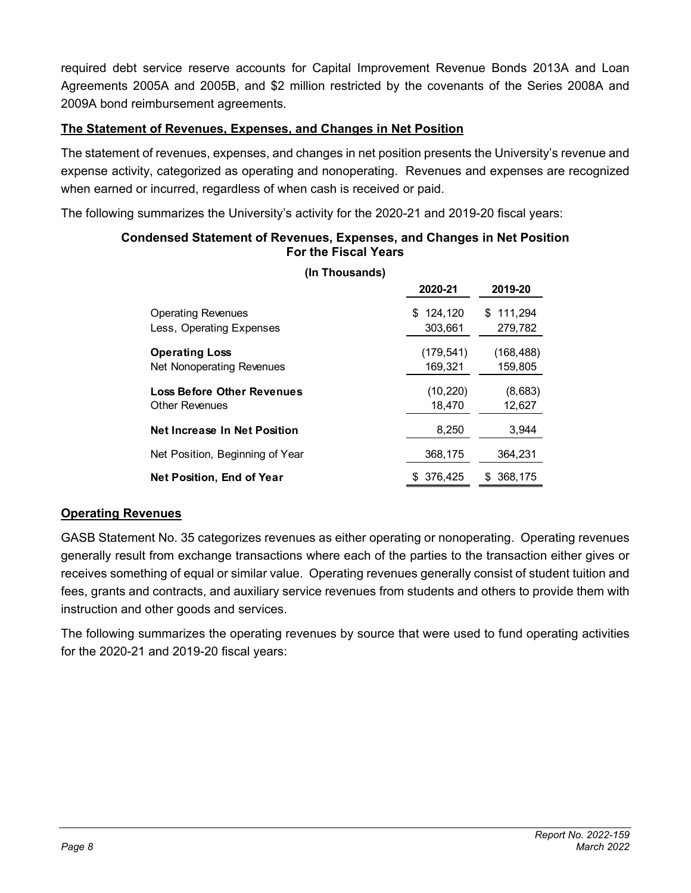required debt service reserve accounts for Capital Improvement Revenue Bonds 2013A and Loan Agreements 2005A and 2005B, and $2 million restricted by the covenants of the Series 2008A and 2009A bond reimbursement agreements.

**The Statement of Revenues, Expenses, and Changes in Net Position**

The statement of revenues, expenses, and changes in net position presents the University's revenue and expense activity, categorized as operating and nonoperating. Revenues and expenses are recognized when earned or incurred, regardless of when cash is received or paid.

The following summarizes the University's activity for the 2020-21 and 2019-20 fiscal years:

**Condensed Statement of Revenues, Expenses, and Changes in Net Position For the Fiscal Years**

**(In Thousands)**

| | 2020-21 | 2019-20 |
|---|---|---|
| Operating Revenues | $ 124,120 | $ 111,294 |
| Less, Operating Expenses | 303,661 | 279,782 |
| **Operating Loss** | (179,541) | (168,488) |
| Net Nonoperating Revenues | 169,321 | 159,805 |
| **Loss Before Other Revenues** | (10,220) | (8,683) |
| Other Revenues | 18,470 | 12,627 |
| **Net Increase In Net Position** | 8,250 | 3,944 |
| Net Position, Beginning of Year | 368,175 | 364,231 |
| **Net Position, End of Year** | $ 376,425 | $ 368,175 |

**Operating Revenues**

GASB Statement No. 35 categorizes revenues as either operating or nonoperating. Operating revenues generally result from exchange transactions where each of the parties to the transaction either gives or receives something of equal or similar value. Operating revenues generally consist of student tuition and fees, grants and contracts, and auxiliary service revenues from students and others to provide them with instruction and other goods and services.

The following summarizes the operating revenues by source that were used to fund operating activities for the 2020-21 and 2019-20 fiscal years: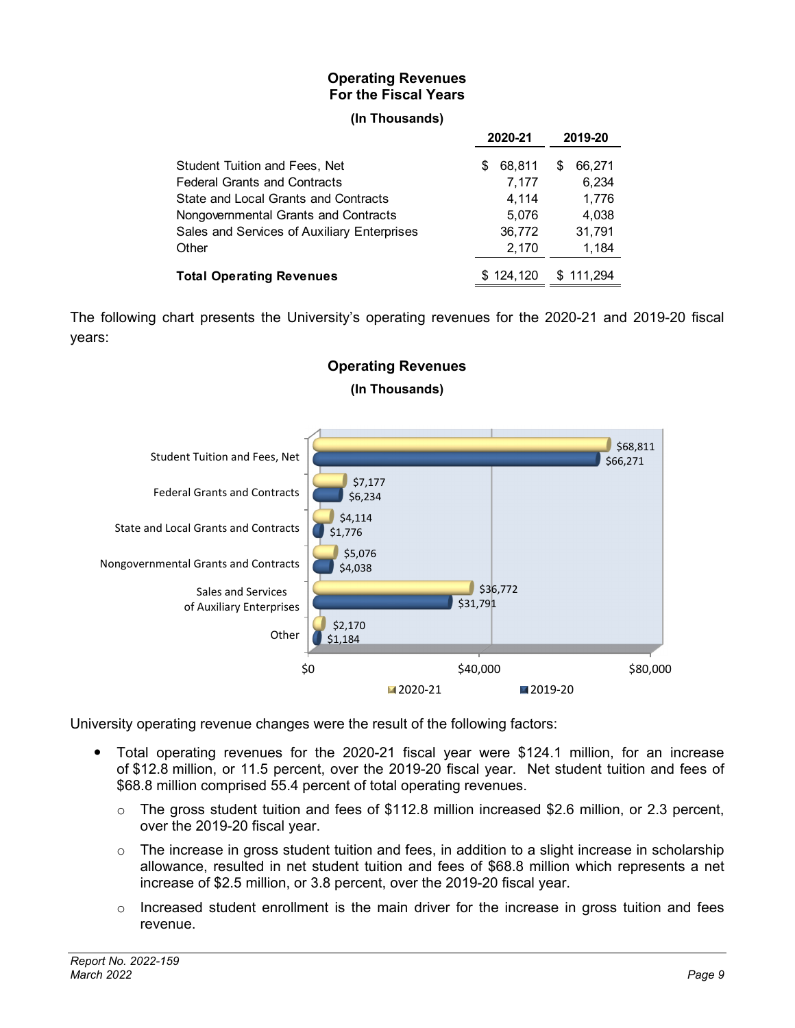**Operating Revenues**
**For the Fiscal Years**

**(In Thousands)**

| | 2020-21 | 2019-20 |
|---|---|---|
| Student Tuition and Fees, Net | $ 68,811 | $ 66,271 |
| Federal Grants and Contracts | 7,177 | 6,234 |
| State and Local Grants and Contracts | 4,114 | 1,776 |
| Nongovernmental Grants and Contracts | 5,076 | 4,038 |
| Sales and Services of Auxiliary Enterprises | 36,772 | 31,791 |
| Other | 2,170 | 1,184 |
| **Total Operating Revenues** | $ 124,120 | $ 111,294 |

The following chart presents the University's operating revenues for the 2020-21 and 2019-20 fiscal years:

**Operating Revenues**

**(In Thousands)**

| | 2020-21 | 2019-20 |
|---|---|---|
| Student Tuition and Fees, Net | $68,811 | $66,271 |
| Federal Grants and Contracts | $7,177 | $6,234 |
| State and Local Grants and Contracts | $4,114 | $1,776 |
| Nongovernmental Grants and Contracts | $5,076 | $4,038 |
| Sales and Services of Auxiliary Enterprises | $36,772 | $31,791 |
| Other | $2,170 | $1,184 |

University operating revenue changes were the result of the following factors:

- Total operating revenues for the 2020-21 fiscal year were $124.1 million, for an increase of $12.8 million, or 11.5 percent, over the 2019-20 fiscal year. Net student tuition and fees of $68.8 million comprised 55.4 percent of total operating revenues.
  - The gross student tuition and fees of $112.8 million increased $2.6 million, or 2.3 percent, over the 2019-20 fiscal year.
  - The increase in gross student tuition and fees, in addition to a slight increase in scholarship allowance, resulted in net student tuition and fees of $68.8 million which represents a net increase of $2.5 million, or 3.8 percent, over the 2019-20 fiscal year.
  - Increased student enrollment is the main driver for the increase in gross tuition and fees revenue.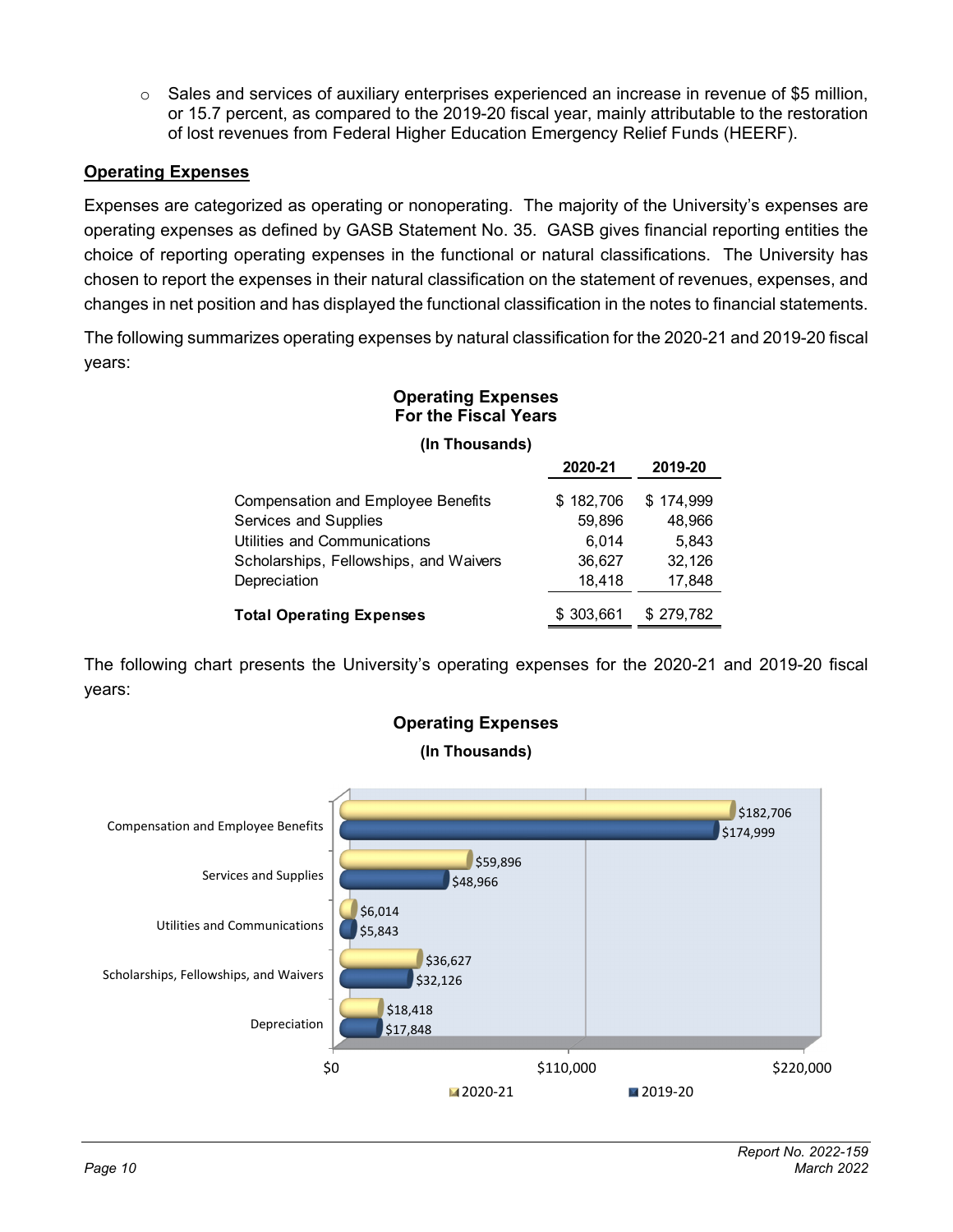- Sales and services of auxiliary enterprises experienced an increase in revenue of $5 million, or 15.7 percent, as compared to the 2019-20 fiscal year, mainly attributable to the restoration of lost revenues from Federal Higher Education Emergency Relief Funds (HEERF).

**Operating Expenses**

Expenses are categorized as operating or nonoperating. The majority of the University's expenses are operating expenses as defined by GASB Statement No. 35. GASB gives financial reporting entities the choice of reporting operating expenses in the functional or natural classifications. The University has chosen to report the expenses in their natural classification on the statement of revenues, expenses, and changes in net position and has displayed the functional classification in the notes to financial statements.

The following summarizes operating expenses by natural classification for the 2020-21 and 2019-20 fiscal years:

**Operating Expenses For the Fiscal Years**

**(In Thousands)**

| | 2020-21 | 2019-20 |
|---|---|---|
| Compensation and Employee Benefits | $ 182,706 | $ 174,999 |
| Services and Supplies | 59,896 | 48,966 |
| Utilities and Communications | 6,014 | 5,843 |
| Scholarships, Fellowships, and Waivers | 36,627 | 32,126 |
| Depreciation | 18,418 | 17,848 |
| **Total Operating Expenses** | $ 303,661 | $ 279,782 |

The following chart presents the University's operating expenses for the 2020-21 and 2019-20 fiscal years:

**Operating Expenses**

**(In Thousands)**

| | 2020-21 | 2019-20 |
|---|---|---|
| Compensation and Employee Benefits | $182,706 | $174,999 |
| Services and Supplies | $59,896 | $48,966 |
| Utilities and Communications | $6,014 | $5,843 |
| Scholarships, Fellowships, and Waivers | $36,627 | $32,126 |
| Depreciation | $18,418 | $17,848 |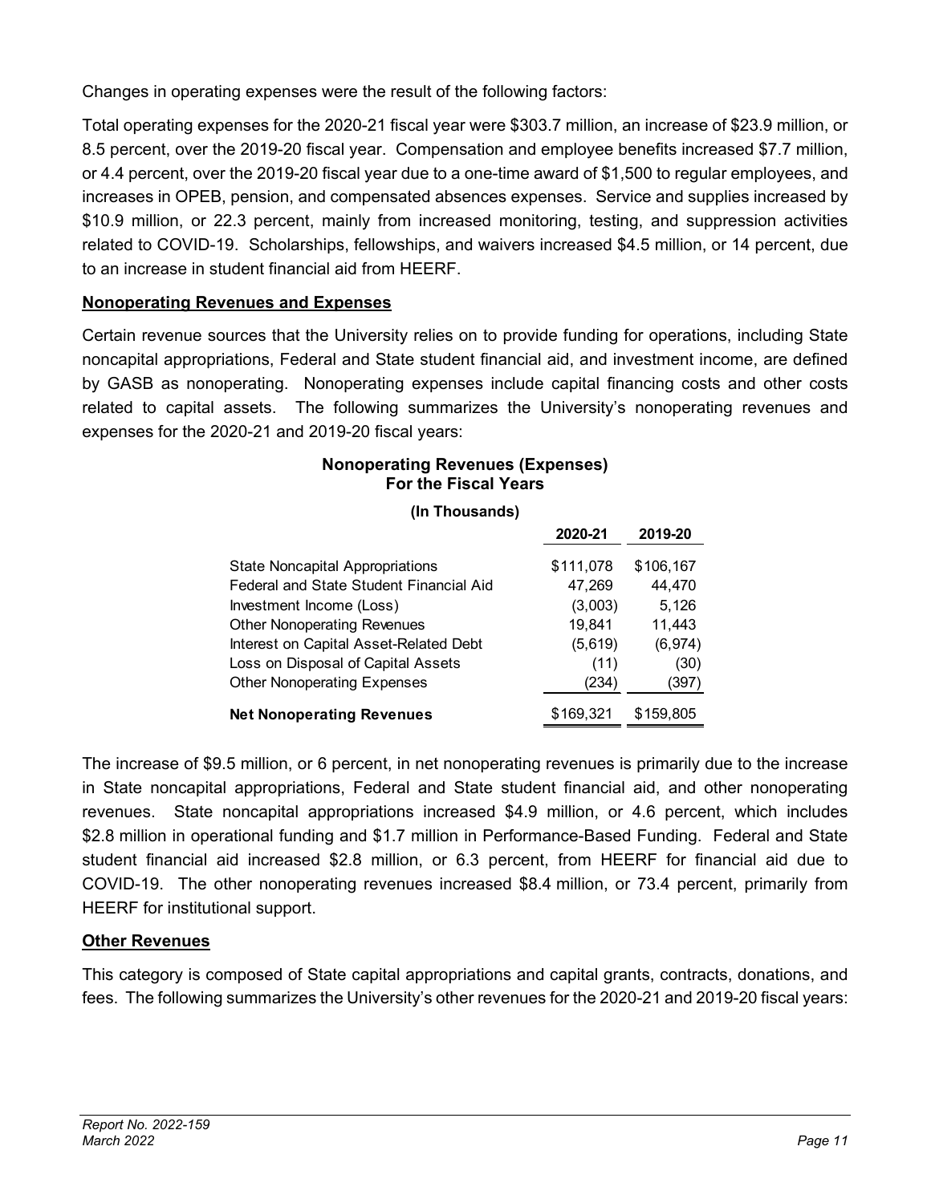Changes in operating expenses were the result of the following factors:

Total operating expenses for the 2020-21 fiscal year were $303.7 million, an increase of $23.9 million, or 8.5 percent, over the 2019-20 fiscal year. Compensation and employee benefits increased $7.7 million, or 4.4 percent, over the 2019-20 fiscal year due to a one-time award of $1,500 to regular employees, and increases in OPEB, pension, and compensated absences expenses. Service and supplies increased by $10.9 million, or 22.3 percent, mainly from increased monitoring, testing, and suppression activities related to COVID-19. Scholarships, fellowships, and waivers increased $4.5 million, or 14 percent, due to an increase in student financial aid from HEERF.

**Nonoperating Revenues and Expenses**

Certain revenue sources that the University relies on to provide funding for operations, including State noncapital appropriations, Federal and State student financial aid, and investment income, are defined by GASB as nonoperating. Nonoperating expenses include capital financing costs and other costs related to capital assets. The following summarizes the University's nonoperating revenues and expenses for the 2020-21 and 2019-20 fiscal years:

**Nonoperating Revenues (Expenses)**
**For the Fiscal Years**

**(In Thousands)**

| | 2020-21 | 2019-20 |
|---|---|---|
| State Noncapital Appropriations | $111,078 | $106,167 |
| Federal and State Student Financial Aid | 47,269 | 44,470 |
| Investment Income (Loss) | (3,003) | 5,126 |
| Other Nonoperating Revenues | 19,841 | 11,443 |
| Interest on Capital Asset-Related Debt | (5,619) | (6,974) |
| Loss on Disposal of Capital Assets | (11) | (30) |
| Other Nonoperating Expenses | (234) | (397) |
| **Net Nonoperating Revenues** | $169,321 | $159,805 |

The increase of $9.5 million, or 6 percent, in net nonoperating revenues is primarily due to the increase in State noncapital appropriations, Federal and State student financial aid, and other nonoperating revenues. State noncapital appropriations increased $4.9 million, or 4.6 percent, which includes $2.8 million in operational funding and $1.7 million in Performance-Based Funding. Federal and State student financial aid increased $2.8 million, or 6.3 percent, from HEERF for financial aid due to COVID-19. The other nonoperating revenues increased $8.4 million, or 73.4 percent, primarily from HEERF for institutional support.

**Other Revenues**

This category is composed of State capital appropriations and capital grants, contracts, donations, and fees. The following summarizes the University's other revenues for the 2020-21 and 2019-20 fiscal years: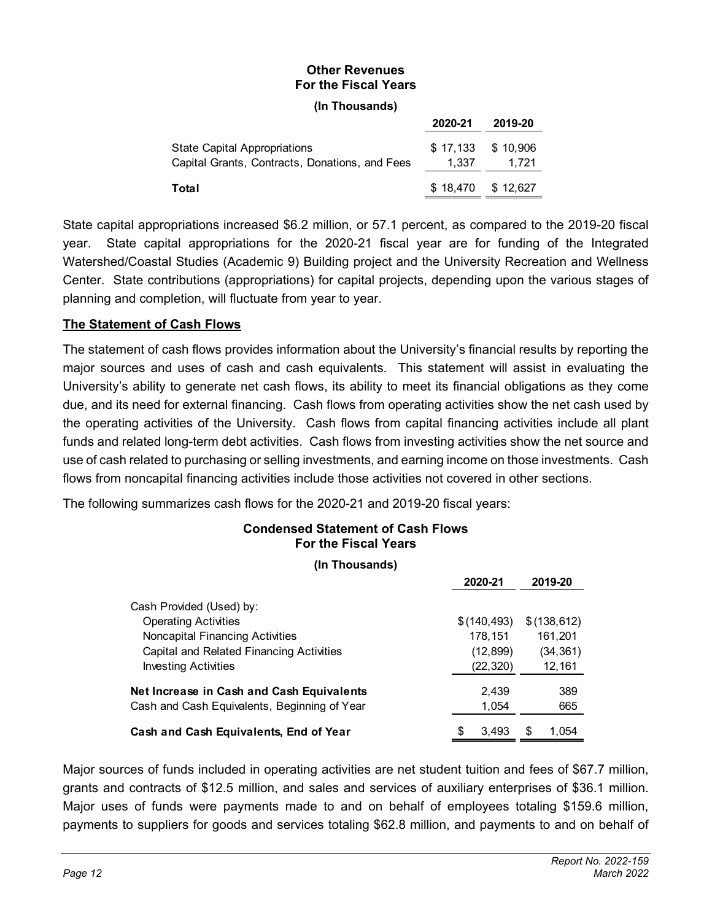**Other Revenues**
**For the Fiscal Years**

**(In Thousands)**

| | 2020-21 | 2019-20 |
|---|---|---|
| State Capital Appropriations | $ 17,133 | $ 10,906 |
| Capital Grants, Contracts, Donations, and Fees | 1,337 | 1,721 |
| **Total** | $ 18,470 | $ 12,627 |

State capital appropriations increased $6.2 million, or 57.1 percent, as compared to the 2019-20 fiscal year. State capital appropriations for the 2020-21 fiscal year are for funding of the Integrated Watershed/Coastal Studies (Academic 9) Building project and the University Recreation and Wellness Center. State contributions (appropriations) for capital projects, depending upon the various stages of planning and completion, will fluctuate from year to year.

**The Statement of Cash Flows**

The statement of cash flows provides information about the University's financial results by reporting the major sources and uses of cash and cash equivalents. This statement will assist in evaluating the University's ability to generate net cash flows, its ability to meet its financial obligations as they come due, and its need for external financing. Cash flows from operating activities show the net cash used by the operating activities of the University. Cash flows from capital financing activities include all plant funds and related long-term debt activities. Cash flows from investing activities show the net source and use of cash related to purchasing or selling investments, and earning income on those investments. Cash flows from noncapital financing activities include those activities not covered in other sections.

The following summarizes cash flows for the 2020-21 and 2019-20 fiscal years:

**Condensed Statement of Cash Flows**
**For the Fiscal Years**

**(In Thousands)**

| | 2020-21 | 2019-20 |
|---|---|---|
| Cash Provided (Used) by: | | |
| Operating Activities | $ (140,493) | $ (138,612) |
| Noncapital Financing Activities | 178,151 | 161,201 |
| Capital and Related Financing Activities | (12,899) | (34,361) |
| Investing Activities | (22,320) | 12,161 |
| **Net Increase in Cash and Cash Equivalents** | 2,439 | 389 |
| Cash and Cash Equivalents, Beginning of Year | 1,054 | 665 |
| **Cash and Cash Equivalents, End of Year** | $ 3,493 | $ 1,054 |

Major sources of funds included in operating activities are net student tuition and fees of $67.7 million, grants and contracts of $12.5 million, and sales and services of auxiliary enterprises of $36.1 million. Major uses of funds were payments made to and on behalf of employees totaling $159.6 million, payments to suppliers for goods and services totaling $62.8 million, and payments to and on behalf of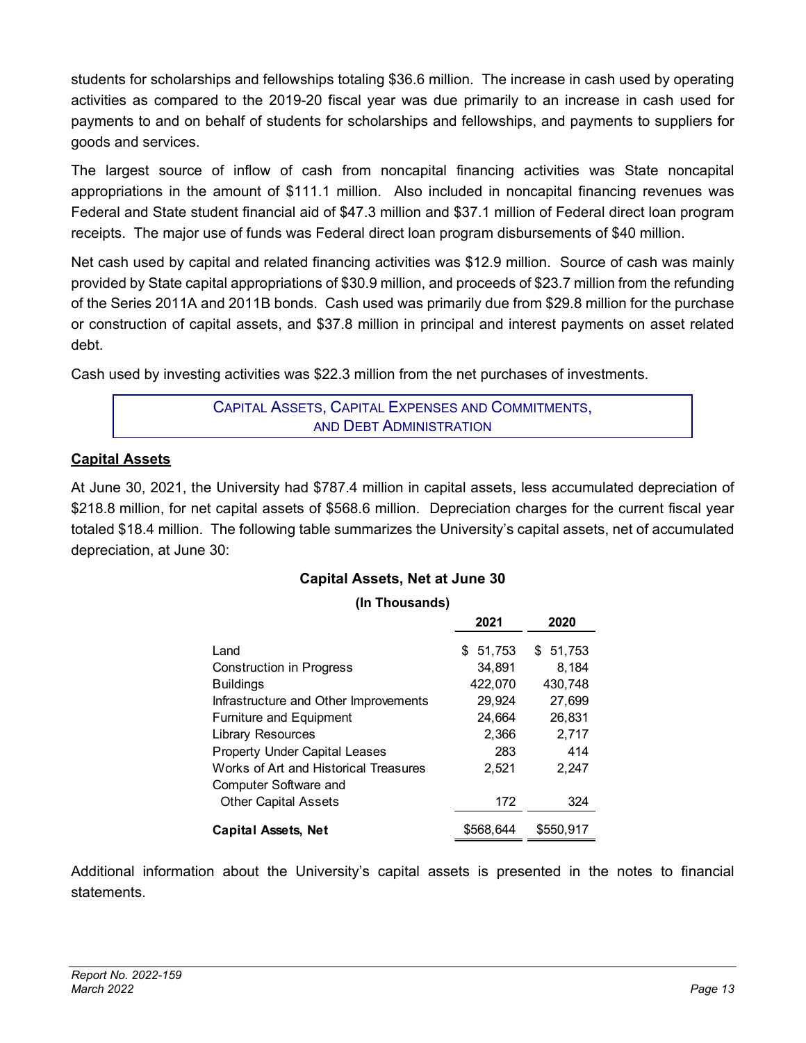students for scholarships and fellowships totaling $36.6 million. The increase in cash used by operating activities as compared to the 2019-20 fiscal year was due primarily to an increase in cash used for payments to and on behalf of students for scholarships and fellowships, and payments to suppliers for goods and services.

The largest source of inflow of cash from noncapital financing activities was State noncapital appropriations in the amount of $111.1 million. Also included in noncapital financing revenues was Federal and State student financial aid of $47.3 million and $37.1 million of Federal direct loan program receipts. The major use of funds was Federal direct loan program disbursements of $40 million.

Net cash used by capital and related financing activities was $12.9 million. Source of cash was mainly provided by State capital appropriations of $30.9 million, and proceeds of $23.7 million from the refunding of the Series 2011A and 2011B bonds. Cash used was primarily due from $29.8 million for the purchase or construction of capital assets, and $37.8 million in principal and interest payments on asset related debt.

Cash used by investing activities was $22.3 million from the net purchases of investments.

## Capital Assets, Capital Expenses and Commitments, and Debt Administration

**Capital Assets**

At June 30, 2021, the University had $787.4 million in capital assets, less accumulated depreciation of $218.8 million, for net capital assets of $568.6 million. Depreciation charges for the current fiscal year totaled $18.4 million. The following table summarizes the University's capital assets, net of accumulated depreciation, at June 30:

**Capital Assets, Net at June 30**

**(In Thousands)**

| | 2021 | 2020 |
|---|---|---|
| Land | $ 51,753 | $ 51,753 |
| Construction in Progress | 34,891 | 8,184 |
| Buildings | 422,070 | 430,748 |
| Infrastructure and Other Improvements | 29,924 | 27,699 |
| Furniture and Equipment | 24,664 | 26,831 |
| Library Resources | 2,366 | 2,717 |
| Property Under Capital Leases | 283 | 414 |
| Works of Art and Historical Treasures | 2,521 | 2,247 |
| Computer Software and Other Capital Assets | 172 | 324 |
| **Capital Assets, Net** | $568,644 | $550,917 |

Additional information about the University's capital assets is presented in the notes to financial statements.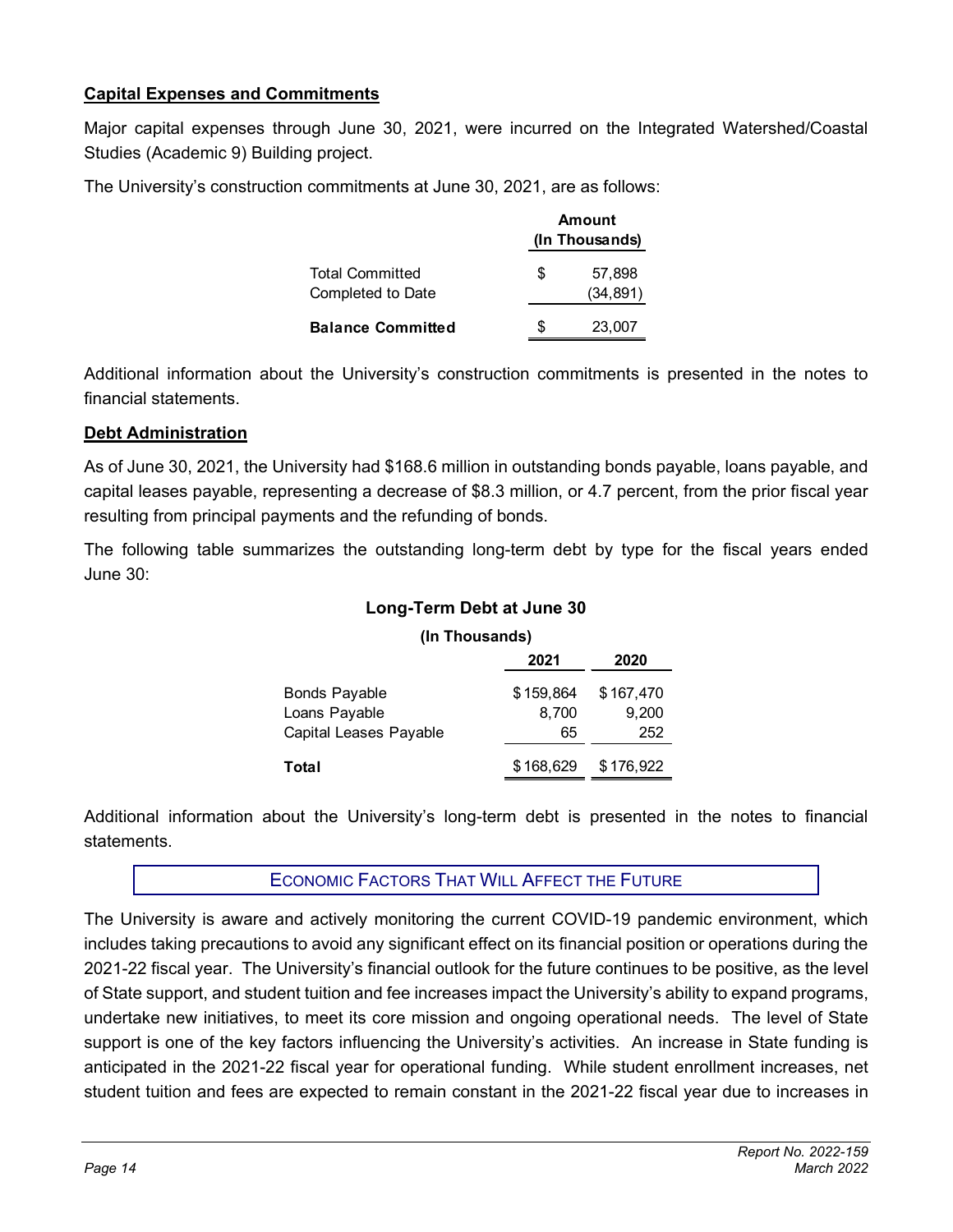## Capital Expenses and Commitments

Major capital expenses through June 30, 2021, were incurred on the Integrated Watershed/Coastal Studies (Academic 9) Building project.

The University's construction commitments at June 30, 2021, are as follows:

| | Amount (In Thousands) |
|---|---|
| Total Committed | $ 57,898 |
| Completed to Date | (34,891) |
| **Balance Committed** | $ 23,007 |

Additional information about the University's construction commitments is presented in the notes to financial statements.

## Debt Administration

As of June 30, 2021, the University had $168.6 million in outstanding bonds payable, loans payable, and capital leases payable, representing a decrease of $8.3 million, or 4.7 percent, from the prior fiscal year resulting from principal payments and the refunding of bonds.

The following table summarizes the outstanding long-term debt by type for the fiscal years ended June 30:

**Long-Term Debt at June 30**

**(In Thousands)**

| | 2021 | 2020 |
|---|---|---|
| Bonds Payable | $ 159,864 | $ 167,470 |
| Loans Payable | 8,700 | 9,200 |
| Capital Leases Payable | 65 | 252 |
| **Total** | $ 168,629 | $ 176,922 |

Additional information about the University's long-term debt is presented in the notes to financial statements.

## ECONOMIC FACTORS THAT WILL AFFECT THE FUTURE

The University is aware and actively monitoring the current COVID-19 pandemic environment, which includes taking precautions to avoid any significant effect on its financial position or operations during the 2021-22 fiscal year. The University's financial outlook for the future continues to be positive, as the level of State support, and student tuition and fee increases impact the University's ability to expand programs, undertake new initiatives, to meet its core mission and ongoing operational needs. The level of State support is one of the key factors influencing the University's activities. An increase in State funding is anticipated in the 2021-22 fiscal year for operational funding. While student enrollment increases, net student tuition and fees are expected to remain constant in the 2021-22 fiscal year due to increases in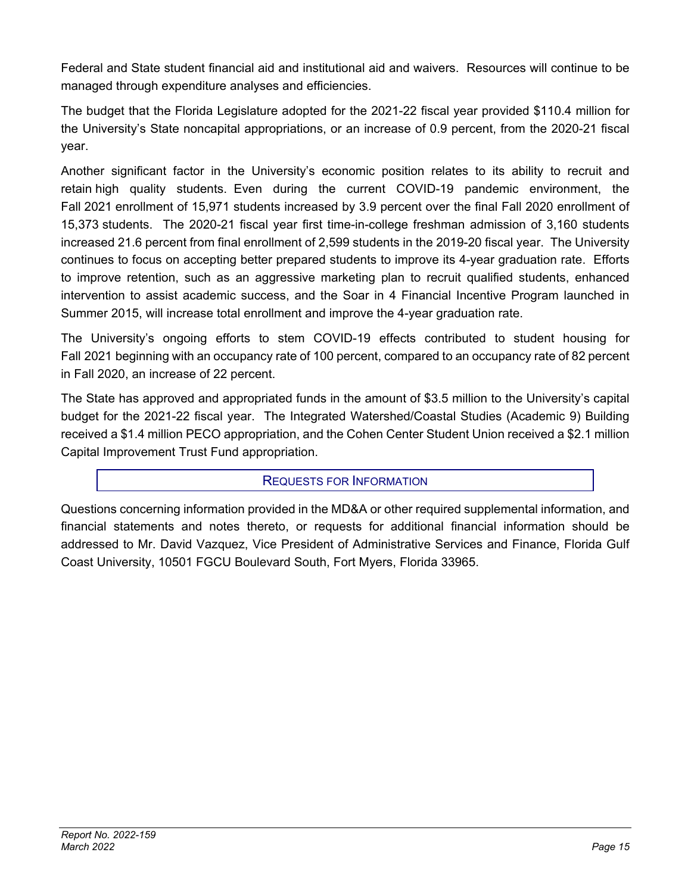Federal and State student financial aid and institutional aid and waivers. Resources will continue to be managed through expenditure analyses and efficiencies.

The budget that the Florida Legislature adopted for the 2021-22 fiscal year provided $110.4 million for the University's State noncapital appropriations, or an increase of 0.9 percent, from the 2020-21 fiscal year.

Another significant factor in the University's economic position relates to its ability to recruit and retain high quality students. Even during the current COVID-19 pandemic environment, the Fall 2021 enrollment of 15,971 students increased by 3.9 percent over the final Fall 2020 enrollment of 15,373 students. The 2020-21 fiscal year first time-in-college freshman admission of 3,160 students increased 21.6 percent from final enrollment of 2,599 students in the 2019-20 fiscal year. The University continues to focus on accepting better prepared students to improve its 4-year graduation rate. Efforts to improve retention, such as an aggressive marketing plan to recruit qualified students, enhanced intervention to assist academic success, and the Soar in 4 Financial Incentive Program launched in Summer 2015, will increase total enrollment and improve the 4-year graduation rate.

The University's ongoing efforts to stem COVID-19 effects contributed to student housing for Fall 2021 beginning with an occupancy rate of 100 percent, compared to an occupancy rate of 82 percent in Fall 2020, an increase of 22 percent.

The State has approved and appropriated funds in the amount of $3.5 million to the University's capital budget for the 2021-22 fiscal year. The Integrated Watershed/Coastal Studies (Academic 9) Building received a $1.4 million PECO appropriation, and the Cohen Center Student Union received a $2.1 million Capital Improvement Trust Fund appropriation.

## REQUESTS FOR INFORMATION

Questions concerning information provided in the MD&A or other required supplemental information, and financial statements and notes thereto, or requests for additional financial information should be addressed to Mr. David Vazquez, Vice President of Administrative Services and Finance, Florida Gulf Coast University, 10501 FGCU Boulevard South, Fort Myers, Florida 33965.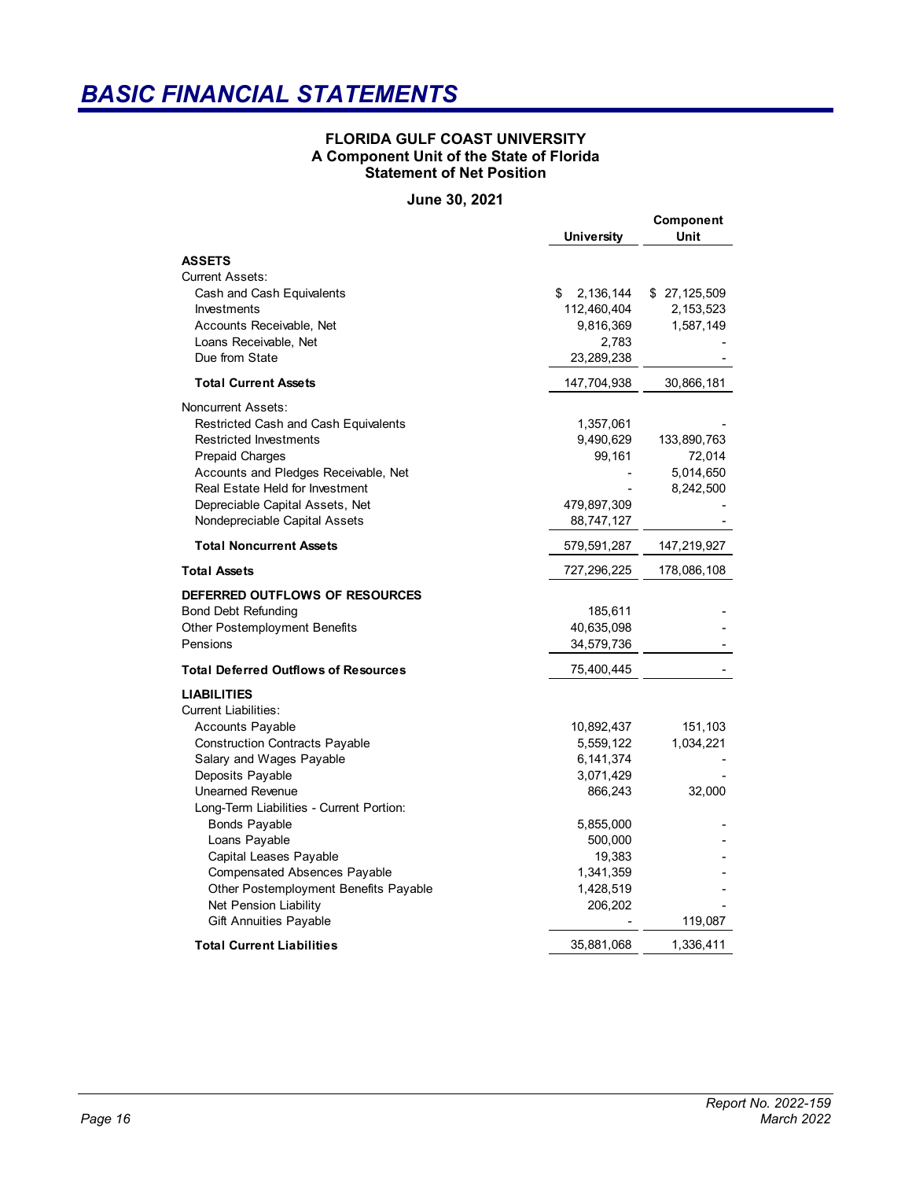# BASIC FINANCIAL STATEMENTS

**FLORIDA GULF COAST UNIVERSITY**
**A Component Unit of the State of Florida**
**Statement of Net Position**

**June 30, 2021**

| | University | Component Unit |
|---|---|---|
| **ASSETS** | | |
| Current Assets: | | |
| Cash and Cash Equivalents | $ 2,136,144 | $ 27,125,509 |
| Investments | 112,460,404 | 2,153,523 |
| Accounts Receivable, Net | 9,816,369 | 1,587,149 |
| Loans Receivable, Net | 2,783 | - |
| Due from State | 23,289,238 | - |
| **Total Current Assets** | 147,704,938 | 30,866,181 |
| Noncurrent Assets: | | |
| Restricted Cash and Cash Equivalents | 1,357,061 | - |
| Restricted Investments | 9,490,629 | 133,890,763 |
| Prepaid Charges | 99,161 | 72,014 |
| Accounts and Pledges Receivable, Net | - | 5,014,650 |
| Real Estate Held for Investment | - | 8,242,500 |
| Depreciable Capital Assets, Net | 479,897,309 | - |
| Nondepreciable Capital Assets | 88,747,127 | - |
| **Total Noncurrent Assets** | 579,591,287 | 147,219,927 |
| **Total Assets** | 727,296,225 | 178,086,108 |
| **DEFERRED OUTFLOWS OF RESOURCES** | | |
| Bond Debt Refunding | 185,611 | - |
| Other Postemployment Benefits | 40,635,098 | - |
| Pensions | 34,579,736 | - |
| **Total Deferred Outflows of Resources** | 75,400,445 | - |
| **LIABILITIES** | | |
| Current Liabilities: | | |
| Accounts Payable | 10,892,437 | 151,103 |
| Construction Contracts Payable | 5,559,122 | 1,034,221 |
| Salary and Wages Payable | 6,141,374 | - |
| Deposits Payable | 3,071,429 | - |
| Unearned Revenue | 866,243 | 32,000 |
| Long-Term Liabilities - Current Portion: | | |
| Bonds Payable | 5,855,000 | - |
| Loans Payable | 500,000 | - |
| Capital Leases Payable | 19,383 | - |
| Compensated Absences Payable | 1,341,359 | - |
| Other Postemployment Benefits Payable | 1,428,519 | - |
| Net Pension Liability | 206,202 | - |
| Gift Annuities Payable | - | 119,087 |
| **Total Current Liabilities** | 35,881,068 | 1,336,411 |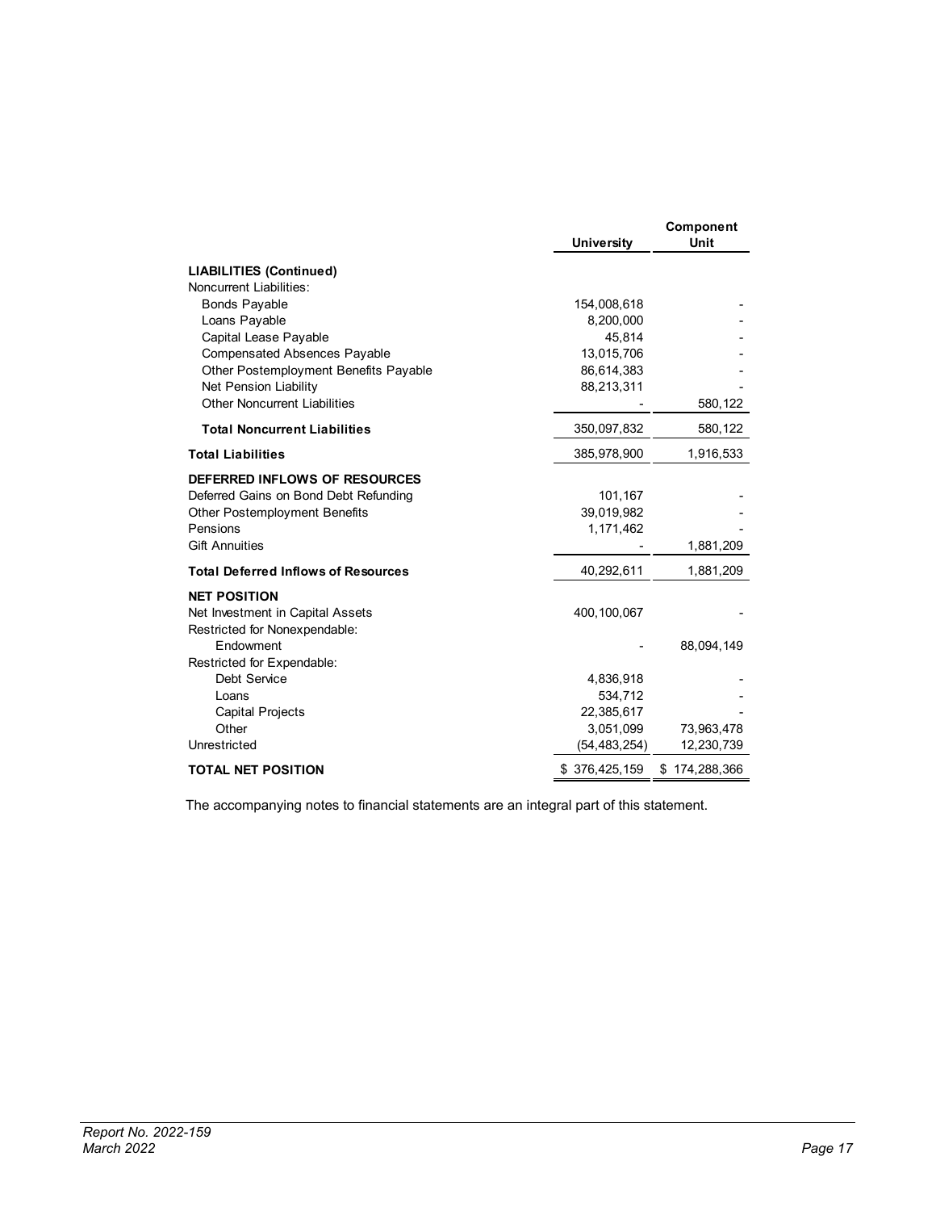| | University | Component Unit |
|---|---|---|
| **LIABILITIES (Continued)** | | |
| Noncurrent Liabilities: | | |
| Bonds Payable | 154,008,618 | - |
| Loans Payable | 8,200,000 | - |
| Capital Lease Payable | 45,814 | - |
| Compensated Absences Payable | 13,015,706 | - |
| Other Postemployment Benefits Payable | 86,614,383 | - |
| Net Pension Liability | 88,213,311 | - |
| Other Noncurrent Liabilities | - | 580,122 |
| **Total Noncurrent Liabilities** | 350,097,832 | 580,122 |
| **Total Liabilities** | 385,978,900 | 1,916,533 |
| **DEFERRED INFLOWS OF RESOURCES** | | |
| Deferred Gains on Bond Debt Refunding | 101,167 | - |
| Other Postemployment Benefits | 39,019,982 | - |
| Pensions | 1,171,462 | - |
| Gift Annuities | - | 1,881,209 |
| **Total Deferred Inflows of Resources** | 40,292,611 | 1,881,209 |
| **NET POSITION** | | |
| Net Investment in Capital Assets | 400,100,067 | - |
| Restricted for Nonexpendable: | | |
| Endowment | - | 88,094,149 |
| Restricted for Expendable: | | |
| Debt Service | 4,836,918 | - |
| Loans | 534,712 | - |
| Capital Projects | 22,385,617 | - |
| Other | 3,051,099 | 73,963,478 |
| Unrestricted | (54,483,254) | 12,230,739 |
| **TOTAL NET POSITION** | $ 376,425,159 | $ 174,288,366 |

The accompanying notes to financial statements are an integral part of this statement.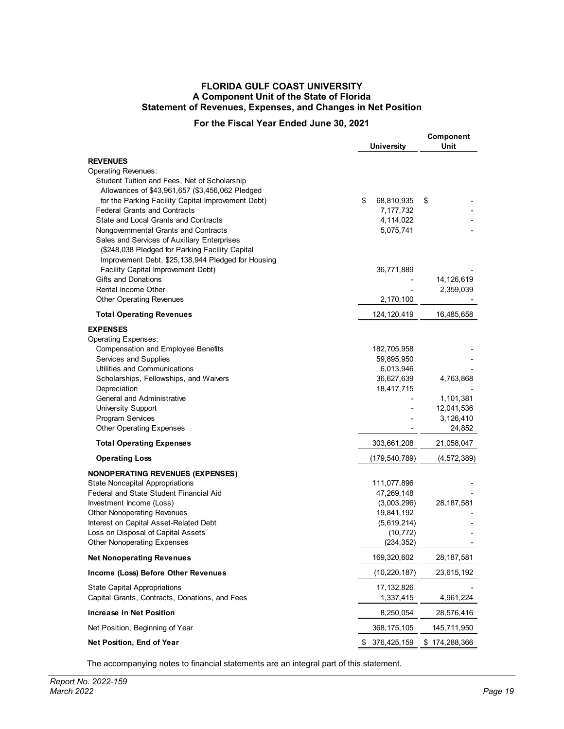# FLORIDA GULF COAST UNIVERSITY
## A Component Unit of the State of Florida
## Statement of Revenues, Expenses, and Changes in Net Position

### For the Fiscal Year Ended June 30, 2021

| | University | Component Unit |
|---|---|---|
| **REVENUES** | | |
| Operating Revenues: | | |
| Student Tuition and Fees, Net of Scholarship Allowances of $43,961,657 ($3,456,062 Pledged for the Parking Facility Capital Improvement Debt) | $ 68,810,935 | $ - |
| Federal Grants and Contracts | 7,177,732 | - |
| State and Local Grants and Contracts | 4,114,022 | - |
| Nongovernmental Grants and Contracts | 5,075,741 | - |
| Sales and Services of Auxiliary Enterprises ($248,038 Pledged for Parking Facility Capital Improvement Debt, $25,138,944 Pledged for Housing Facility Capital Improvement Debt) | 36,771,889 | - |
| Gifts and Donations | - | 14,126,619 |
| Rental Income Other | - | 2,359,039 |
| Other Operating Revenues | 2,170,100 | - |
| **Total Operating Revenues** | 124,120,419 | 16,485,658 |
| **EXPENSES** | | |
| Operating Expenses: | | |
| Compensation and Employee Benefits | 182,705,958 | - |
| Services and Supplies | 59,895,950 | - |
| Utilities and Communications | 6,013,946 | - |
| Scholarships, Fellowships, and Waivers | 36,627,639 | 4,763,868 |
| Depreciation | 18,417,715 | - |
| General and Administrative | - | 1,101,381 |
| University Support | - | 12,041,536 |
| Program Services | - | 3,126,410 |
| Other Operating Expenses | - | 24,852 |
| **Total Operating Expenses** | 303,661,208 | 21,058,047 |
| **Operating Loss** | (179,540,789) | (4,572,389) |
| **NONOPERATING REVENUES (EXPENSES)** | | |
| State Noncapital Appropriations | 111,077,896 | - |
| Federal and State Student Financial Aid | 47,269,148 | - |
| Investment Income (Loss) | (3,003,296) | 28,187,581 |
| Other Nonoperating Revenues | 19,841,192 | - |
| Interest on Capital Asset-Related Debt | (5,619,214) | - |
| Loss on Disposal of Capital Assets | (10,772) | - |
| Other Nonoperating Expenses | (234,352) | - |
| **Net Nonoperating Revenues** | 169,320,602 | 28,187,581 |
| **Income (Loss) Before Other Revenues** | (10,220,187) | 23,615,192 |
| State Capital Appropriations | 17,132,826 | - |
| Capital Grants, Contracts, Donations, and Fees | 1,337,415 | 4,961,224 |
| **Increase in Net Position** | 8,250,054 | 28,576,416 |
| Net Position, Beginning of Year | 368,175,105 | 145,711,950 |
| **Net Position, End of Year** | $ 376,425,159 | $ 174,288,366 |

The accompanying notes to financial statements are an integral part of this statement.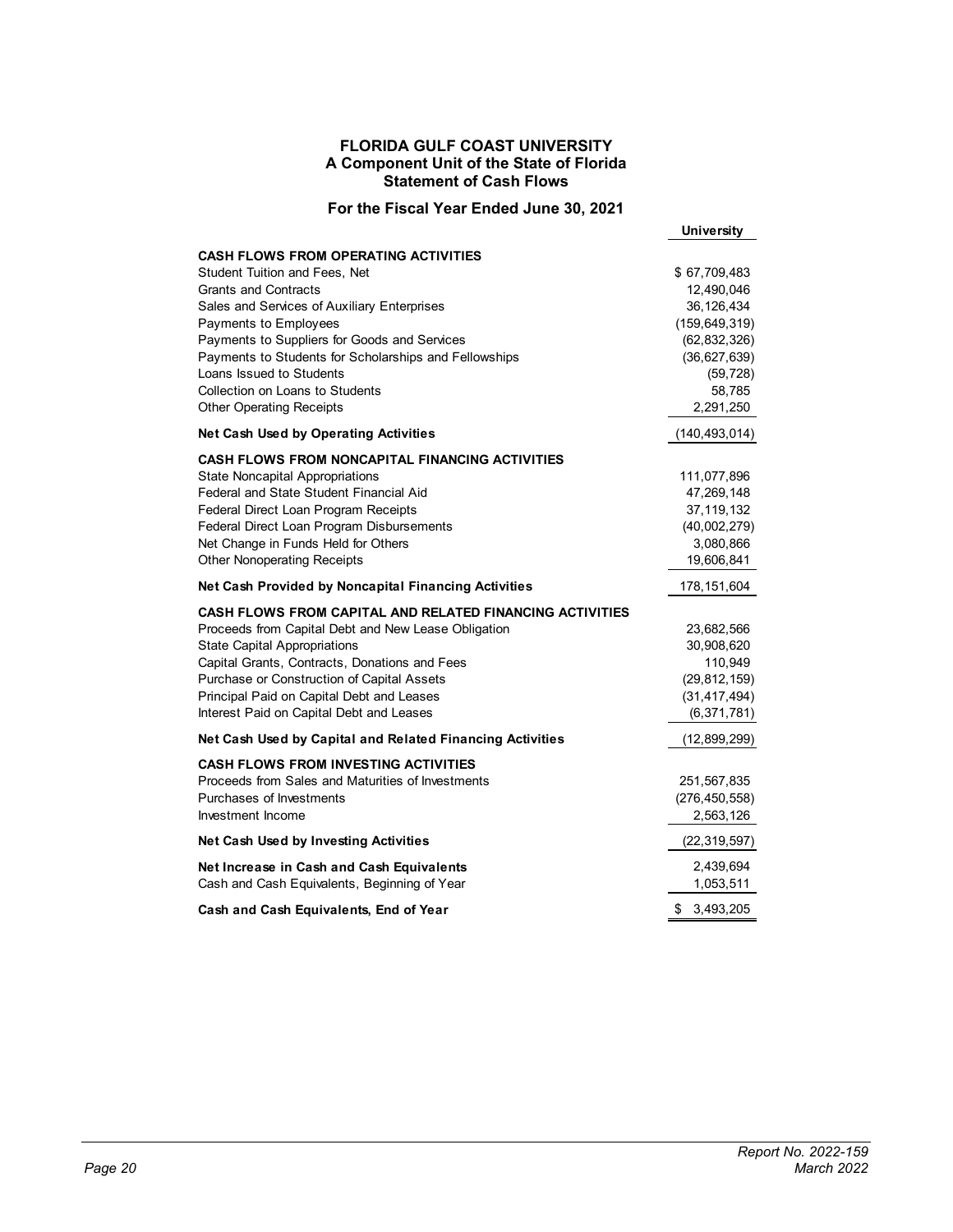# FLORIDA GULF COAST UNIVERSITY
## A Component Unit of the State of Florida
## Statement of Cash Flows

### For the Fiscal Year Ended June 30, 2021

| | University |
|---|---|
| **CASH FLOWS FROM OPERATING ACTIVITIES** | |
| Student Tuition and Fees, Net | $ 67,709,483 |
| Grants and Contracts | 12,490,046 |
| Sales and Services of Auxiliary Enterprises | 36,126,434 |
| Payments to Employees | (159,649,319) |
| Payments to Suppliers for Goods and Services | (62,832,326) |
| Payments to Students for Scholarships and Fellowships | (36,627,639) |
| Loans Issued to Students | (59,728) |
| Collection on Loans to Students | 58,785 |
| Other Operating Receipts | 2,291,250 |
| **Net Cash Used by Operating Activities** | (140,493,014) |
| **CASH FLOWS FROM NONCAPITAL FINANCING ACTIVITIES** | |
| State Noncapital Appropriations | 111,077,896 |
| Federal and State Student Financial Aid | 47,269,148 |
| Federal Direct Loan Program Receipts | 37,119,132 |
| Federal Direct Loan Program Disbursements | (40,002,279) |
| Net Change in Funds Held for Others | 3,080,866 |
| Other Nonoperating Receipts | 19,606,841 |
| **Net Cash Provided by Noncapital Financing Activities** | 178,151,604 |
| **CASH FLOWS FROM CAPITAL AND RELATED FINANCING ACTIVITIES** | |
| Proceeds from Capital Debt and New Lease Obligation | 23,682,566 |
| State Capital Appropriations | 30,908,620 |
| Capital Grants, Contracts, Donations and Fees | 110,949 |
| Purchase or Construction of Capital Assets | (29,812,159) |
| Principal Paid on Capital Debt and Leases | (31,417,494) |
| Interest Paid on Capital Debt and Leases | (6,371,781) |
| **Net Cash Used by Capital and Related Financing Activities** | (12,899,299) |
| **CASH FLOWS FROM INVESTING ACTIVITIES** | |
| Proceeds from Sales and Maturities of Investments | 251,567,835 |
| Purchases of Investments | (276,450,558) |
| Investment Income | 2,563,126 |
| **Net Cash Used by Investing Activities** | (22,319,597) |
| **Net Increase in Cash and Cash Equivalents** | 2,439,694 |
| Cash and Cash Equivalents, Beginning of Year | 1,053,511 |
| **Cash and Cash Equivalents, End of Year** | $ 3,493,205 |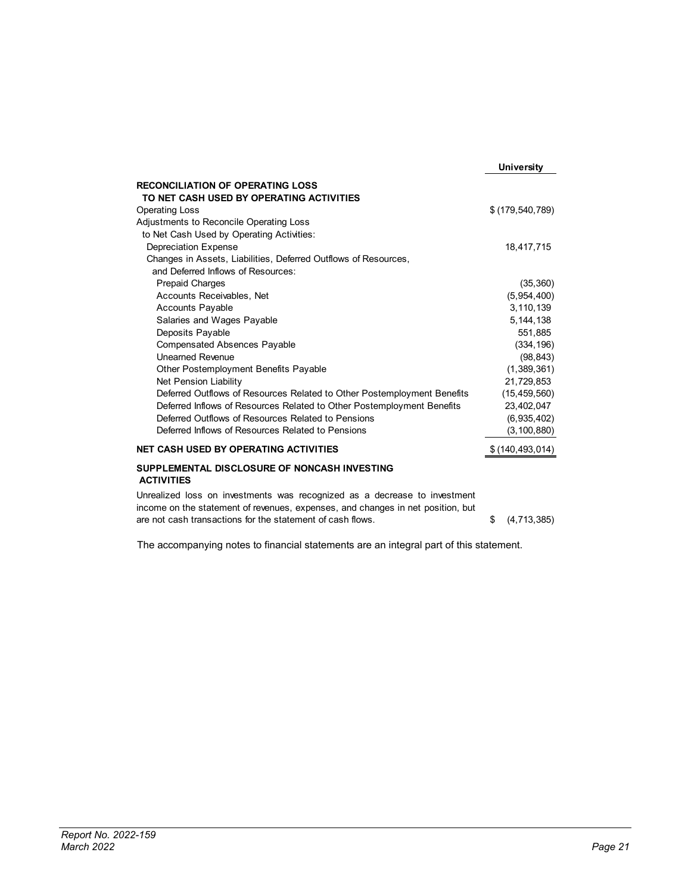| | University |
|---|---|
| **RECONCILIATION OF OPERATING LOSS TO NET CASH USED BY OPERATING ACTIVITIES** | |
| Operating Loss | $ (179,540,789) |
| Adjustments to Reconcile Operating Loss to Net Cash Used by Operating Activities: | |
| Depreciation Expense | 18,417,715 |
| Changes in Assets, Liabilities, Deferred Outflows of Resources, and Deferred Inflows of Resources: | |
| Prepaid Charges | (35,360) |
| Accounts Receivables, Net | (5,954,400) |
| Accounts Payable | 3,110,139 |
| Salaries and Wages Payable | 5,144,138 |
| Deposits Payable | 551,885 |
| Compensated Absences Payable | (334,196) |
| Unearned Revenue | (98,843) |
| Other Postemployment Benefits Payable | (1,389,361) |
| Net Pension Liability | 21,729,853 |
| Deferred Outflows of Resources Related to Other Postemployment Benefits | (15,459,560) |
| Deferred Inflows of Resources Related to Other Postemployment Benefits | 23,402,047 |
| Deferred Outflows of Resources Related to Pensions | (6,935,402) |
| Deferred Inflows of Resources Related to Pensions | (3,100,880) |
| **NET CASH USED BY OPERATING ACTIVITIES** | $ (140,493,014) |
| **SUPPLEMENTAL DISCLOSURE OF NONCASH INVESTING ACTIVITIES** | |
| Unrealized loss on investments was recognized as a decrease to investment income on the statement of revenues, expenses, and changes in net position, but are not cash transactions for the statement of cash flows. | $ (4,713,385) |

The accompanying notes to financial statements are an integral part of this statement.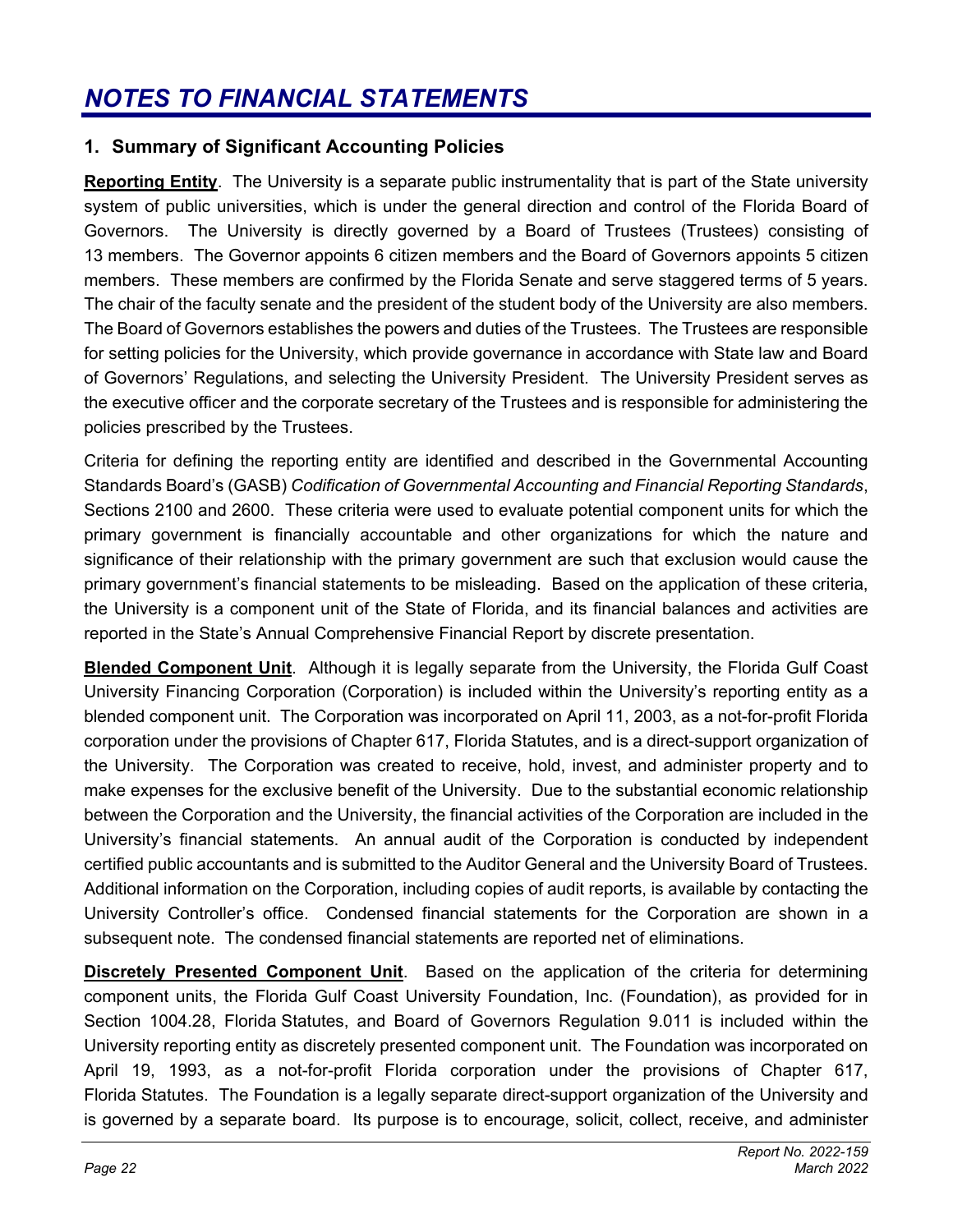# *NOTES TO FINANCIAL STATEMENTS*

## 1. Summary of Significant Accounting Policies

**Reporting Entity**. The University is a separate public instrumentality that is part of the State university system of public universities, which is under the general direction and control of the Florida Board of Governors. The University is directly governed by a Board of Trustees (Trustees) consisting of 13 members. The Governor appoints 6 citizen members and the Board of Governors appoints 5 citizen members. These members are confirmed by the Florida Senate and serve staggered terms of 5 years. The chair of the faculty senate and the president of the student body of the University are also members. The Board of Governors establishes the powers and duties of the Trustees. The Trustees are responsible for setting policies for the University, which provide governance in accordance with State law and Board of Governors' Regulations, and selecting the University President. The University President serves as the executive officer and the corporate secretary of the Trustees and is responsible for administering the policies prescribed by the Trustees.

Criteria for defining the reporting entity are identified and described in the Governmental Accounting Standards Board's (GASB) *Codification of Governmental Accounting and Financial Reporting Standards*, Sections 2100 and 2600. These criteria were used to evaluate potential component units for which the primary government is financially accountable and other organizations for which the nature and significance of their relationship with the primary government are such that exclusion would cause the primary government's financial statements to be misleading. Based on the application of these criteria, the University is a component unit of the State of Florida, and its financial balances and activities are reported in the State's Annual Comprehensive Financial Report by discrete presentation.

**Blended Component Unit**. Although it is legally separate from the University, the Florida Gulf Coast University Financing Corporation (Corporation) is included within the University's reporting entity as a blended component unit. The Corporation was incorporated on April 11, 2003, as a not-for-profit Florida corporation under the provisions of Chapter 617, Florida Statutes, and is a direct-support organization of the University. The Corporation was created to receive, hold, invest, and administer property and to make expenses for the exclusive benefit of the University. Due to the substantial economic relationship between the Corporation and the University, the financial activities of the Corporation are included in the University's financial statements. An annual audit of the Corporation is conducted by independent certified public accountants and is submitted to the Auditor General and the University Board of Trustees. Additional information on the Corporation, including copies of audit reports, is available by contacting the University Controller's office. Condensed financial statements for the Corporation are shown in a subsequent note. The condensed financial statements are reported net of eliminations.

**Discretely Presented Component Unit**. Based on the application of the criteria for determining component units, the Florida Gulf Coast University Foundation, Inc. (Foundation), as provided for in Section 1004.28, Florida Statutes, and Board of Governors Regulation 9.011 is included within the University reporting entity as discretely presented component unit. The Foundation was incorporated on April 19, 1993, as a not-for-profit Florida corporation under the provisions of Chapter 617, Florida Statutes. The Foundation is a legally separate direct-support organization of the University and is governed by a separate board. Its purpose is to encourage, solicit, collect, receive, and administer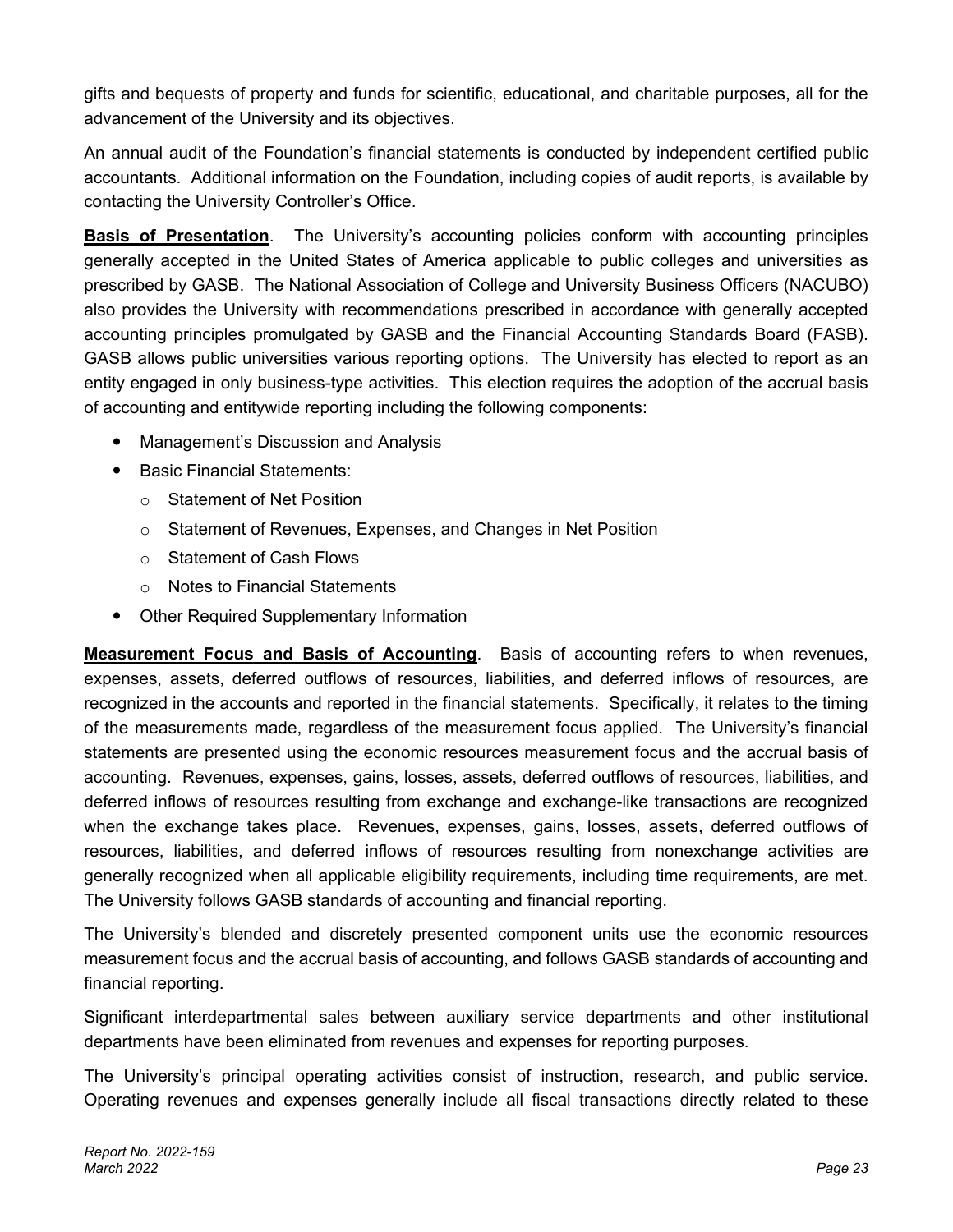gifts and bequests of property and funds for scientific, educational, and charitable purposes, all for the advancement of the University and its objectives.

An annual audit of the Foundation's financial statements is conducted by independent certified public accountants. Additional information on the Foundation, including copies of audit reports, is available by contacting the University Controller's Office.

**Basis of Presentation**. The University's accounting policies conform with accounting principles generally accepted in the United States of America applicable to public colleges and universities as prescribed by GASB. The National Association of College and University Business Officers (NACUBO) also provides the University with recommendations prescribed in accordance with generally accepted accounting principles promulgated by GASB and the Financial Accounting Standards Board (FASB). GASB allows public universities various reporting options. The University has elected to report as an entity engaged in only business-type activities. This election requires the adoption of the accrual basis of accounting and entitywide reporting including the following components:

- Management's Discussion and Analysis
- Basic Financial Statements:
  - Statement of Net Position
  - Statement of Revenues, Expenses, and Changes in Net Position
  - Statement of Cash Flows
  - Notes to Financial Statements
- Other Required Supplementary Information

**Measurement Focus and Basis of Accounting**. Basis of accounting refers to when revenues, expenses, assets, deferred outflows of resources, liabilities, and deferred inflows of resources, are recognized in the accounts and reported in the financial statements. Specifically, it relates to the timing of the measurements made, regardless of the measurement focus applied. The University's financial statements are presented using the economic resources measurement focus and the accrual basis of accounting. Revenues, expenses, gains, losses, assets, deferred outflows of resources, liabilities, and deferred inflows of resources resulting from exchange and exchange-like transactions are recognized when the exchange takes place. Revenues, expenses, gains, losses, assets, deferred outflows of resources, liabilities, and deferred inflows of resources resulting from nonexchange activities are generally recognized when all applicable eligibility requirements, including time requirements, are met. The University follows GASB standards of accounting and financial reporting.

The University's blended and discretely presented component units use the economic resources measurement focus and the accrual basis of accounting, and follows GASB standards of accounting and financial reporting.

Significant interdepartmental sales between auxiliary service departments and other institutional departments have been eliminated from revenues and expenses for reporting purposes.

The University's principal operating activities consist of instruction, research, and public service. Operating revenues and expenses generally include all fiscal transactions directly related to these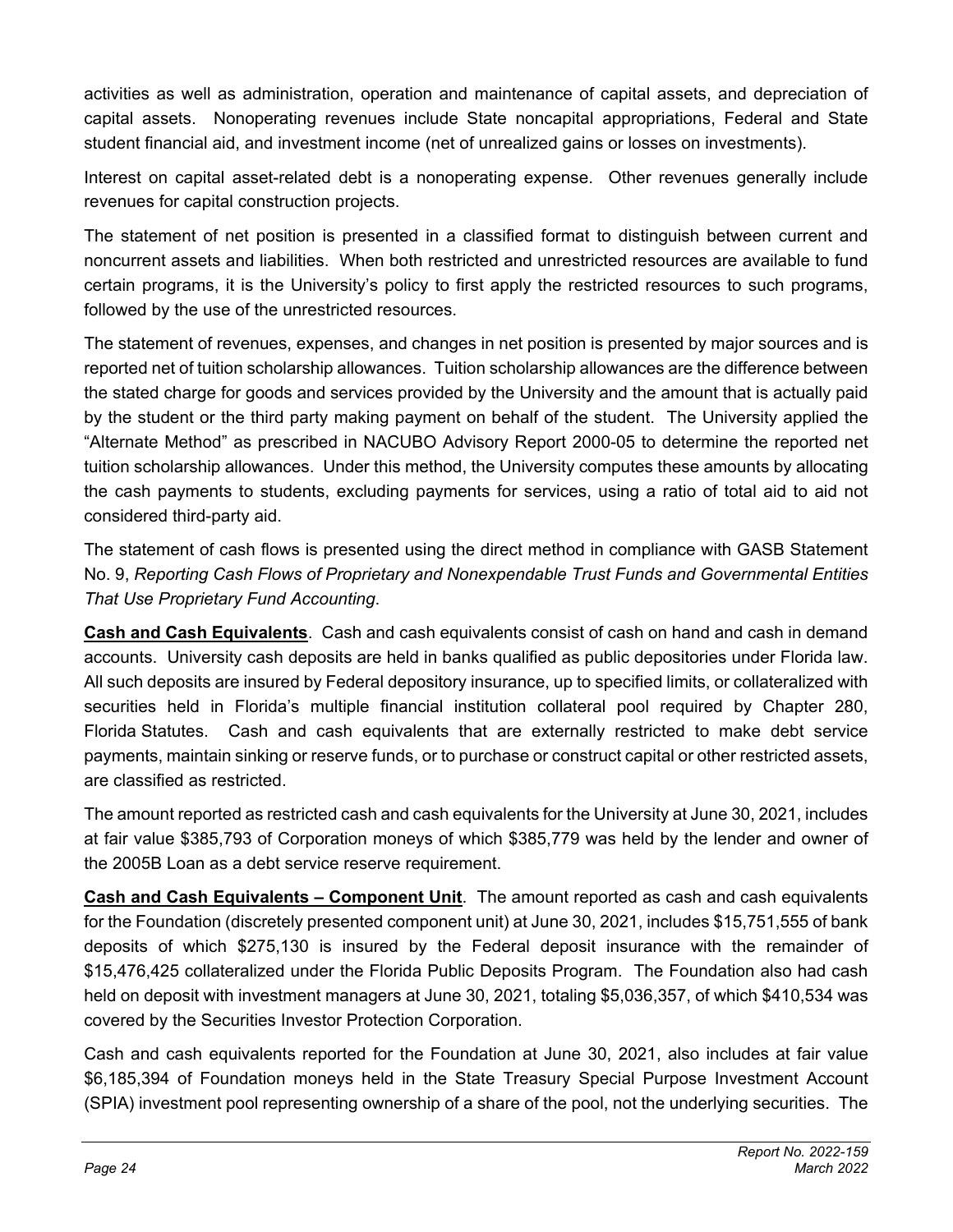activities as well as administration, operation and maintenance of capital assets, and depreciation of capital assets. Nonoperating revenues include State noncapital appropriations, Federal and State student financial aid, and investment income (net of unrealized gains or losses on investments).

Interest on capital asset-related debt is a nonoperating expense. Other revenues generally include revenues for capital construction projects.

The statement of net position is presented in a classified format to distinguish between current and noncurrent assets and liabilities. When both restricted and unrestricted resources are available to fund certain programs, it is the University's policy to first apply the restricted resources to such programs, followed by the use of the unrestricted resources.

The statement of revenues, expenses, and changes in net position is presented by major sources and is reported net of tuition scholarship allowances. Tuition scholarship allowances are the difference between the stated charge for goods and services provided by the University and the amount that is actually paid by the student or the third party making payment on behalf of the student. The University applied the "Alternate Method" as prescribed in NACUBO Advisory Report 2000-05 to determine the reported net tuition scholarship allowances. Under this method, the University computes these amounts by allocating the cash payments to students, excluding payments for services, using a ratio of total aid to aid not considered third-party aid.

The statement of cash flows is presented using the direct method in compliance with GASB Statement No. 9, *Reporting Cash Flows of Proprietary and Nonexpendable Trust Funds and Governmental Entities That Use Proprietary Fund Accounting*.

**Cash and Cash Equivalents**. Cash and cash equivalents consist of cash on hand and cash in demand accounts. University cash deposits are held in banks qualified as public depositories under Florida law. All such deposits are insured by Federal depository insurance, up to specified limits, or collateralized with securities held in Florida's multiple financial institution collateral pool required by Chapter 280, Florida Statutes. Cash and cash equivalents that are externally restricted to make debt service payments, maintain sinking or reserve funds, or to purchase or construct capital or other restricted assets, are classified as restricted.

The amount reported as restricted cash and cash equivalents for the University at June 30, 2021, includes at fair value $385,793 of Corporation moneys of which $385,779 was held by the lender and owner of the 2005B Loan as a debt service reserve requirement.

**Cash and Cash Equivalents – Component Unit**. The amount reported as cash and cash equivalents for the Foundation (discretely presented component unit) at June 30, 2021, includes $15,751,555 of bank deposits of which $275,130 is insured by the Federal deposit insurance with the remainder of $15,476,425 collateralized under the Florida Public Deposits Program. The Foundation also had cash held on deposit with investment managers at June 30, 2021, totaling $5,036,357, of which $410,534 was covered by the Securities Investor Protection Corporation.

Cash and cash equivalents reported for the Foundation at June 30, 2021, also includes at fair value $6,185,394 of Foundation moneys held in the State Treasury Special Purpose Investment Account (SPIA) investment pool representing ownership of a share of the pool, not the underlying securities. The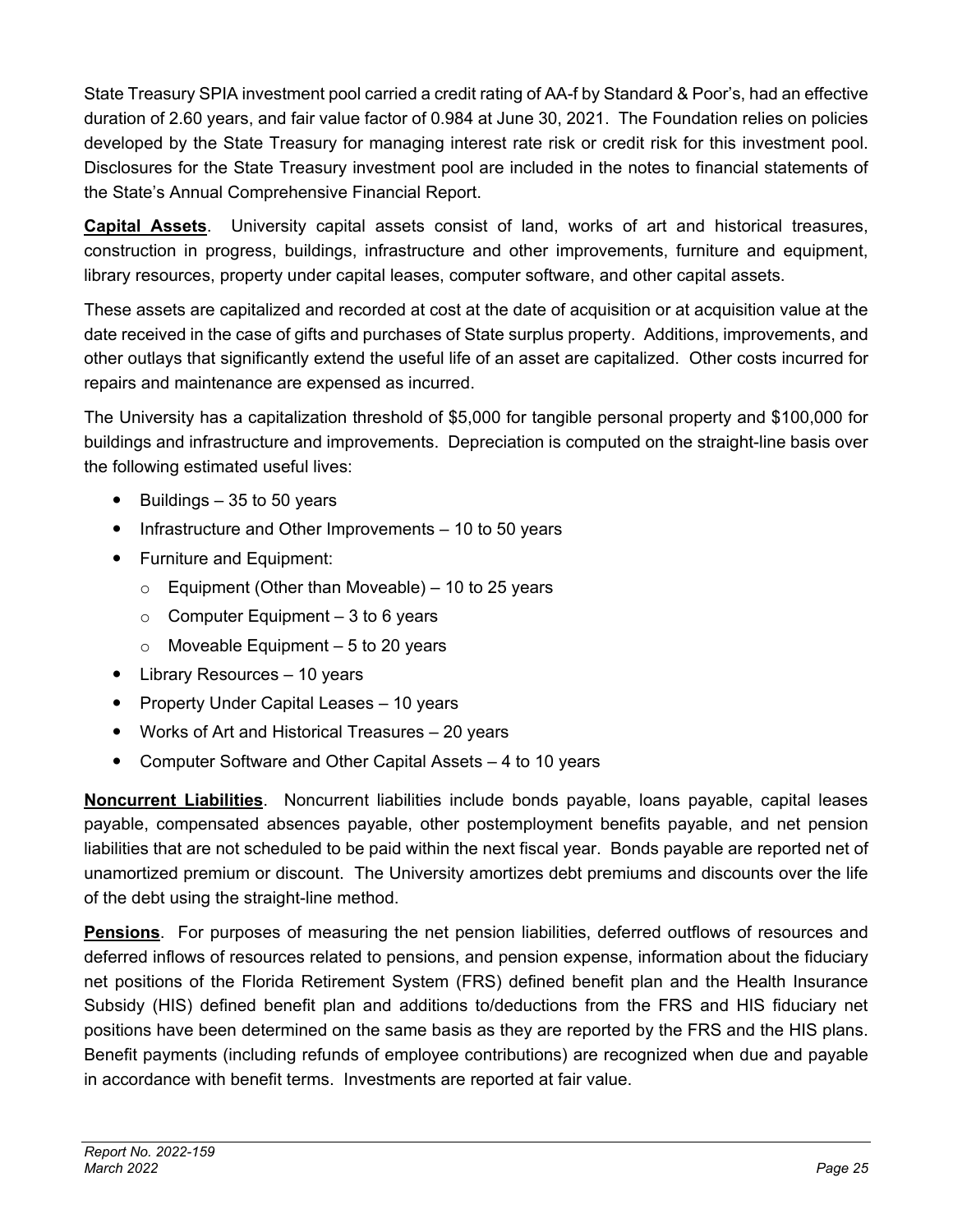State Treasury SPIA investment pool carried a credit rating of AA-f by Standard & Poor's, had an effective duration of 2.60 years, and fair value factor of 0.984 at June 30, 2021. The Foundation relies on policies developed by the State Treasury for managing interest rate risk or credit risk for this investment pool. Disclosures for the State Treasury investment pool are included in the notes to financial statements of the State's Annual Comprehensive Financial Report.

**Capital Assets**. University capital assets consist of land, works of art and historical treasures, construction in progress, buildings, infrastructure and other improvements, furniture and equipment, library resources, property under capital leases, computer software, and other capital assets.

These assets are capitalized and recorded at cost at the date of acquisition or at acquisition value at the date received in the case of gifts and purchases of State surplus property. Additions, improvements, and other outlays that significantly extend the useful life of an asset are capitalized. Other costs incurred for repairs and maintenance are expensed as incurred.

The University has a capitalization threshold of $5,000 for tangible personal property and $100,000 for buildings and infrastructure and improvements. Depreciation is computed on the straight-line basis over the following estimated useful lives:

- Buildings – 35 to 50 years
- Infrastructure and Other Improvements – 10 to 50 years
- Furniture and Equipment:
  - Equipment (Other than Moveable) – 10 to 25 years
  - Computer Equipment – 3 to 6 years
  - Moveable Equipment – 5 to 20 years
- Library Resources – 10 years
- Property Under Capital Leases – 10 years
- Works of Art and Historical Treasures – 20 years
- Computer Software and Other Capital Assets – 4 to 10 years

**Noncurrent Liabilities**. Noncurrent liabilities include bonds payable, loans payable, capital leases payable, compensated absences payable, other postemployment benefits payable, and net pension liabilities that are not scheduled to be paid within the next fiscal year. Bonds payable are reported net of unamortized premium or discount. The University amortizes debt premiums and discounts over the life of the debt using the straight-line method.

**Pensions**. For purposes of measuring the net pension liabilities, deferred outflows of resources and deferred inflows of resources related to pensions, and pension expense, information about the fiduciary net positions of the Florida Retirement System (FRS) defined benefit plan and the Health Insurance Subsidy (HIS) defined benefit plan and additions to/deductions from the FRS and HIS fiduciary net positions have been determined on the same basis as they are reported by the FRS and the HIS plans. Benefit payments (including refunds of employee contributions) are recognized when due and payable in accordance with benefit terms. Investments are reported at fair value.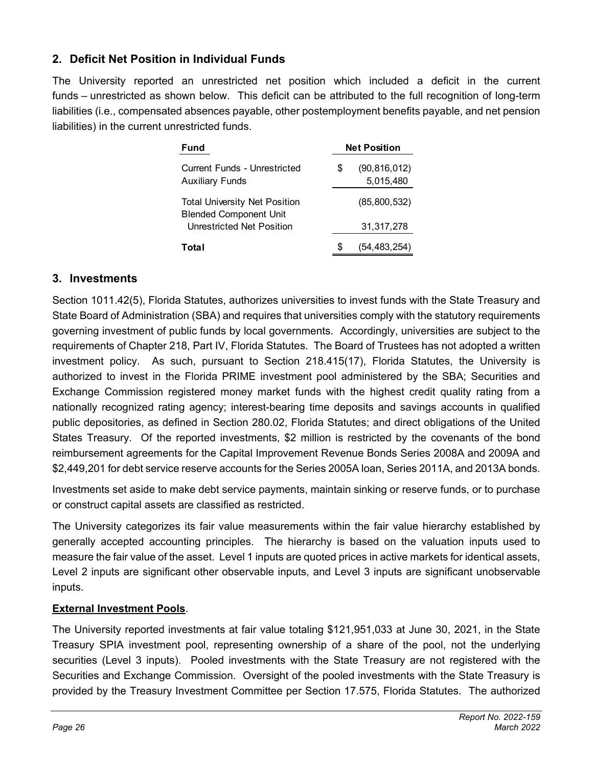## 2. Deficit Net Position in Individual Funds

The University reported an unrestricted net position which included a deficit in the current funds – unrestricted as shown below. This deficit can be attributed to the full recognition of long-term liabilities (i.e., compensated absences payable, other postemployment benefits payable, and net pension liabilities) in the current unrestricted funds.

| Fund | Net Position |
|---|---|
| Current Funds - Unrestricted | $ (90,816,012) |
| Auxiliary Funds | 5,015,480 |
| Total University Net Position | (85,800,532) |
| Blended Component Unit Unrestricted Net Position | 31,317,278 |
| **Total** | $ (54,483,254) |

## 3. Investments

Section 1011.42(5), Florida Statutes, authorizes universities to invest funds with the State Treasury and State Board of Administration (SBA) and requires that universities comply with the statutory requirements governing investment of public funds by local governments. Accordingly, universities are subject to the requirements of Chapter 218, Part IV, Florida Statutes. The Board of Trustees has not adopted a written investment policy. As such, pursuant to Section 218.415(17), Florida Statutes, the University is authorized to invest in the Florida PRIME investment pool administered by the SBA; Securities and Exchange Commission registered money market funds with the highest credit quality rating from a nationally recognized rating agency; interest-bearing time deposits and savings accounts in qualified public depositories, as defined in Section 280.02, Florida Statutes; and direct obligations of the United States Treasury. Of the reported investments, $2 million is restricted by the covenants of the bond reimbursement agreements for the Capital Improvement Revenue Bonds Series 2008A and 2009A and $2,449,201 for debt service reserve accounts for the Series 2005A loan, Series 2011A, and 2013A bonds.

Investments set aside to make debt service payments, maintain sinking or reserve funds, or to purchase or construct capital assets are classified as restricted.

The University categorizes its fair value measurements within the fair value hierarchy established by generally accepted accounting principles. The hierarchy is based on the valuation inputs used to measure the fair value of the asset. Level 1 inputs are quoted prices in active markets for identical assets, Level 2 inputs are significant other observable inputs, and Level 3 inputs are significant unobservable inputs.

**External Investment Pools**.

The University reported investments at fair value totaling $121,951,033 at June 30, 2021, in the State Treasury SPIA investment pool, representing ownership of a share of the pool, not the underlying securities (Level 3 inputs). Pooled investments with the State Treasury are not registered with the Securities and Exchange Commission. Oversight of the pooled investments with the State Treasury is provided by the Treasury Investment Committee per Section 17.575, Florida Statutes. The authorized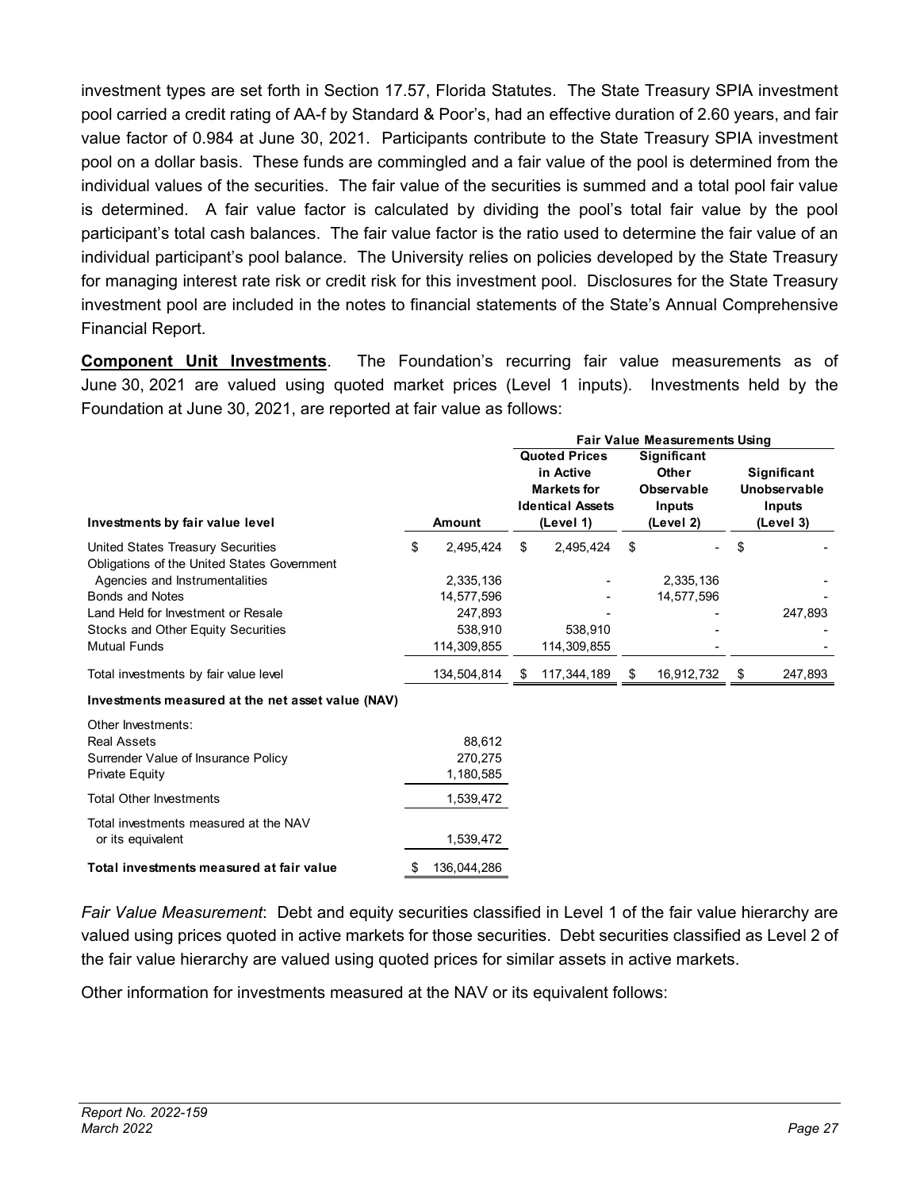investment types are set forth in Section 17.57, Florida Statutes. The State Treasury SPIA investment pool carried a credit rating of AA-f by Standard & Poor's, had an effective duration of 2.60 years, and fair value factor of 0.984 at June 30, 2021. Participants contribute to the State Treasury SPIA investment pool on a dollar basis. These funds are commingled and a fair value of the pool is determined from the individual values of the securities. The fair value of the securities is summed and a total pool fair value is determined. A fair value factor is calculated by dividing the pool's total fair value by the pool participant's total cash balances. The fair value factor is the ratio used to determine the fair value of an individual participant's pool balance. The University relies on policies developed by the State Treasury for managing interest rate risk or credit risk for this investment pool. Disclosures for the State Treasury investment pool are included in the notes to financial statements of the State's Annual Comprehensive Financial Report.

**Component Unit Investments**. The Foundation's recurring fair value measurements as of June 30, 2021 are valued using quoted market prices (Level 1 inputs). Investments held by the Foundation at June 30, 2021, are reported at fair value as follows:

| | | Fair Value Measurements Using | | |
|---|---|---|---|---|
| **Investments by fair value level** | **Amount** | **Quoted Prices in Active Markets for Identical Assets (Level 1)** | **Significant Other Observable Inputs (Level 2)** | **Significant Unobservable Inputs (Level 3)** |
| United States Treasury Securities | $ 2,495,424 | $ 2,495,424 | $ - | $ - |
| Obligations of the United States Government Agencies and Instrumentalities | 2,335,136 | - | 2,335,136 | - |
| Bonds and Notes | 14,577,596 | - | 14,577,596 | - |
| Land Held for Investment or Resale | 247,893 | - | - | 247,893 |
| Stocks and Other Equity Securities | 538,910 | 538,910 | - | - |
| Mutual Funds | 114,309,855 | 114,309,855 | - | - |
| Total investments by fair value level | 134,504,814 | $ 117,344,189 | $ 16,912,732 | $ 247,893 |
| **Investments measured at the net asset value (NAV)** | | | | |
| Other Investments: | | | | |
| Real Assets | 88,612 | | | |
| Surrender Value of Insurance Policy | 270,275 | | | |
| Private Equity | 1,180,585 | | | |
| Total Other Investments | 1,539,472 | | | |
| Total investments measured at the NAV or its equivalent | 1,539,472 | | | |
| **Total investments measured at fair value** | $ 136,044,286 | | | |

*Fair Value Measurement*: Debt and equity securities classified in Level 1 of the fair value hierarchy are valued using prices quoted in active markets for those securities. Debt securities classified as Level 2 of the fair value hierarchy are valued using quoted prices for similar assets in active markets.

Other information for investments measured at the NAV or its equivalent follows: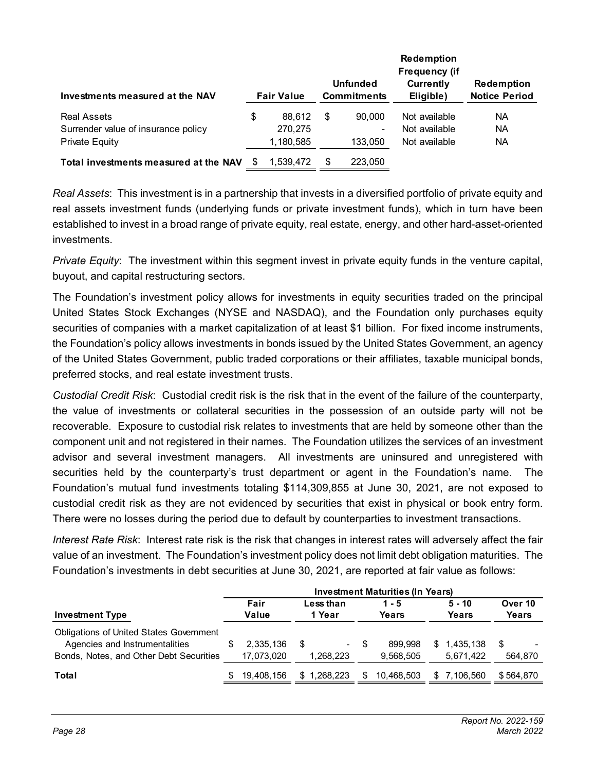| Investments measured at the NAV | Fair Value | Unfunded Commitments | Redemption Frequency (if Currently Eligible) | Redemption Notice Period |
|---|---|---|---|---|
| Real Assets | $ 88,612 | $ 90,000 | Not available | NA |
| Surrender value of insurance policy | 270,275 | - | Not available | NA |
| Private Equity | 1,180,585 | 133,050 | Not available | NA |
| **Total investments measured at the NAV** | $ 1,539,472 | $ 223,050 | | |

*Real Assets*: This investment is in a partnership that invests in a diversified portfolio of private equity and real assets investment funds (underlying funds or private investment funds), which in turn have been established to invest in a broad range of private equity, real estate, energy, and other hard-asset-oriented investments.

*Private Equity*: The investment within this segment invest in private equity funds in the venture capital, buyout, and capital restructuring sectors.

The Foundation's investment policy allows for investments in equity securities traded on the principal United States Stock Exchanges (NYSE and NASDAQ), and the Foundation only purchases equity securities of companies with a market capitalization of at least $1 billion. For fixed income instruments, the Foundation's policy allows investments in bonds issued by the United States Government, an agency of the United States Government, public traded corporations or their affiliates, taxable municipal bonds, preferred stocks, and real estate investment trusts.

*Custodial Credit Risk*: Custodial credit risk is the risk that in the event of the failure of the counterparty, the value of investments or collateral securities in the possession of an outside party will not be recoverable. Exposure to custodial risk relates to investments that are held by someone other than the component unit and not registered in their names. The Foundation utilizes the services of an investment advisor and several investment managers. All investments are uninsured and unregistered with securities held by the counterparty's trust department or agent in the Foundation's name. The Foundation's mutual fund investments totaling $114,309,855 at June 30, 2021, are not exposed to custodial credit risk as they are not evidenced by securities that exist in physical or book entry form. There were no losses during the period due to default by counterparties to investment transactions.

*Interest Rate Risk*: Interest rate risk is the risk that changes in interest rates will adversely affect the fair value of an investment. The Foundation's investment policy does not limit debt obligation maturities. The Foundation's investments in debt securities at June 30, 2021, are reported at fair value as follows:

| | | Investment Maturities (In Years) | | | |
|---|---|---|---|---|---|
| **Investment Type** | **Fair Value** | **Less than 1 Year** | **1 - 5 Years** | **5 - 10 Years** | **Over 10 Years** |
| Obligations of United States Government Agencies and Instrumentalities | $ 2,335,136 | $ - | $ 899,998 | $ 1,435,138 | $ - |
| Bonds, Notes, and Other Debt Securities | 17,073,020 | 1,268,223 | 9,568,505 | 5,671,422 | 564,870 |
| **Total** | $ 19,408,156 | $ 1,268,223 | $ 10,468,503 | $ 7,106,560 | $ 564,870 |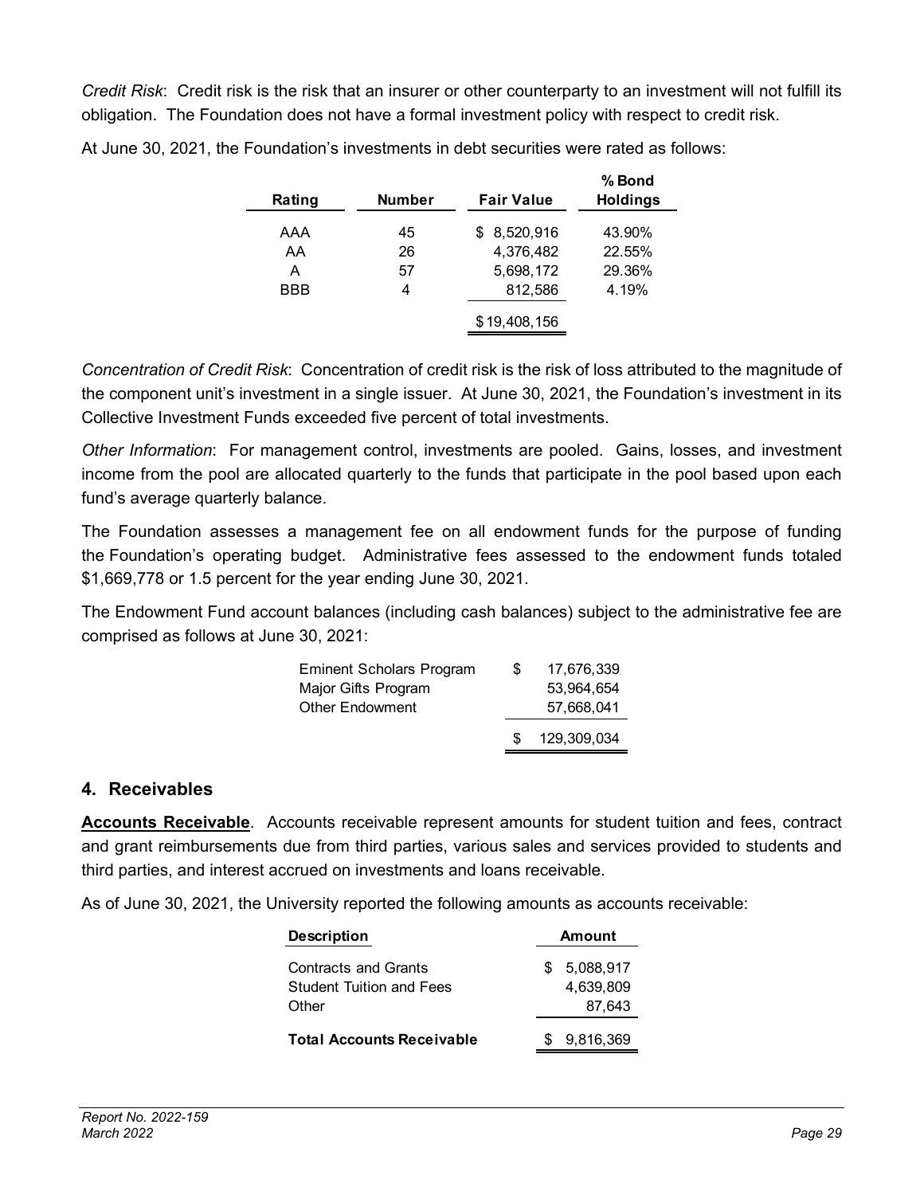*Credit Risk*: Credit risk is the risk that an insurer or other counterparty to an investment will not fulfill its obligation. The Foundation does not have a formal investment policy with respect to credit risk.

At June 30, 2021, the Foundation's investments in debt securities were rated as follows:

| Rating | Number | Fair Value | % Bond Holdings |
|---|---|---|---|
| AAA | 45 | $ 8,520,916 | 43.90% |
| AA | 26 | 4,376,482 | 22.55% |
| A | 57 | 5,698,172 | 29.36% |
| BBB | 4 | 812,586 | 4.19% |
| | | $ 19,408,156 | |

*Concentration of Credit Risk*: Concentration of credit risk is the risk of loss attributed to the magnitude of the component unit's investment in a single issuer. At June 30, 2021, the Foundation's investment in its Collective Investment Funds exceeded five percent of total investments.

*Other Information*: For management control, investments are pooled. Gains, losses, and investment income from the pool are allocated quarterly to the funds that participate in the pool based upon each fund's average quarterly balance.

The Foundation assesses a management fee on all endowment funds for the purpose of funding the Foundation's operating budget. Administrative fees assessed to the endowment funds totaled $1,669,778 or 1.5 percent for the year ending June 30, 2021.

The Endowment Fund account balances (including cash balances) subject to the administrative fee are comprised as follows at June 30, 2021:

| | |
|---|---|
| Eminent Scholars Program | $ 17,676,339 |
| Major Gifts Program | 53,964,654 |
| Other Endowment | 57,668,041 |
| | $ 129,309,034 |

## 4. Receivables

**Accounts Receivable**. Accounts receivable represent amounts for student tuition and fees, contract and grant reimbursements due from third parties, various sales and services provided to students and third parties, and interest accrued on investments and loans receivable.

As of June 30, 2021, the University reported the following amounts as accounts receivable:

| Description | Amount |
|---|---|
| Contracts and Grants | $ 5,088,917 |
| Student Tuition and Fees | 4,639,809 |
| Other | 87,643 |
| **Total Accounts Receivable** | $ 9,816,369 |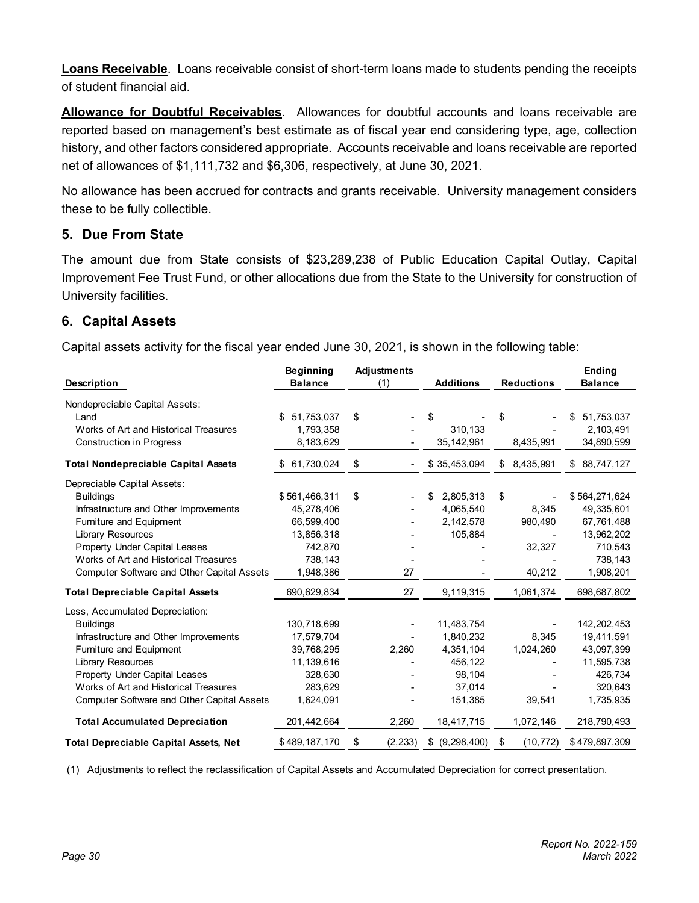**Loans Receivable**. Loans receivable consist of short-term loans made to students pending the receipts of student financial aid.

**Allowance for Doubtful Receivables**. Allowances for doubtful accounts and loans receivable are reported based on management's best estimate as of fiscal year end considering type, age, collection history, and other factors considered appropriate. Accounts receivable and loans receivable are reported net of allowances of $1,111,732 and $6,306, respectively, at June 30, 2021.

No allowance has been accrued for contracts and grants receivable. University management considers these to be fully collectible.

## 5. Due From State

The amount due from State consists of $23,289,238 of Public Education Capital Outlay, Capital Improvement Fee Trust Fund, or other allocations due from the State to the University for construction of University facilities.

## 6. Capital Assets

Capital assets activity for the fiscal year ended June 30, 2021, is shown in the following table:

| Description | Beginning Balance | Adjustments (1) | Additions | Reductions | Ending Balance |
|---|---|---|---|---|---|
| Nondepreciable Capital Assets: | | | | | |
| Land | $ 51,753,037 | $ - | $ - | $ - | $ 51,753,037 |
| Works of Art and Historical Treasures | 1,793,358 | - | 310,133 | - | 2,103,491 |
| Construction in Progress | 8,183,629 | - | 35,142,961 | 8,435,991 | 34,890,599 |
| **Total Nondepreciable Capital Assets** | $ 61,730,024 | $ - | $ 35,453,094 | $ 8,435,991 | $ 88,747,127 |
| Depreciable Capital Assets: | | | | | |
| Buildings | $ 561,466,311 | $ - | $ 2,805,313 | $ - | $ 564,271,624 |
| Infrastructure and Other Improvements | 45,278,406 | - | 4,065,540 | 8,345 | 49,335,601 |
| Furniture and Equipment | 66,599,400 | - | 2,142,578 | 980,490 | 67,761,488 |
| Library Resources | 13,856,318 | - | 105,884 | - | 13,962,202 |
| Property Under Capital Leases | 742,870 | - | - | 32,327 | 710,543 |
| Works of Art and Historical Treasures | 738,143 | - | - | - | 738,143 |
| Computer Software and Other Capital Assets | 1,948,386 | 27 | - | 40,212 | 1,908,201 |
| **Total Depreciable Capital Assets** | 690,629,834 | 27 | 9,119,315 | 1,061,374 | 698,687,802 |
| Less, Accumulated Depreciation: | | | | | |
| Buildings | 130,718,699 | - | 11,483,754 | - | 142,202,453 |
| Infrastructure and Other Improvements | 17,579,704 | - | 1,840,232 | 8,345 | 19,411,591 |
| Furniture and Equipment | 39,768,295 | 2,260 | 4,351,104 | 1,024,260 | 43,097,399 |
| Library Resources | 11,139,616 | - | 456,122 | - | 11,595,738 |
| Property Under Capital Leases | 328,630 | - | 98,104 | - | 426,734 |
| Works of Art and Historical Treasures | 283,629 | - | 37,014 | - | 320,643 |
| Computer Software and Other Capital Assets | 1,624,091 | - | 151,385 | 39,541 | 1,735,935 |
| **Total Accumulated Depreciation** | 201,442,664 | 2,260 | 18,417,715 | 1,072,146 | 218,790,493 |
| **Total Depreciable Capital Assets, Net** | $ 489,187,170 | $ (2,233) | $ (9,298,400) | $ (10,772) | $ 479,897,309 |

(1) Adjustments to reflect the reclassification of Capital Assets and Accumulated Depreciation for correct presentation.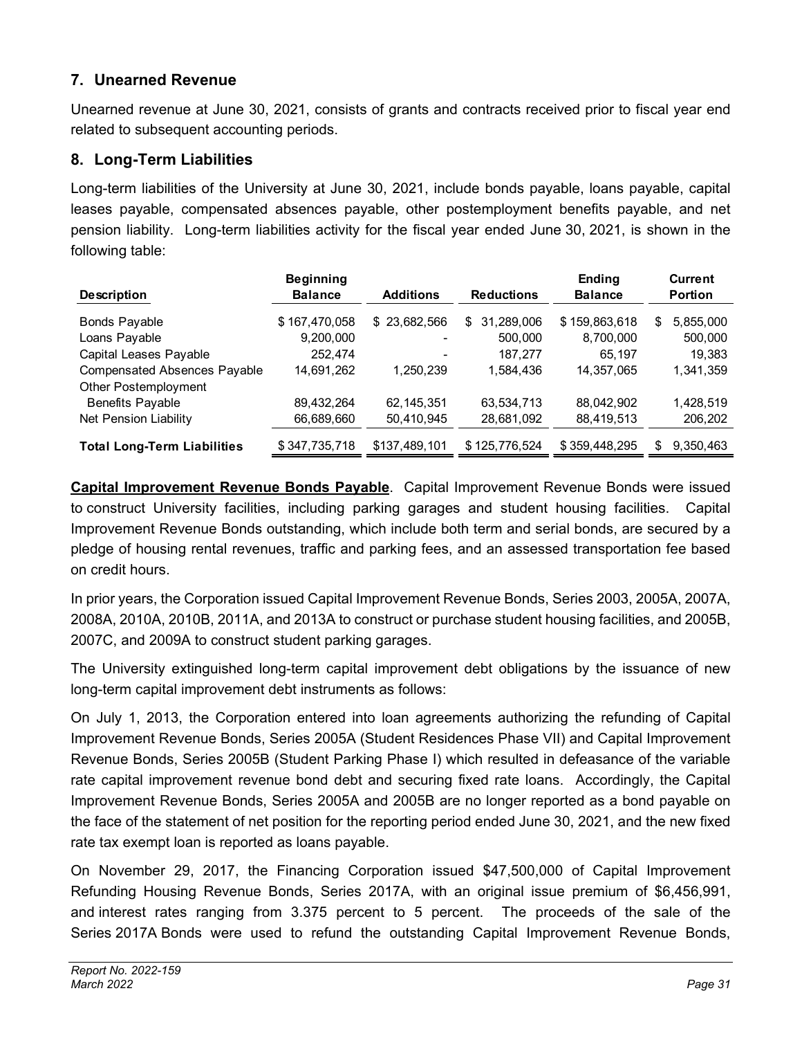## 7. Unearned Revenue

Unearned revenue at June 30, 2021, consists of grants and contracts received prior to fiscal year end related to subsequent accounting periods.

## 8. Long-Term Liabilities

Long-term liabilities of the University at June 30, 2021, include bonds payable, loans payable, capital leases payable, compensated absences payable, other postemployment benefits payable, and net pension liability. Long-term liabilities activity for the fiscal year ended June 30, 2021, is shown in the following table:

| Description | Beginning Balance | Additions | Reductions | Ending Balance | Current Portion |
|---|---|---|---|---|---|
| Bonds Payable | $ 167,470,058 | $ 23,682,566 | $ 31,289,006 | $ 159,863,618 | $ 5,855,000 |
| Loans Payable | 9,200,000 | - | 500,000 | 8,700,000 | 500,000 |
| Capital Leases Payable | 252,474 | - | 187,277 | 65,197 | 19,383 |
| Compensated Absences Payable | 14,691,262 | 1,250,239 | 1,584,436 | 14,357,065 | 1,341,359 |
| Other Postemployment Benefits Payable | 89,432,264 | 62,145,351 | 63,534,713 | 88,042,902 | 1,428,519 |
| Net Pension Liability | 66,689,660 | 50,410,945 | 28,681,092 | 88,419,513 | 206,202 |
| **Total Long-Term Liabilities** | $ 347,735,718 | $137,489,101 | $ 125,776,524 | $ 359,448,295 | $ 9,350,463 |

**Capital Improvement Revenue Bonds Payable**. Capital Improvement Revenue Bonds were issued to construct University facilities, including parking garages and student housing facilities. Capital Improvement Revenue Bonds outstanding, which include both term and serial bonds, are secured by a pledge of housing rental revenues, traffic and parking fees, and an assessed transportation fee based on credit hours.

In prior years, the Corporation issued Capital Improvement Revenue Bonds, Series 2003, 2005A, 2007A, 2008A, 2010A, 2010B, 2011A, and 2013A to construct or purchase student housing facilities, and 2005B, 2007C, and 2009A to construct student parking garages.

The University extinguished long-term capital improvement debt obligations by the issuance of new long-term capital improvement debt instruments as follows:

On July 1, 2013, the Corporation entered into loan agreements authorizing the refunding of Capital Improvement Revenue Bonds, Series 2005A (Student Residences Phase VII) and Capital Improvement Revenue Bonds, Series 2005B (Student Parking Phase I) which resulted in defeasance of the variable rate capital improvement revenue bond debt and securing fixed rate loans. Accordingly, the Capital Improvement Revenue Bonds, Series 2005A and 2005B are no longer reported as a bond payable on the face of the statement of net position for the reporting period ended June 30, 2021, and the new fixed rate tax exempt loan is reported as loans payable.

On November 29, 2017, the Financing Corporation issued $47,500,000 of Capital Improvement Refunding Housing Revenue Bonds, Series 2017A, with an original issue premium of $6,456,991, and interest rates ranging from 3.375 percent to 5 percent. The proceeds of the sale of the Series 2017A Bonds were used to refund the outstanding Capital Improvement Revenue Bonds,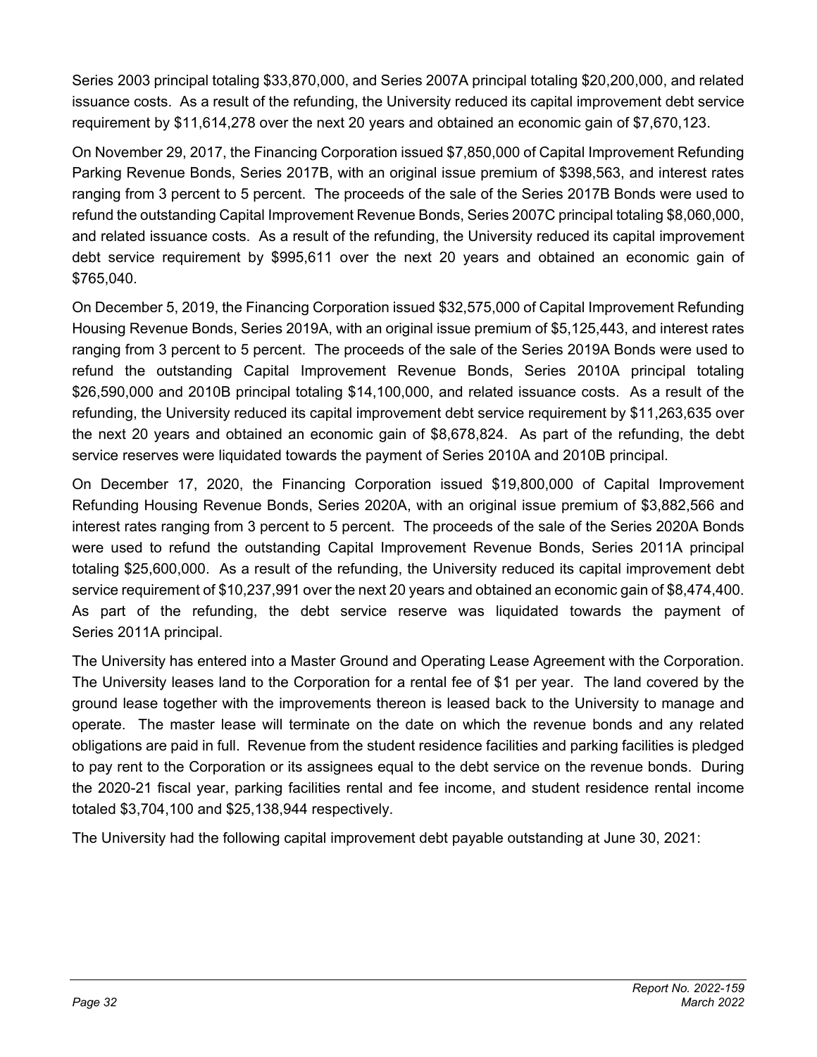Series 2003 principal totaling $33,870,000, and Series 2007A principal totaling $20,200,000, and related issuance costs. As a result of the refunding, the University reduced its capital improvement debt service requirement by $11,614,278 over the next 20 years and obtained an economic gain of $7,670,123.

On November 29, 2017, the Financing Corporation issued $7,850,000 of Capital Improvement Refunding Parking Revenue Bonds, Series 2017B, with an original issue premium of $398,563, and interest rates ranging from 3 percent to 5 percent. The proceeds of the sale of the Series 2017B Bonds were used to refund the outstanding Capital Improvement Revenue Bonds, Series 2007C principal totaling $8,060,000, and related issuance costs. As a result of the refunding, the University reduced its capital improvement debt service requirement by $995,611 over the next 20 years and obtained an economic gain of $765,040.

On December 5, 2019, the Financing Corporation issued $32,575,000 of Capital Improvement Refunding Housing Revenue Bonds, Series 2019A, with an original issue premium of $5,125,443, and interest rates ranging from 3 percent to 5 percent. The proceeds of the sale of the Series 2019A Bonds were used to refund the outstanding Capital Improvement Revenue Bonds, Series 2010A principal totaling $26,590,000 and 2010B principal totaling $14,100,000, and related issuance costs. As a result of the refunding, the University reduced its capital improvement debt service requirement by $11,263,635 over the next 20 years and obtained an economic gain of $8,678,824. As part of the refunding, the debt service reserves were liquidated towards the payment of Series 2010A and 2010B principal.

On December 17, 2020, the Financing Corporation issued $19,800,000 of Capital Improvement Refunding Housing Revenue Bonds, Series 2020A, with an original issue premium of $3,882,566 and interest rates ranging from 3 percent to 5 percent. The proceeds of the sale of the Series 2020A Bonds were used to refund the outstanding Capital Improvement Revenue Bonds, Series 2011A principal totaling $25,600,000. As a result of the refunding, the University reduced its capital improvement debt service requirement of $10,237,991 over the next 20 years and obtained an economic gain of $8,474,400. As part of the refunding, the debt service reserve was liquidated towards the payment of Series 2011A principal.

The University has entered into a Master Ground and Operating Lease Agreement with the Corporation. The University leases land to the Corporation for a rental fee of $1 per year. The land covered by the ground lease together with the improvements thereon is leased back to the University to manage and operate. The master lease will terminate on the date on which the revenue bonds and any related obligations are paid in full. Revenue from the student residence facilities and parking facilities is pledged to pay rent to the Corporation or its assignees equal to the debt service on the revenue bonds. During the 2020-21 fiscal year, parking facilities rental and fee income, and student residence rental income totaled $3,704,100 and $25,138,944 respectively.

The University had the following capital improvement debt payable outstanding at June 30, 2021: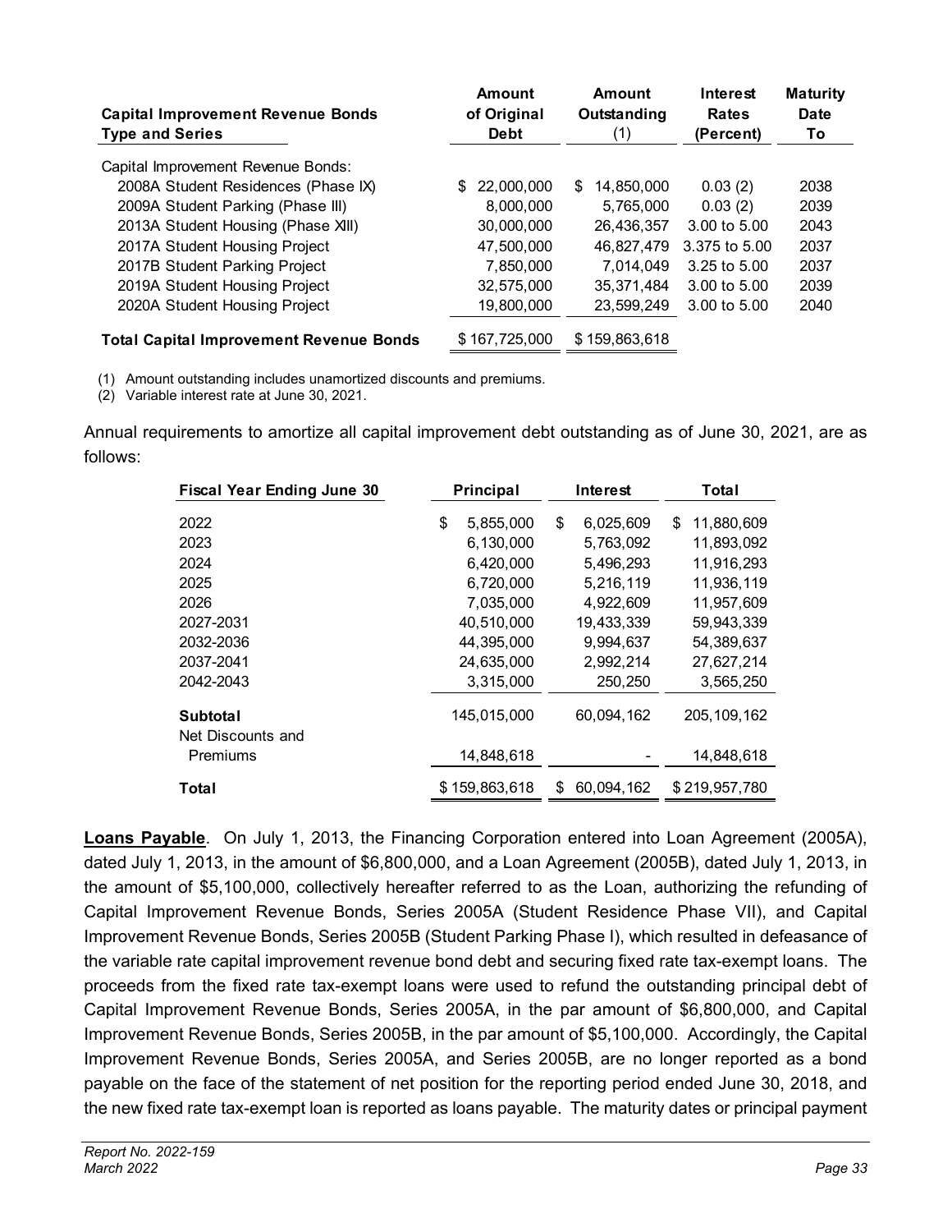| Capital Improvement Revenue Bonds Type and Series | Amount of Original Debt | Amount Outstanding (1) | Interest Rates (Percent) | Maturity Date To |
|---|---|---|---|---|
| Capital Improvement Revenue Bonds: | | | | |
| 2008A Student Residences (Phase IX) | $ 22,000,000 | $ 14,850,000 | 0.03 (2) | 2038 |
| 2009A Student Parking (Phase III) | 8,000,000 | 5,765,000 | 0.03 (2) | 2039 |
| 2013A Student Housing (Phase XIII) | 30,000,000 | 26,436,357 | 3.00 to 5.00 | 2043 |
| 2017A Student Housing Project | 47,500,000 | 46,827,479 | 3.375 to 5.00 | 2037 |
| 2017B Student Parking Project | 7,850,000 | 7,014,049 | 3.25 to 5.00 | 2037 |
| 2019A Student Housing Project | 32,575,000 | 35,371,484 | 3.00 to 5.00 | 2039 |
| 2020A Student Housing Project | 19,800,000 | 23,599,249 | 3.00 to 5.00 | 2040 |
| **Total Capital Improvement Revenue Bonds** | $ 167,725,000 | $ 159,863,618 | | |

(1) Amount outstanding includes unamortized discounts and premiums.
(2) Variable interest rate at June 30, 2021.

Annual requirements to amortize all capital improvement debt outstanding as of June 30, 2021, are as follows:

| Fiscal Year Ending June 30 | Principal | Interest | Total |
|---|---|---|---|
| 2022 | $ 5,855,000 | $ 6,025,609 | $ 11,880,609 |
| 2023 | 6,130,000 | 5,763,092 | 11,893,092 |
| 2024 | 6,420,000 | 5,496,293 | 11,916,293 |
| 2025 | 6,720,000 | 5,216,119 | 11,936,119 |
| 2026 | 7,035,000 | 4,922,609 | 11,957,609 |
| 2027-2031 | 40,510,000 | 19,433,339 | 59,943,339 |
| 2032-2036 | 44,395,000 | 9,994,637 | 54,389,637 |
| 2037-2041 | 24,635,000 | 2,992,214 | 27,627,214 |
| 2042-2043 | 3,315,000 | 250,250 | 3,565,250 |
| **Subtotal** | 145,015,000 | 60,094,162 | 205,109,162 |
| Net Discounts and Premiums | 14,848,618 | - | 14,848,618 |
| **Total** | $ 159,863,618 | $ 60,094,162 | $ 219,957,780 |

**Loans Payable**. On July 1, 2013, the Financing Corporation entered into Loan Agreement (2005A), dated July 1, 2013, in the amount of $6,800,000, and a Loan Agreement (2005B), dated July 1, 2013, in the amount of $5,100,000, collectively hereafter referred to as the Loan, authorizing the refunding of Capital Improvement Revenue Bonds, Series 2005A (Student Residence Phase VII), and Capital Improvement Revenue Bonds, Series 2005B (Student Parking Phase I), which resulted in defeasance of the variable rate capital improvement revenue bond debt and securing fixed rate tax-exempt loans. The proceeds from the fixed rate tax-exempt loans were used to refund the outstanding principal debt of Capital Improvement Revenue Bonds, Series 2005A, in the par amount of $6,800,000, and Capital Improvement Revenue Bonds, Series 2005B, in the par amount of $5,100,000. Accordingly, the Capital Improvement Revenue Bonds, Series 2005A, and Series 2005B, are no longer reported as a bond payable on the face of the statement of net position for the reporting period ended June 30, 2018, and the new fixed rate tax-exempt loan is reported as loans payable. The maturity dates or principal payment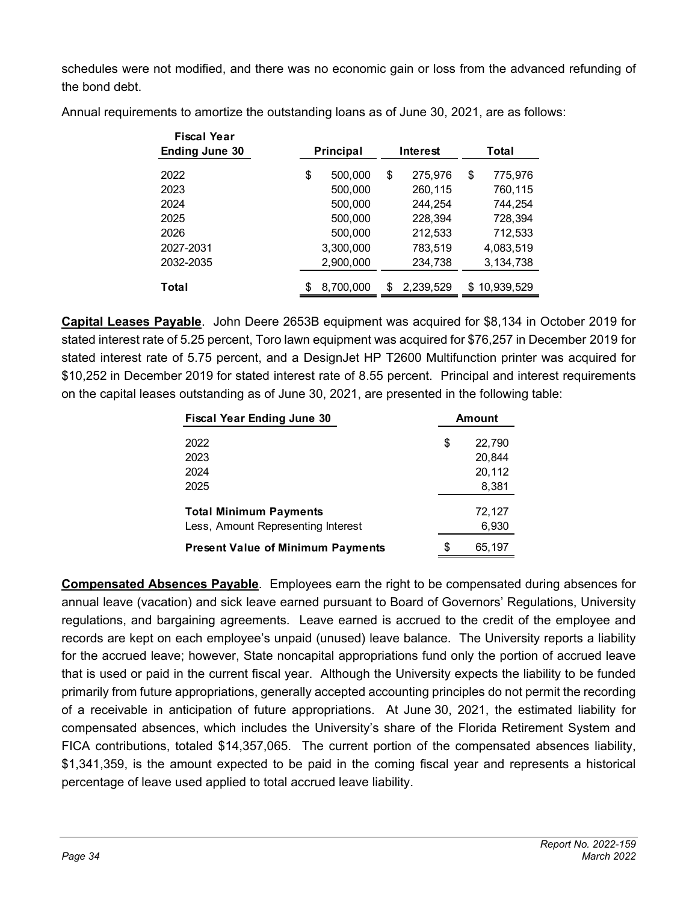schedules were not modified, and there was no economic gain or loss from the advanced refunding of the bond debt.

Annual requirements to amortize the outstanding loans as of June 30, 2021, are as follows:

| Fiscal Year Ending June 30 | Principal | Interest | Total |
|---|---|---|---|
| 2022 | $ 500,000 | $ 275,976 | $ 775,976 |
| 2023 | 500,000 | 260,115 | 760,115 |
| 2024 | 500,000 | 244,254 | 744,254 |
| 2025 | 500,000 | 228,394 | 728,394 |
| 2026 | 500,000 | 212,533 | 712,533 |
| 2027-2031 | 3,300,000 | 783,519 | 4,083,519 |
| 2032-2035 | 2,900,000 | 234,738 | 3,134,738 |
| **Total** | $ 8,700,000 | $ 2,239,529 | $ 10,939,529 |

**Capital Leases Payable**. John Deere 2653B equipment was acquired for $8,134 in October 2019 for stated interest rate of 5.25 percent, Toro lawn equipment was acquired for $76,257 in December 2019 for stated interest rate of 5.75 percent, and a DesignJet HP T2600 Multifunction printer was acquired for $10,252 in December 2019 for stated interest rate of 8.55 percent. Principal and interest requirements on the capital leases outstanding as of June 30, 2021, are presented in the following table:

| Fiscal Year Ending June 30 | Amount |
|---|---|
| 2022 | $ 22,790 |
| 2023 | 20,844 |
| 2024 | 20,112 |
| 2025 | 8,381 |
| **Total Minimum Payments** | 72,127 |
| Less, Amount Representing Interest | 6,930 |
| **Present Value of Minimum Payments** | $ 65,197 |

**Compensated Absences Payable**. Employees earn the right to be compensated during absences for annual leave (vacation) and sick leave earned pursuant to Board of Governors' Regulations, University regulations, and bargaining agreements. Leave earned is accrued to the credit of the employee and records are kept on each employee's unpaid (unused) leave balance. The University reports a liability for the accrued leave; however, State noncapital appropriations fund only the portion of accrued leave that is used or paid in the current fiscal year. Although the University expects the liability to be funded primarily from future appropriations, generally accepted accounting principles do not permit the recording of a receivable in anticipation of future appropriations. At June 30, 2021, the estimated liability for compensated absences, which includes the University's share of the Florida Retirement System and FICA contributions, totaled $14,357,065. The current portion of the compensated absences liability, $1,341,359, is the amount expected to be paid in the coming fiscal year and represents a historical percentage of leave used applied to total accrued leave liability.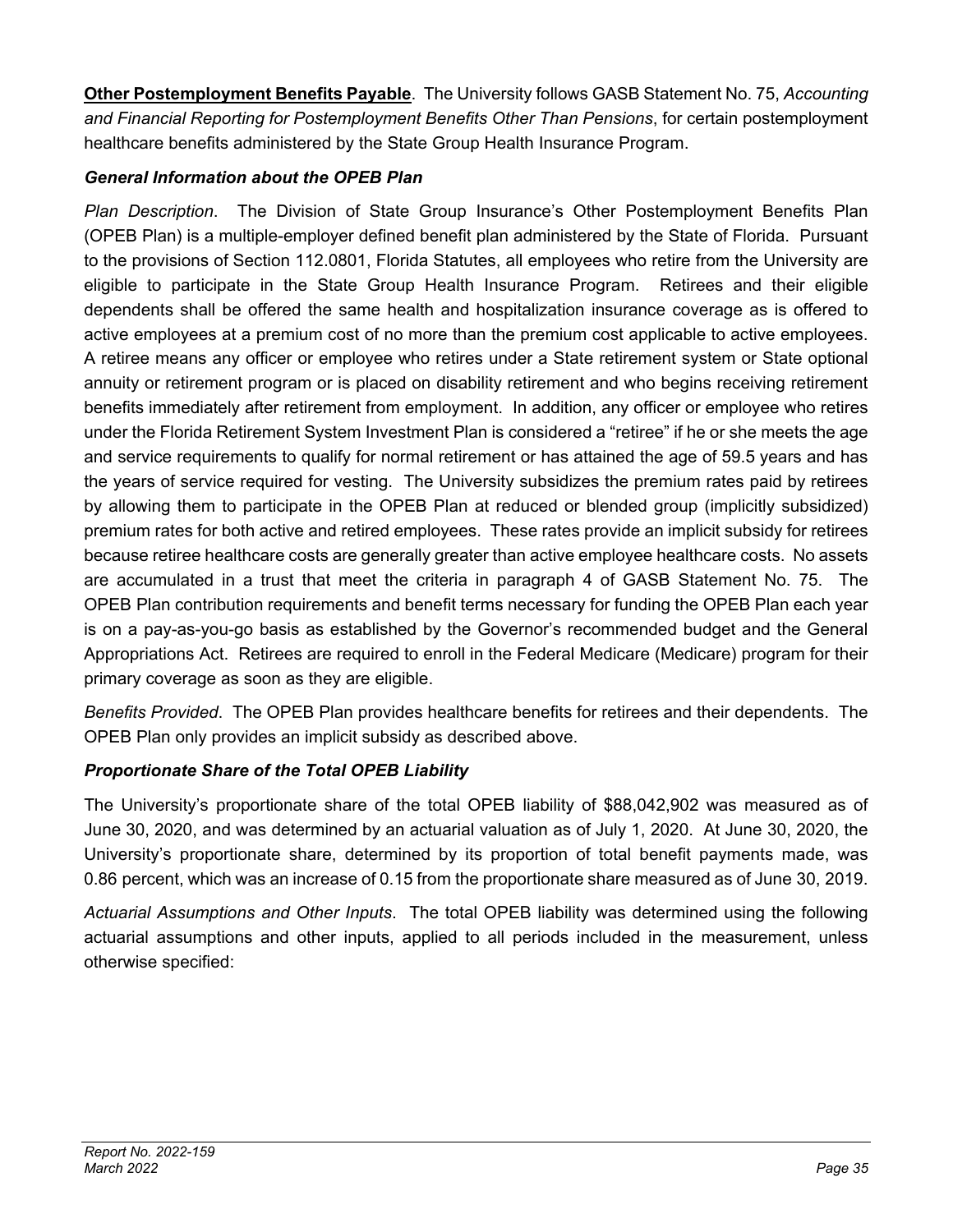**Other Postemployment Benefits Payable**. The University follows GASB Statement No. 75, *Accounting and Financial Reporting for Postemployment Benefits Other Than Pensions*, for certain postemployment healthcare benefits administered by the State Group Health Insurance Program.

### *General Information about the OPEB Plan*

*Plan Description*. The Division of State Group Insurance's Other Postemployment Benefits Plan (OPEB Plan) is a multiple-employer defined benefit plan administered by the State of Florida. Pursuant to the provisions of Section 112.0801, Florida Statutes, all employees who retire from the University are eligible to participate in the State Group Health Insurance Program. Retirees and their eligible dependents shall be offered the same health and hospitalization insurance coverage as is offered to active employees at a premium cost of no more than the premium cost applicable to active employees. A retiree means any officer or employee who retires under a State retirement system or State optional annuity or retirement program or is placed on disability retirement and who begins receiving retirement benefits immediately after retirement from employment. In addition, any officer or employee who retires under the Florida Retirement System Investment Plan is considered a "retiree" if he or she meets the age and service requirements to qualify for normal retirement or has attained the age of 59.5 years and has the years of service required for vesting. The University subsidizes the premium rates paid by retirees by allowing them to participate in the OPEB Plan at reduced or blended group (implicitly subsidized) premium rates for both active and retired employees. These rates provide an implicit subsidy for retirees because retiree healthcare costs are generally greater than active employee healthcare costs. No assets are accumulated in a trust that meet the criteria in paragraph 4 of GASB Statement No. 75. The OPEB Plan contribution requirements and benefit terms necessary for funding the OPEB Plan each year is on a pay-as-you-go basis as established by the Governor's recommended budget and the General Appropriations Act. Retirees are required to enroll in the Federal Medicare (Medicare) program for their primary coverage as soon as they are eligible.

*Benefits Provided*. The OPEB Plan provides healthcare benefits for retirees and their dependents. The OPEB Plan only provides an implicit subsidy as described above.

### *Proportionate Share of the Total OPEB Liability*

The University's proportionate share of the total OPEB liability of $88,042,902 was measured as of June 30, 2020, and was determined by an actuarial valuation as of July 1, 2020. At June 30, 2020, the University's proportionate share, determined by its proportion of total benefit payments made, was 0.86 percent, which was an increase of 0.15 from the proportionate share measured as of June 30, 2019.

*Actuarial Assumptions and Other Inputs*. The total OPEB liability was determined using the following actuarial assumptions and other inputs, applied to all periods included in the measurement, unless otherwise specified: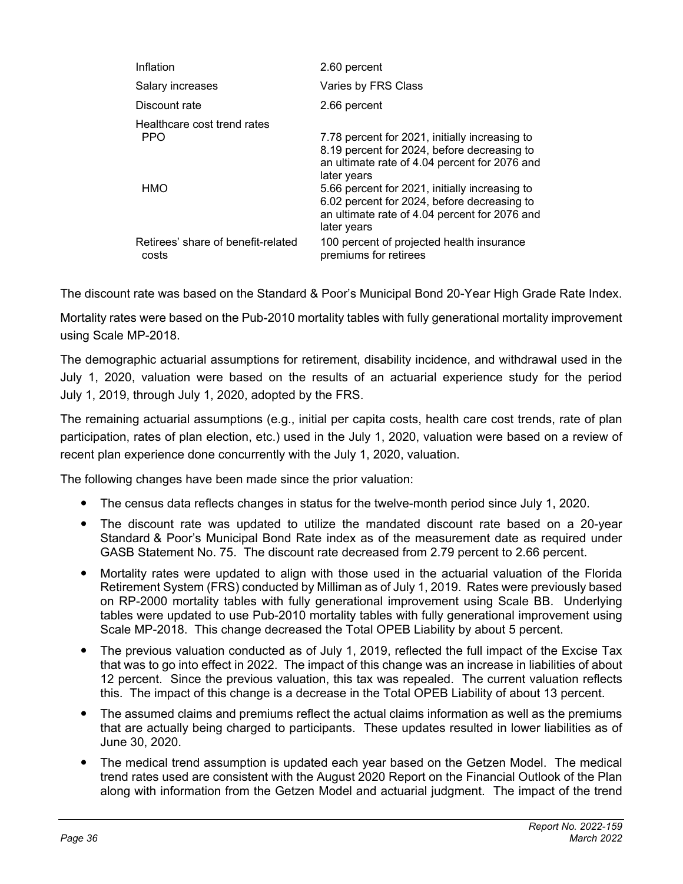| | |
|---|---|
| Inflation | 2.60 percent |
| Salary increases | Varies by FRS Class |
| Discount rate | 2.66 percent |
| Healthcare cost trend rates | |
| PPO | 7.78 percent for 2021, initially increasing to 8.19 percent for 2024, before decreasing to an ultimate rate of 4.04 percent for 2076 and later years |
| HMO | 5.66 percent for 2021, initially increasing to 6.02 percent for 2024, before decreasing to an ultimate rate of 4.04 percent for 2076 and later years |
| Retirees' share of benefit-related costs | 100 percent of projected health insurance premiums for retirees |

The discount rate was based on the Standard & Poor's Municipal Bond 20-Year High Grade Rate Index.

Mortality rates were based on the Pub-2010 mortality tables with fully generational mortality improvement using Scale MP-2018.

The demographic actuarial assumptions for retirement, disability incidence, and withdrawal used in the July 1, 2020, valuation were based on the results of an actuarial experience study for the period July 1, 2019, through July 1, 2020, adopted by the FRS.

The remaining actuarial assumptions (e.g., initial per capita costs, health care cost trends, rate of plan participation, rates of plan election, etc.) used in the July 1, 2020, valuation were based on a review of recent plan experience done concurrently with the July 1, 2020, valuation.

The following changes have been made since the prior valuation:

- The census data reflects changes in status for the twelve-month period since July 1, 2020.
- The discount rate was updated to utilize the mandated discount rate based on a 20-year Standard & Poor's Municipal Bond Rate index as of the measurement date as required under GASB Statement No. 75. The discount rate decreased from 2.79 percent to 2.66 percent.
- Mortality rates were updated to align with those used in the actuarial valuation of the Florida Retirement System (FRS) conducted by Milliman as of July 1, 2019. Rates were previously based on RP-2000 mortality tables with fully generational improvement using Scale BB. Underlying tables were updated to use Pub-2010 mortality tables with fully generational improvement using Scale MP-2018. This change decreased the Total OPEB Liability by about 5 percent.
- The previous valuation conducted as of July 1, 2019, reflected the full impact of the Excise Tax that was to go into effect in 2022. The impact of this change was an increase in liabilities of about 12 percent. Since the previous valuation, this tax was repealed. The current valuation reflects this. The impact of this change is a decrease in the Total OPEB Liability of about 13 percent.
- The assumed claims and premiums reflect the actual claims information as well as the premiums that are actually being charged to participants. These updates resulted in lower liabilities as of June 30, 2020.
- The medical trend assumption is updated each year based on the Getzen Model. The medical trend rates used are consistent with the August 2020 Report on the Financial Outlook of the Plan along with information from the Getzen Model and actuarial judgment. The impact of the trend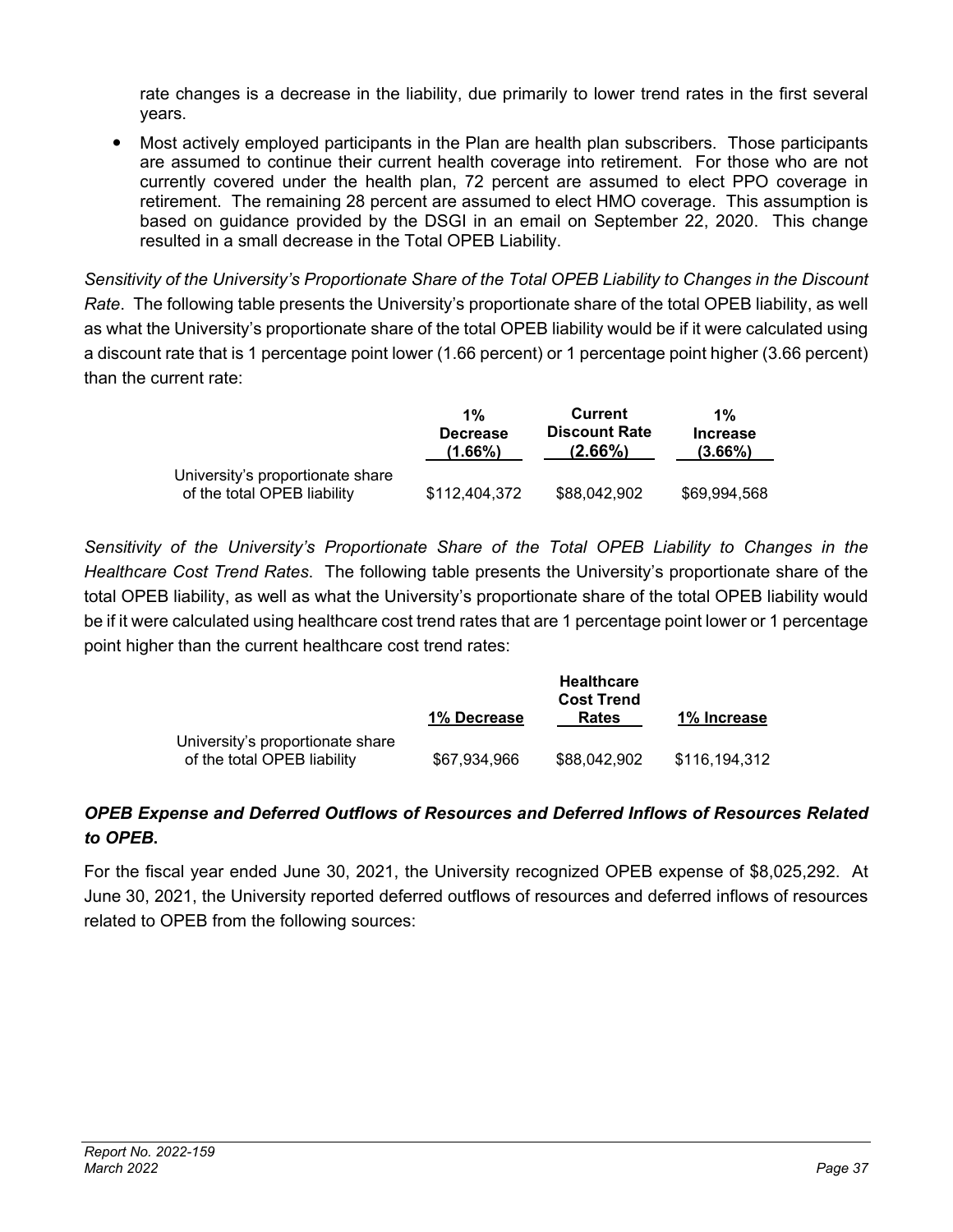rate changes is a decrease in the liability, due primarily to lower trend rates in the first several years.

- Most actively employed participants in the Plan are health plan subscribers. Those participants are assumed to continue their current health coverage into retirement. For those who are not currently covered under the health plan, 72 percent are assumed to elect PPO coverage in retirement. The remaining 28 percent are assumed to elect HMO coverage. This assumption is based on guidance provided by the DSGI in an email on September 22, 2020. This change resulted in a small decrease in the Total OPEB Liability.

*Sensitivity of the University's Proportionate Share of the Total OPEB Liability to Changes in the Discount Rate*. The following table presents the University's proportionate share of the total OPEB liability, as well as what the University's proportionate share of the total OPEB liability would be if it were calculated using a discount rate that is 1 percentage point lower (1.66 percent) or 1 percentage point higher (3.66 percent) than the current rate:

| | 1% Decrease (1.66%) | Current Discount Rate (2.66%) | 1% Increase (3.66%) |
|---|---|---|---|
| University's proportionate share of the total OPEB liability | $112,404,372 | $88,042,902 | $69,994,568 |

*Sensitivity of the University's Proportionate Share of the Total OPEB Liability to Changes in the Healthcare Cost Trend Rates*. The following table presents the University's proportionate share of the total OPEB liability, as well as what the University's proportionate share of the total OPEB liability would be if it were calculated using healthcare cost trend rates that are 1 percentage point lower or 1 percentage point higher than the current healthcare cost trend rates:

| | 1% Decrease | Healthcare Cost Trend Rates | 1% Increase |
|---|---|---|---|
| University's proportionate share of the total OPEB liability | $67,934,966 | $88,042,902 | $116,194,312 |

***OPEB Expense and Deferred Outflows of Resources and Deferred Inflows of Resources Related to OPEB.***

For the fiscal year ended June 30, 2021, the University recognized OPEB expense of $8,025,292. At June 30, 2021, the University reported deferred outflows of resources and deferred inflows of resources related to OPEB from the following sources: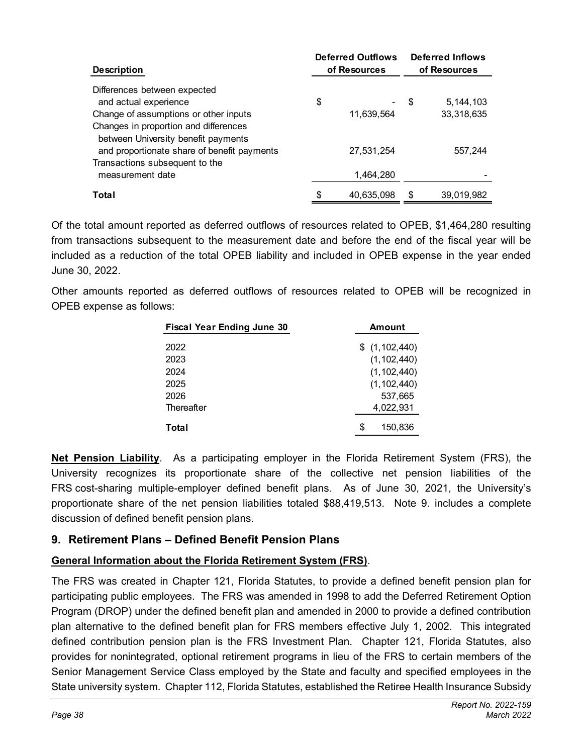| Description | Deferred Outflows of Resources | Deferred Inflows of Resources |
|---|---|---|
| Differences between expected and actual experience | $ - | $ 5,144,103 |
| Change of assumptions or other inputs | 11,639,564 | 33,318,635 |
| Changes in proportion and differences between University benefit payments and proportionate share of benefit payments | 27,531,254 | 557,244 |
| Transactions subsequent to the measurement date | 1,464,280 | - |
| **Total** | $ 40,635,098 | $ 39,019,982 |

Of the total amount reported as deferred outflows of resources related to OPEB, $1,464,280 resulting from transactions subsequent to the measurement date and before the end of the fiscal year will be included as a reduction of the total OPEB liability and included in OPEB expense in the year ended June 30, 2022.

Other amounts reported as deferred outflows of resources related to OPEB will be recognized in OPEB expense as follows:

| Fiscal Year Ending June 30 | Amount |
|---|---|
| 2022 | $ (1,102,440) |
| 2023 | (1,102,440) |
| 2024 | (1,102,440) |
| 2025 | (1,102,440) |
| 2026 | 537,665 |
| Thereafter | 4,022,931 |
| **Total** | $ 150,836 |

**Net Pension Liability**. As a participating employer in the Florida Retirement System (FRS), the University recognizes its proportionate share of the collective net pension liabilities of the FRS cost-sharing multiple-employer defined benefit plans. As of June 30, 2021, the University's proportionate share of the net pension liabilities totaled $88,419,513. Note 9. includes a complete discussion of defined benefit pension plans.

## 9. Retirement Plans – Defined Benefit Pension Plans

**General Information about the Florida Retirement System (FRS)**.

The FRS was created in Chapter 121, Florida Statutes, to provide a defined benefit pension plan for participating public employees. The FRS was amended in 1998 to add the Deferred Retirement Option Program (DROP) under the defined benefit plan and amended in 2000 to provide a defined contribution plan alternative to the defined benefit plan for FRS members effective July 1, 2002. This integrated defined contribution pension plan is the FRS Investment Plan. Chapter 121, Florida Statutes, also provides for nonintegrated, optional retirement programs in lieu of the FRS to certain members of the Senior Management Service Class employed by the State and faculty and specified employees in the State university system. Chapter 112, Florida Statutes, established the Retiree Health Insurance Subsidy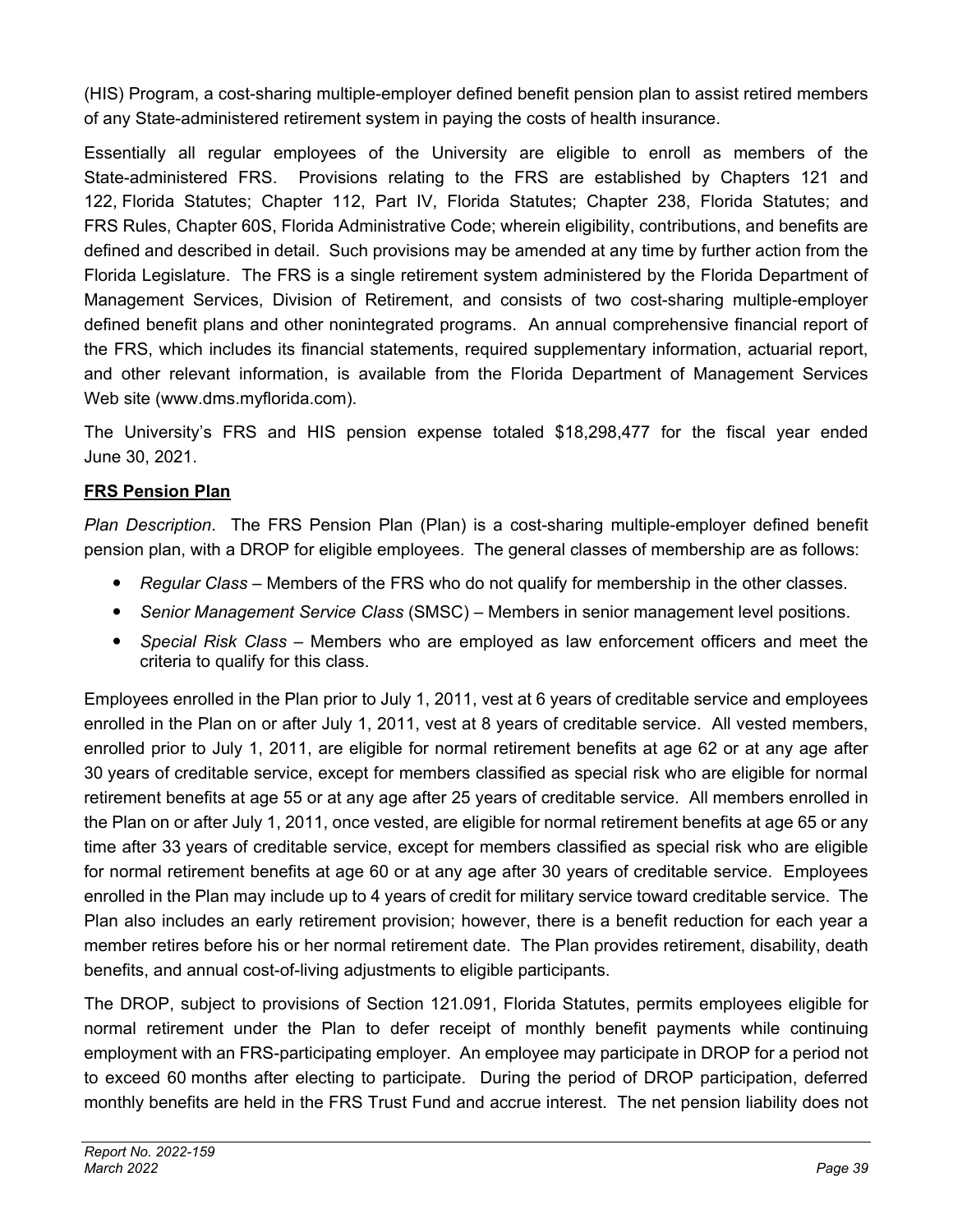(HIS) Program, a cost-sharing multiple-employer defined benefit pension plan to assist retired members of any State-administered retirement system in paying the costs of health insurance.

Essentially all regular employees of the University are eligible to enroll as members of the State-administered FRS. Provisions relating to the FRS are established by Chapters 121 and 122, Florida Statutes; Chapter 112, Part IV, Florida Statutes; Chapter 238, Florida Statutes; and FRS Rules, Chapter 60S, Florida Administrative Code; wherein eligibility, contributions, and benefits are defined and described in detail. Such provisions may be amended at any time by further action from the Florida Legislature. The FRS is a single retirement system administered by the Florida Department of Management Services, Division of Retirement, and consists of two cost-sharing multiple-employer defined benefit plans and other nonintegrated programs. An annual comprehensive financial report of the FRS, which includes its financial statements, required supplementary information, actuarial report, and other relevant information, is available from the Florida Department of Management Services Web site (www.dms.myflorida.com).

The University's FRS and HIS pension expense totaled $18,298,477 for the fiscal year ended June 30, 2021.

**FRS Pension Plan**

*Plan Description*. The FRS Pension Plan (Plan) is a cost-sharing multiple-employer defined benefit pension plan, with a DROP for eligible employees. The general classes of membership are as follows:

- *Regular Class* – Members of the FRS who do not qualify for membership in the other classes.
- *Senior Management Service Class* (SMSC) – Members in senior management level positions.
- *Special Risk Class* – Members who are employed as law enforcement officers and meet the criteria to qualify for this class.

Employees enrolled in the Plan prior to July 1, 2011, vest at 6 years of creditable service and employees enrolled in the Plan on or after July 1, 2011, vest at 8 years of creditable service. All vested members, enrolled prior to July 1, 2011, are eligible for normal retirement benefits at age 62 or at any age after 30 years of creditable service, except for members classified as special risk who are eligible for normal retirement benefits at age 55 or at any age after 25 years of creditable service. All members enrolled in the Plan on or after July 1, 2011, once vested, are eligible for normal retirement benefits at age 65 or any time after 33 years of creditable service, except for members classified as special risk who are eligible for normal retirement benefits at age 60 or at any age after 30 years of creditable service. Employees enrolled in the Plan may include up to 4 years of credit for military service toward creditable service. The Plan also includes an early retirement provision; however, there is a benefit reduction for each year a member retires before his or her normal retirement date. The Plan provides retirement, disability, death benefits, and annual cost-of-living adjustments to eligible participants.

The DROP, subject to provisions of Section 121.091, Florida Statutes, permits employees eligible for normal retirement under the Plan to defer receipt of monthly benefit payments while continuing employment with an FRS-participating employer. An employee may participate in DROP for a period not to exceed 60 months after electing to participate. During the period of DROP participation, deferred monthly benefits are held in the FRS Trust Fund and accrue interest. The net pension liability does not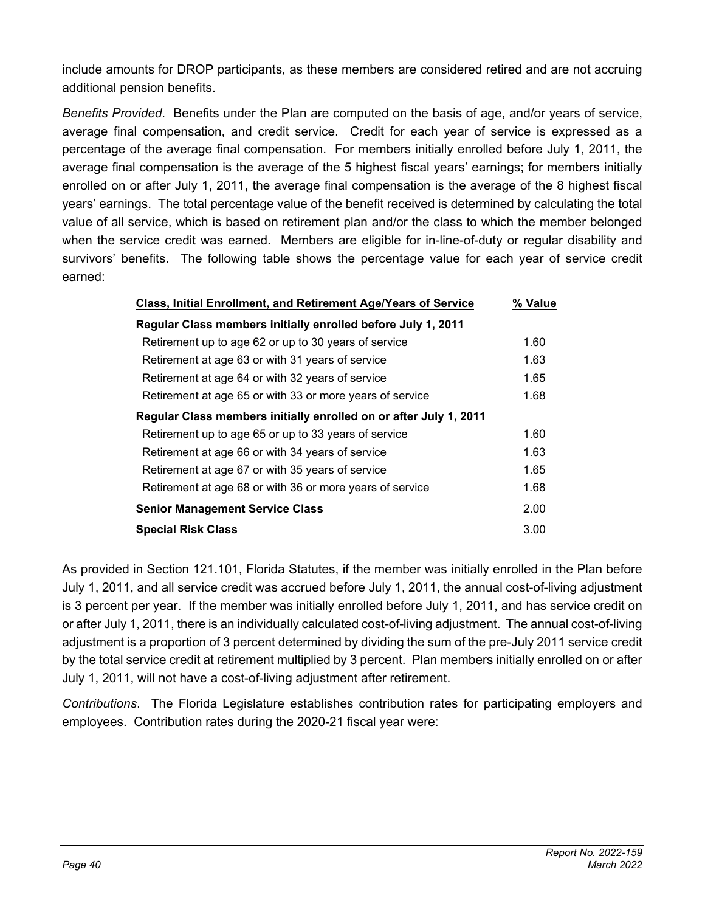include amounts for DROP participants, as these members are considered retired and are not accruing additional pension benefits.

*Benefits Provided*. Benefits under the Plan are computed on the basis of age, and/or years of service, average final compensation, and credit service. Credit for each year of service is expressed as a percentage of the average final compensation. For members initially enrolled before July 1, 2011, the average final compensation is the average of the 5 highest fiscal years' earnings; for members initially enrolled on or after July 1, 2011, the average final compensation is the average of the 8 highest fiscal years' earnings. The total percentage value of the benefit received is determined by calculating the total value of all service, which is based on retirement plan and/or the class to which the member belonged when the service credit was earned. Members are eligible for in-line-of-duty or regular disability and survivors' benefits. The following table shows the percentage value for each year of service credit earned:

| Class, Initial Enrollment, and Retirement Age/Years of Service | % Value |
|---|---|
| **Regular Class members initially enrolled before July 1, 2011** | |
| Retirement up to age 62 or up to 30 years of service | 1.60 |
| Retirement at age 63 or with 31 years of service | 1.63 |
| Retirement at age 64 or with 32 years of service | 1.65 |
| Retirement at age 65 or with 33 or more years of service | 1.68 |
| **Regular Class members initially enrolled on or after July 1, 2011** | |
| Retirement up to age 65 or up to 33 years of service | 1.60 |
| Retirement at age 66 or with 34 years of service | 1.63 |
| Retirement at age 67 or with 35 years of service | 1.65 |
| Retirement at age 68 or with 36 or more years of service | 1.68 |
| **Senior Management Service Class** | 2.00 |
| **Special Risk Class** | 3.00 |

As provided in Section 121.101, Florida Statutes, if the member was initially enrolled in the Plan before July 1, 2011, and all service credit was accrued before July 1, 2011, the annual cost-of-living adjustment is 3 percent per year. If the member was initially enrolled before July 1, 2011, and has service credit on or after July 1, 2011, there is an individually calculated cost-of-living adjustment. The annual cost-of-living adjustment is a proportion of 3 percent determined by dividing the sum of the pre-July 2011 service credit by the total service credit at retirement multiplied by 3 percent. Plan members initially enrolled on or after July 1, 2011, will not have a cost-of-living adjustment after retirement.

*Contributions*. The Florida Legislature establishes contribution rates for participating employers and employees. Contribution rates during the 2020-21 fiscal year were: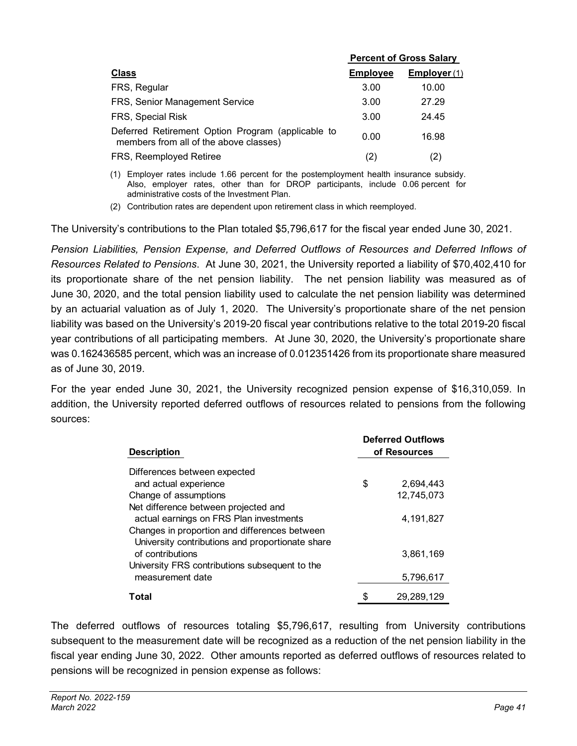| Class | Percent of Gross Salary | |
|---|---|---|
| | **Employee** | **Employer** (1) |
| FRS, Regular | 3.00 | 10.00 |
| FRS, Senior Management Service | 3.00 | 27.29 |
| FRS, Special Risk | 3.00 | 24.45 |
| Deferred Retirement Option Program (applicable to members from all of the above classes) | 0.00 | 16.98 |
| FRS, Reemployed Retiree | (2) | (2) |

(1) Employer rates include 1.66 percent for the postemployment health insurance subsidy. Also, employer rates, other than for DROP participants, include 0.06 percent for administrative costs of the Investment Plan.

(2) Contribution rates are dependent upon retirement class in which reemployed.

The University's contributions to the Plan totaled $5,796,617 for the fiscal year ended June 30, 2021.

*Pension Liabilities, Pension Expense, and Deferred Outflows of Resources and Deferred Inflows of Resources Related to Pensions*. At June 30, 2021, the University reported a liability of $70,402,410 for its proportionate share of the net pension liability. The net pension liability was measured as of June 30, 2020, and the total pension liability used to calculate the net pension liability was determined by an actuarial valuation as of July 1, 2020. The University's proportionate share of the net pension liability was based on the University's 2019-20 fiscal year contributions relative to the total 2019-20 fiscal year contributions of all participating members. At June 30, 2020, the University's proportionate share was 0.162436585 percent, which was an increase of 0.012351426 from its proportionate share measured as of June 30, 2019.

For the year ended June 30, 2021, the University recognized pension expense of $16,310,059. In addition, the University reported deferred outflows of resources related to pensions from the following sources:

| Description | Deferred Outflows of Resources |
|---|---|
| Differences between expected and actual experience | $ 2,694,443 |
| Change of assumptions | 12,745,073 |
| Net difference between projected and actual earnings on FRS Plan investments | 4,191,827 |
| Changes in proportion and differences between University contributions and proportionate share of contributions | 3,861,169 |
| University FRS contributions subsequent to the measurement date | 5,796,617 |
| **Total** | $ 29,289,129 |

The deferred outflows of resources totaling $5,796,617, resulting from University contributions subsequent to the measurement date will be recognized as a reduction of the net pension liability in the fiscal year ending June 30, 2022. Other amounts reported as deferred outflows of resources related to pensions will be recognized in pension expense as follows: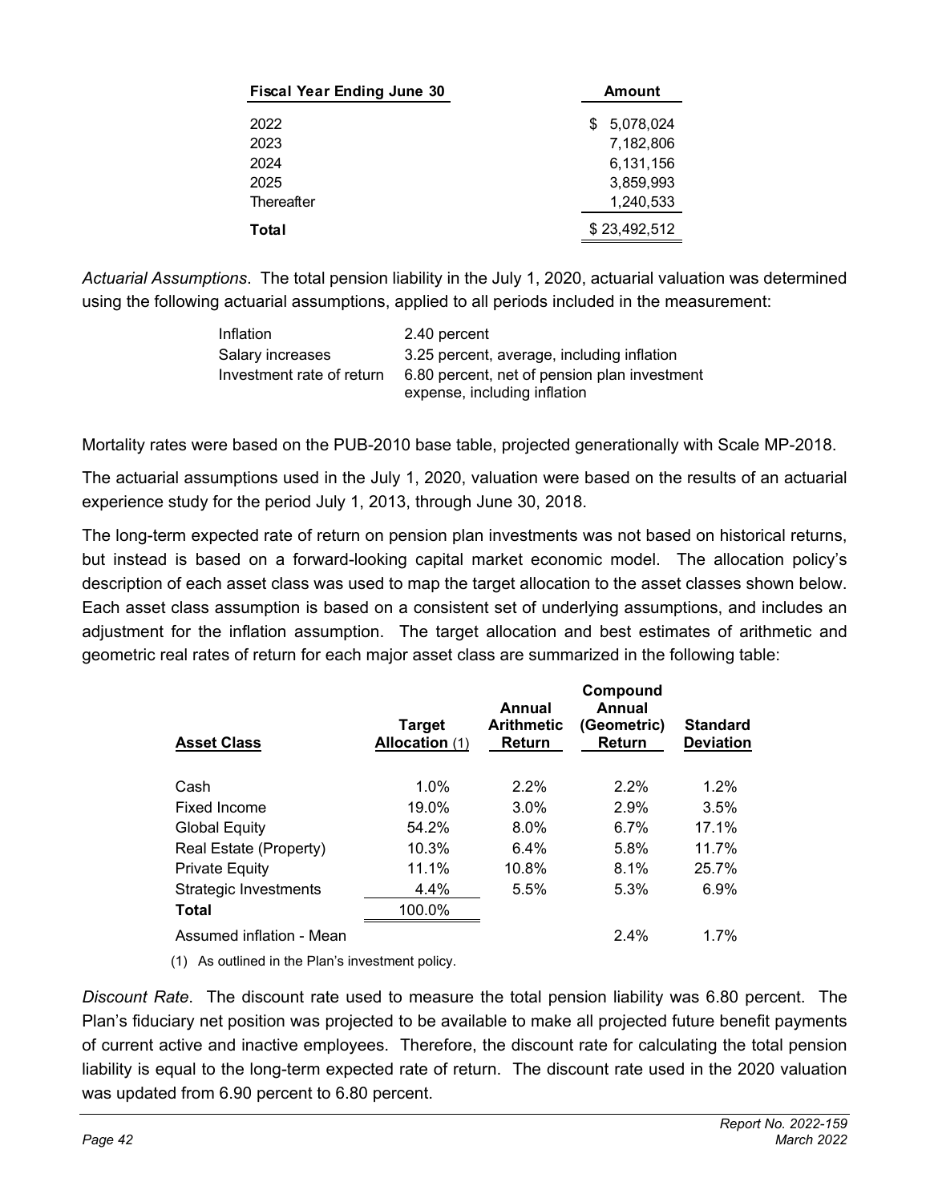| Fiscal Year Ending June 30 | Amount |
|---|---|
| 2022 | $ 5,078,024 |
| 2023 | 7,182,806 |
| 2024 | 6,131,156 |
| 2025 | 3,859,993 |
| Thereafter | 1,240,533 |
| **Total** | $ 23,492,512 |

*Actuarial Assumptions*. The total pension liability in the July 1, 2020, actuarial valuation was determined using the following actuarial assumptions, applied to all periods included in the measurement:

| | |
|---|---|
| Inflation | 2.40 percent |
| Salary increases | 3.25 percent, average, including inflation |
| Investment rate of return | 6.80 percent, net of pension plan investment expense, including inflation |

Mortality rates were based on the PUB-2010 base table, projected generationally with Scale MP-2018.

The actuarial assumptions used in the July 1, 2020, valuation were based on the results of an actuarial experience study for the period July 1, 2013, through June 30, 2018.

The long-term expected rate of return on pension plan investments was not based on historical returns, but instead is based on a forward-looking capital market economic model. The allocation policy's description of each asset class was used to map the target allocation to the asset classes shown below. Each asset class assumption is based on a consistent set of underlying assumptions, and includes an adjustment for the inflation assumption. The target allocation and best estimates of arithmetic and geometric real rates of return for each major asset class are summarized in the following table:

| Asset Class | Target Allocation (1) | Annual Arithmetic Return | Compound Annual (Geometric) Return | Standard Deviation |
|---|---|---|---|---|
| Cash | 1.0% | 2.2% | 2.2% | 1.2% |
| Fixed Income | 19.0% | 3.0% | 2.9% | 3.5% |
| Global Equity | 54.2% | 8.0% | 6.7% | 17.1% |
| Real Estate (Property) | 10.3% | 6.4% | 5.8% | 11.7% |
| Private Equity | 11.1% | 10.8% | 8.1% | 25.7% |
| Strategic Investments | 4.4% | 5.5% | 5.3% | 6.9% |
| **Total** | 100.0% | | | |
| Assumed inflation - Mean | | | 2.4% | 1.7% |

(1) As outlined in the Plan's investment policy.

*Discount Rate*. The discount rate used to measure the total pension liability was 6.80 percent. The Plan's fiduciary net position was projected to be available to make all projected future benefit payments of current active and inactive employees. Therefore, the discount rate for calculating the total pension liability is equal to the long-term expected rate of return. The discount rate used in the 2020 valuation was updated from 6.90 percent to 6.80 percent.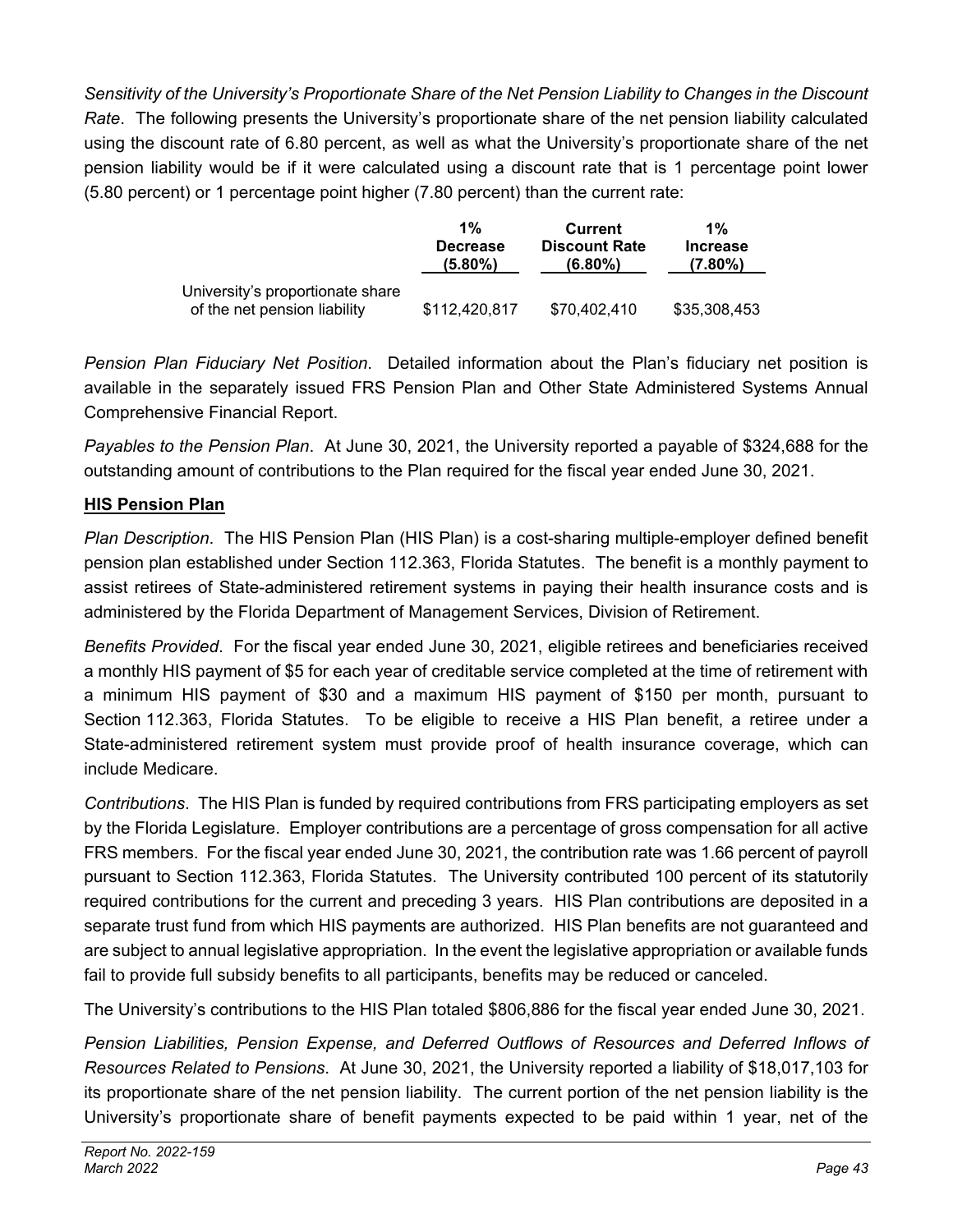*Sensitivity of the University's Proportionate Share of the Net Pension Liability to Changes in the Discount Rate*. The following presents the University's proportionate share of the net pension liability calculated using the discount rate of 6.80 percent, as well as what the University's proportionate share of the net pension liability would be if it were calculated using a discount rate that is 1 percentage point lower (5.80 percent) or 1 percentage point higher (7.80 percent) than the current rate:

| | 1% Decrease (5.80%) | Current Discount Rate (6.80%) | 1% Increase (7.80%) |
|---|---|---|---|
| University's proportionate share of the net pension liability | $112,420,817 | $70,402,410 | $35,308,453 |

*Pension Plan Fiduciary Net Position*. Detailed information about the Plan's fiduciary net position is available in the separately issued FRS Pension Plan and Other State Administered Systems Annual Comprehensive Financial Report.

*Payables to the Pension Plan*. At June 30, 2021, the University reported a payable of $324,688 for the outstanding amount of contributions to the Plan required for the fiscal year ended June 30, 2021.

**HIS Pension Plan**

*Plan Description*. The HIS Pension Plan (HIS Plan) is a cost-sharing multiple-employer defined benefit pension plan established under Section 112.363, Florida Statutes. The benefit is a monthly payment to assist retirees of State-administered retirement systems in paying their health insurance costs and is administered by the Florida Department of Management Services, Division of Retirement.

*Benefits Provided*. For the fiscal year ended June 30, 2021, eligible retirees and beneficiaries received a monthly HIS payment of $5 for each year of creditable service completed at the time of retirement with a minimum HIS payment of $30 and a maximum HIS payment of $150 per month, pursuant to Section 112.363, Florida Statutes. To be eligible to receive a HIS Plan benefit, a retiree under a State-administered retirement system must provide proof of health insurance coverage, which can include Medicare.

*Contributions*. The HIS Plan is funded by required contributions from FRS participating employers as set by the Florida Legislature. Employer contributions are a percentage of gross compensation for all active FRS members. For the fiscal year ended June 30, 2021, the contribution rate was 1.66 percent of payroll pursuant to Section 112.363, Florida Statutes. The University contributed 100 percent of its statutorily required contributions for the current and preceding 3 years. HIS Plan contributions are deposited in a separate trust fund from which HIS payments are authorized. HIS Plan benefits are not guaranteed and are subject to annual legislative appropriation. In the event the legislative appropriation or available funds fail to provide full subsidy benefits to all participants, benefits may be reduced or canceled.

The University's contributions to the HIS Plan totaled $806,886 for the fiscal year ended June 30, 2021.

*Pension Liabilities, Pension Expense, and Deferred Outflows of Resources and Deferred Inflows of Resources Related to Pensions*. At June 30, 2021, the University reported a liability of $18,017,103 for its proportionate share of the net pension liability. The current portion of the net pension liability is the University's proportionate share of benefit payments expected to be paid within 1 year, net of the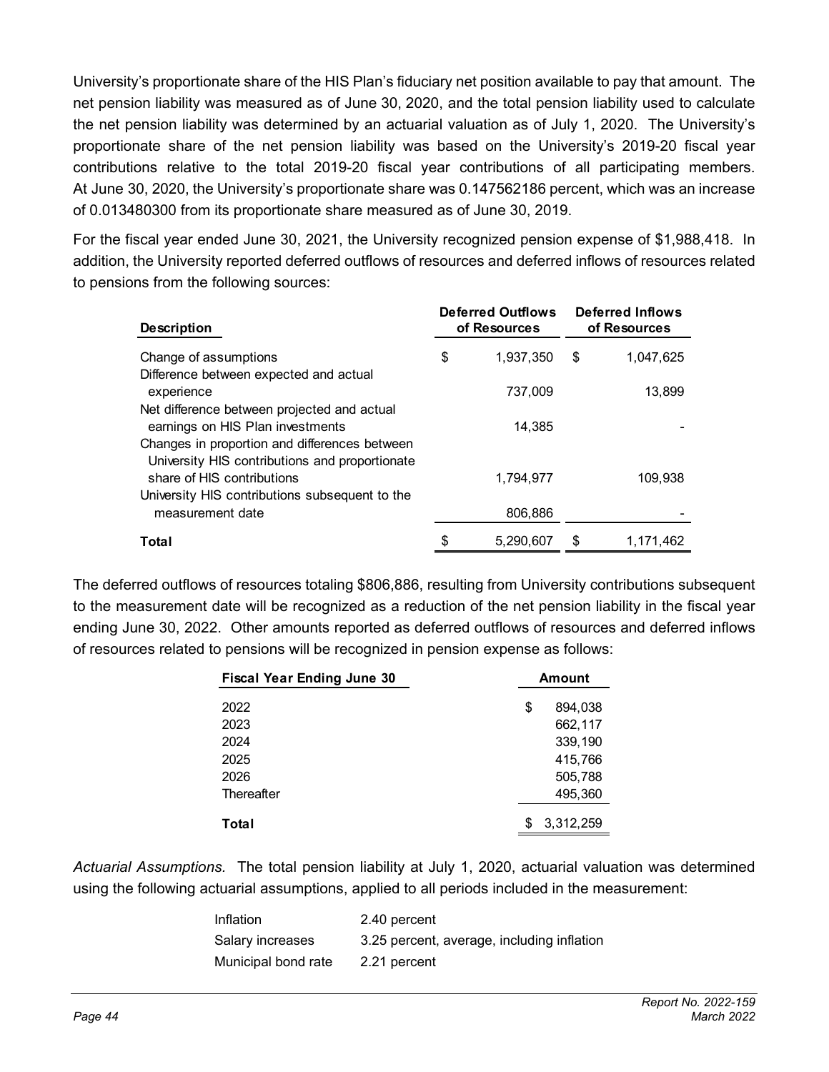University's proportionate share of the HIS Plan's fiduciary net position available to pay that amount. The net pension liability was measured as of June 30, 2020, and the total pension liability used to calculate the net pension liability was determined by an actuarial valuation as of July 1, 2020. The University's proportionate share of the net pension liability was based on the University's 2019-20 fiscal year contributions relative to the total 2019-20 fiscal year contributions of all participating members. At June 30, 2020, the University's proportionate share was 0.147562186 percent, which was an increase of 0.013480300 from its proportionate share measured as of June 30, 2019.

For the fiscal year ended June 30, 2021, the University recognized pension expense of $1,988,418. In addition, the University reported deferred outflows of resources and deferred inflows of resources related to pensions from the following sources:

| Description | Deferred Outflows of Resources | Deferred Inflows of Resources |
|---|---|---|
| Change of assumptions | $ 1,937,350 | $ 1,047,625 |
| Difference between expected and actual experience | 737,009 | 13,899 |
| Net difference between projected and actual earnings on HIS Plan investments | 14,385 | - |
| Changes in proportion and differences between University HIS contributions and proportionate share of HIS contributions | 1,794,977 | 109,938 |
| University HIS contributions subsequent to the measurement date | 806,886 | - |
| **Total** | $ 5,290,607 | $ 1,171,462 |

The deferred outflows of resources totaling $806,886, resulting from University contributions subsequent to the measurement date will be recognized as a reduction of the net pension liability in the fiscal year ending June 30, 2022. Other amounts reported as deferred outflows of resources and deferred inflows of resources related to pensions will be recognized in pension expense as follows:

| Fiscal Year Ending June 30 | Amount |
|---|---|
| 2022 | $ 894,038 |
| 2023 | 662,117 |
| 2024 | 339,190 |
| 2025 | 415,766 |
| 2026 | 505,788 |
| Thereafter | 495,360 |
| **Total** | $ 3,312,259 |

*Actuarial Assumptions.* The total pension liability at July 1, 2020, actuarial valuation was determined using the following actuarial assumptions, applied to all periods included in the measurement:

| | |
|---|---|
| Inflation | 2.40 percent |
| Salary increases | 3.25 percent, average, including inflation |
| Municipal bond rate | 2.21 percent |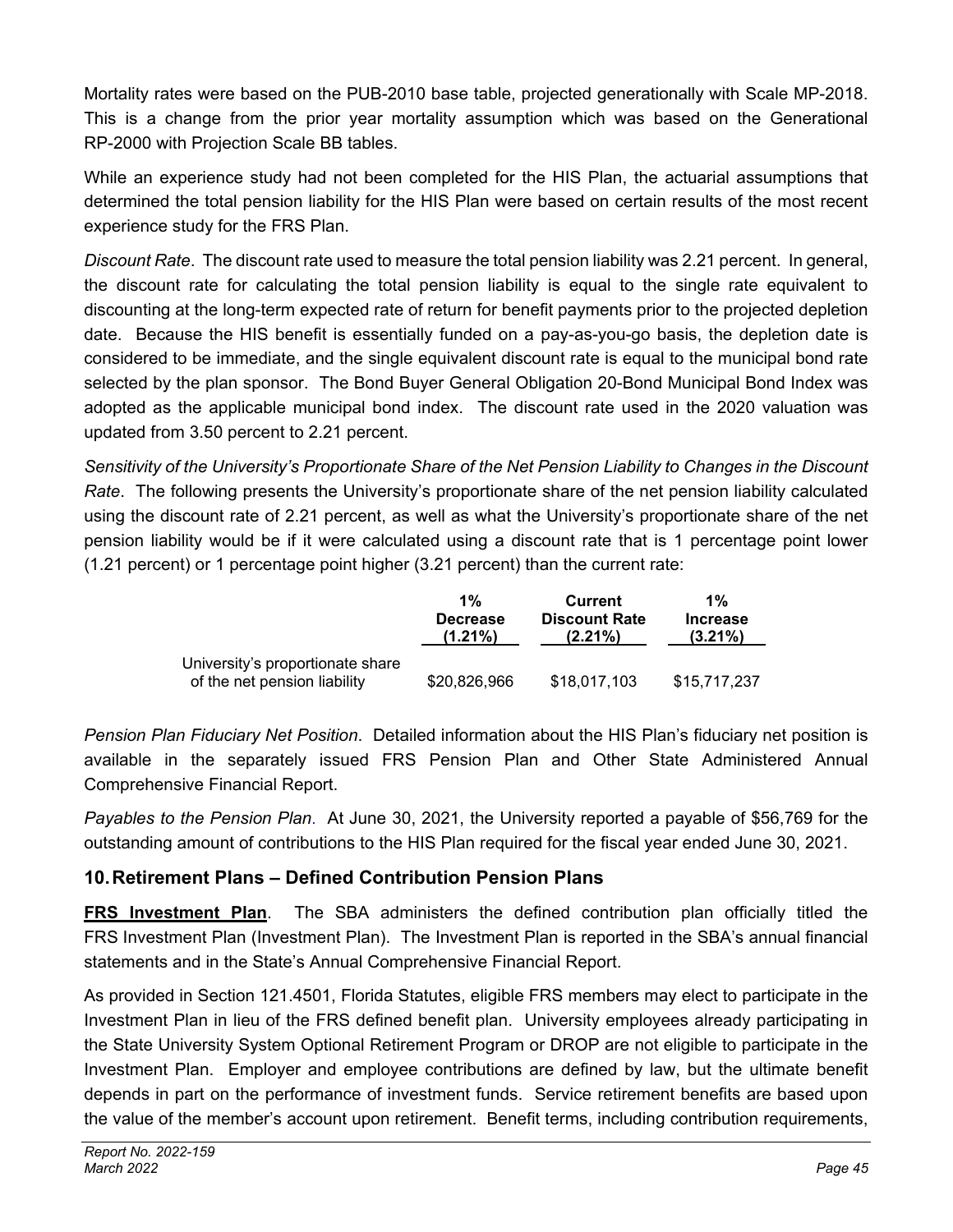Mortality rates were based on the PUB-2010 base table, projected generationally with Scale MP-2018. This is a change from the prior year mortality assumption which was based on the Generational RP-2000 with Projection Scale BB tables.

While an experience study had not been completed for the HIS Plan, the actuarial assumptions that determined the total pension liability for the HIS Plan were based on certain results of the most recent experience study for the FRS Plan.

*Discount Rate*. The discount rate used to measure the total pension liability was 2.21 percent. In general, the discount rate for calculating the total pension liability is equal to the single rate equivalent to discounting at the long-term expected rate of return for benefit payments prior to the projected depletion date. Because the HIS benefit is essentially funded on a pay-as-you-go basis, the depletion date is considered to be immediate, and the single equivalent discount rate is equal to the municipal bond rate selected by the plan sponsor. The Bond Buyer General Obligation 20-Bond Municipal Bond Index was adopted as the applicable municipal bond index. The discount rate used in the 2020 valuation was updated from 3.50 percent to 2.21 percent.

*Sensitivity of the University's Proportionate Share of the Net Pension Liability to Changes in the Discount Rate*. The following presents the University's proportionate share of the net pension liability calculated using the discount rate of 2.21 percent, as well as what the University's proportionate share of the net pension liability would be if it were calculated using a discount rate that is 1 percentage point lower (1.21 percent) or 1 percentage point higher (3.21 percent) than the current rate:

| | 1% Decrease (1.21%) | Current Discount Rate (2.21%) | 1% Increase (3.21%) |
|---|---|---|---|
| University's proportionate share of the net pension liability | $20,826,966 | $18,017,103 | $15,717,237 |

*Pension Plan Fiduciary Net Position*. Detailed information about the HIS Plan's fiduciary net position is available in the separately issued FRS Pension Plan and Other State Administered Annual Comprehensive Financial Report.

*Payables to the Pension Plan*. At June 30, 2021, the University reported a payable of $56,769 for the outstanding amount of contributions to the HIS Plan required for the fiscal year ended June 30, 2021.

## 10. Retirement Plans – Defined Contribution Pension Plans

**FRS Investment Plan**. The SBA administers the defined contribution plan officially titled the FRS Investment Plan (Investment Plan). The Investment Plan is reported in the SBA's annual financial statements and in the State's Annual Comprehensive Financial Report.

As provided in Section 121.4501, Florida Statutes, eligible FRS members may elect to participate in the Investment Plan in lieu of the FRS defined benefit plan. University employees already participating in the State University System Optional Retirement Program or DROP are not eligible to participate in the Investment Plan. Employer and employee contributions are defined by law, but the ultimate benefit depends in part on the performance of investment funds. Service retirement benefits are based upon the value of the member's account upon retirement. Benefit terms, including contribution requirements,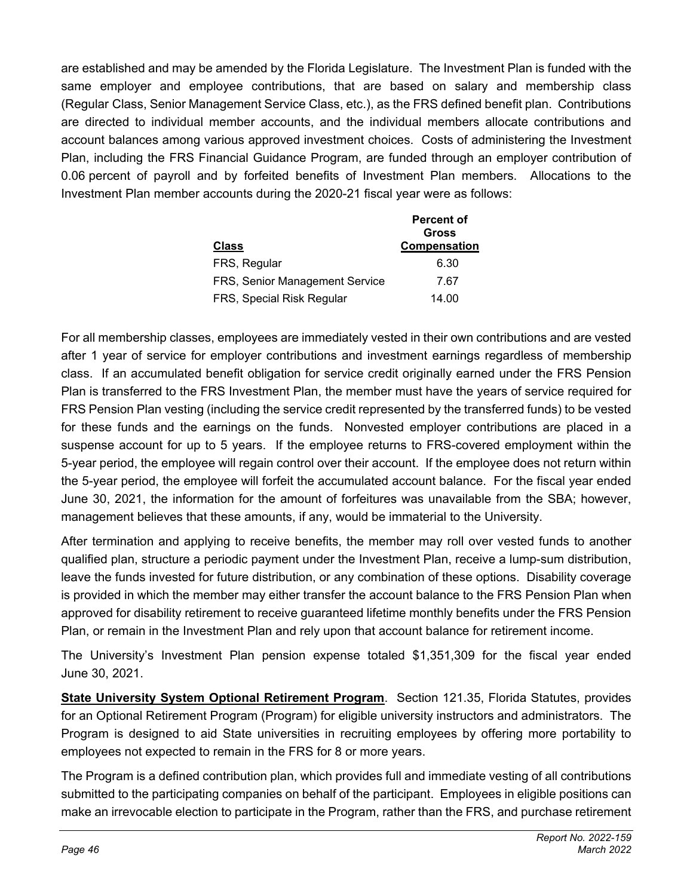are established and may be amended by the Florida Legislature. The Investment Plan is funded with the same employer and employee contributions, that are based on salary and membership class (Regular Class, Senior Management Service Class, etc.), as the FRS defined benefit plan. Contributions are directed to individual member accounts, and the individual members allocate contributions and account balances among various approved investment choices. Costs of administering the Investment Plan, including the FRS Financial Guidance Program, are funded through an employer contribution of 0.06 percent of payroll and by forfeited benefits of Investment Plan members. Allocations to the Investment Plan member accounts during the 2020-21 fiscal year were as follows:

| Class | Percent of Gross Compensation |
|---|---|
| FRS, Regular | 6.30 |
| FRS, Senior Management Service | 7.67 |
| FRS, Special Risk Regular | 14.00 |

For all membership classes, employees are immediately vested in their own contributions and are vested after 1 year of service for employer contributions and investment earnings regardless of membership class. If an accumulated benefit obligation for service credit originally earned under the FRS Pension Plan is transferred to the FRS Investment Plan, the member must have the years of service required for FRS Pension Plan vesting (including the service credit represented by the transferred funds) to be vested for these funds and the earnings on the funds. Nonvested employer contributions are placed in a suspense account for up to 5 years. If the employee returns to FRS-covered employment within the 5-year period, the employee will regain control over their account. If the employee does not return within the 5-year period, the employee will forfeit the accumulated account balance. For the fiscal year ended June 30, 2021, the information for the amount of forfeitures was unavailable from the SBA; however, management believes that these amounts, if any, would be immaterial to the University.

After termination and applying to receive benefits, the member may roll over vested funds to another qualified plan, structure a periodic payment under the Investment Plan, receive a lump-sum distribution, leave the funds invested for future distribution, or any combination of these options. Disability coverage is provided in which the member may either transfer the account balance to the FRS Pension Plan when approved for disability retirement to receive guaranteed lifetime monthly benefits under the FRS Pension Plan, or remain in the Investment Plan and rely upon that account balance for retirement income.

The University's Investment Plan pension expense totaled $1,351,309 for the fiscal year ended June 30, 2021.

**State University System Optional Retirement Program**. Section 121.35, Florida Statutes, provides for an Optional Retirement Program (Program) for eligible university instructors and administrators. The Program is designed to aid State universities in recruiting employees by offering more portability to employees not expected to remain in the FRS for 8 or more years.

The Program is a defined contribution plan, which provides full and immediate vesting of all contributions submitted to the participating companies on behalf of the participant. Employees in eligible positions can make an irrevocable election to participate in the Program, rather than the FRS, and purchase retirement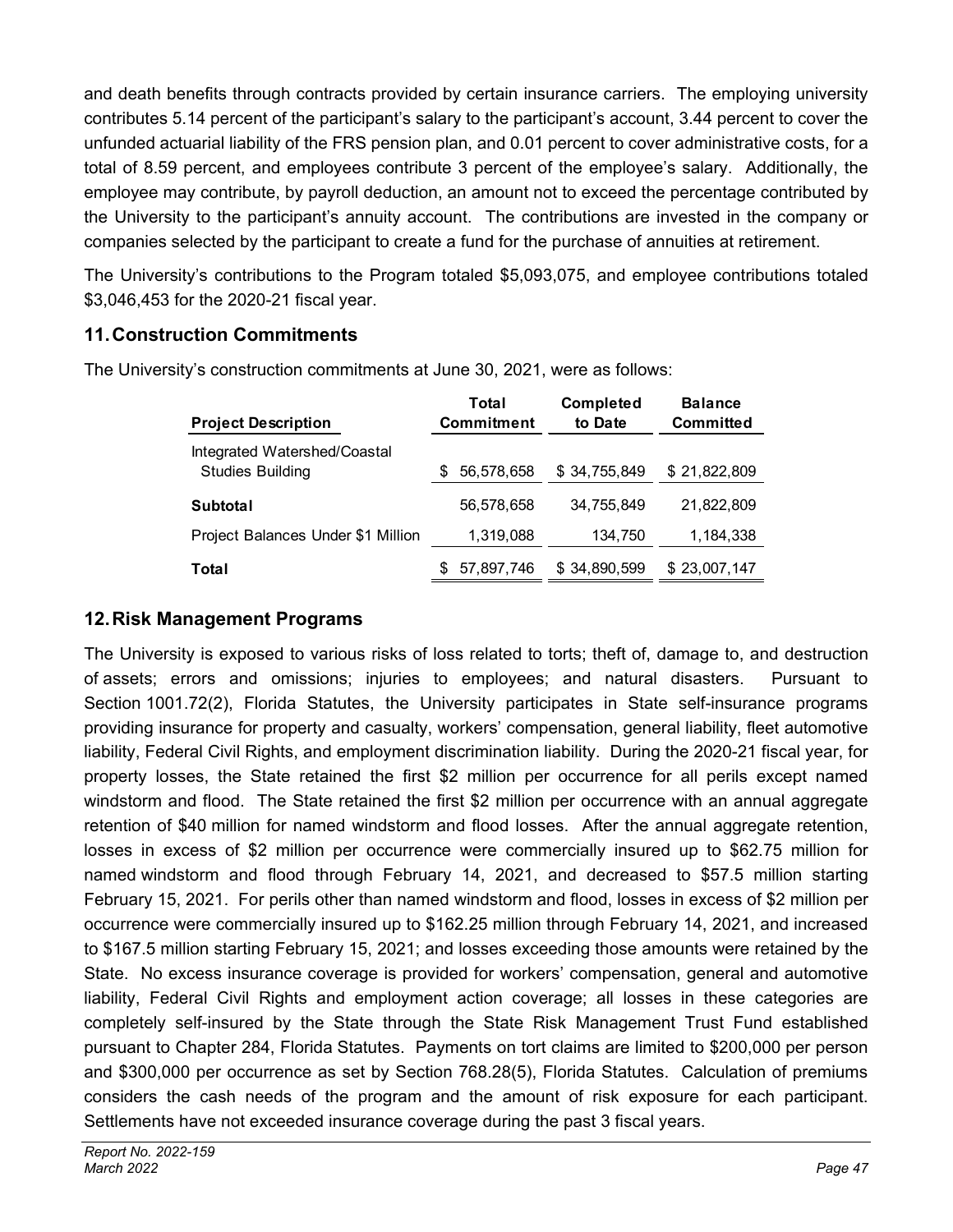and death benefits through contracts provided by certain insurance carriers. The employing university contributes 5.14 percent of the participant's salary to the participant's account, 3.44 percent to cover the unfunded actuarial liability of the FRS pension plan, and 0.01 percent to cover administrative costs, for a total of 8.59 percent, and employees contribute 3 percent of the employee's salary. Additionally, the employee may contribute, by payroll deduction, an amount not to exceed the percentage contributed by the University to the participant's annuity account. The contributions are invested in the company or companies selected by the participant to create a fund for the purchase of annuities at retirement.

The University's contributions to the Program totaled $5,093,075, and employee contributions totaled $3,046,453 for the 2020-21 fiscal year.

## 11. Construction Commitments

The University's construction commitments at June 30, 2021, were as follows:

| Project Description | Total Commitment | Completed to Date | Balance Committed |
|---|---|---|---|
| Integrated Watershed/Coastal Studies Building | $ 56,578,658 | $ 34,755,849 | $ 21,822,809 |
| **Subtotal** | 56,578,658 | 34,755,849 | 21,822,809 |
| Project Balances Under $1 Million | 1,319,088 | 134,750 | 1,184,338 |
| **Total** | $ 57,897,746 | $ 34,890,599 | $ 23,007,147 |

## 12. Risk Management Programs

The University is exposed to various risks of loss related to torts; theft of, damage to, and destruction of assets; errors and omissions; injuries to employees; and natural disasters. Pursuant to Section 1001.72(2), Florida Statutes, the University participates in State self-insurance programs providing insurance for property and casualty, workers' compensation, general liability, fleet automotive liability, Federal Civil Rights, and employment discrimination liability. During the 2020-21 fiscal year, for property losses, the State retained the first $2 million per occurrence for all perils except named windstorm and flood. The State retained the first $2 million per occurrence with an annual aggregate retention of $40 million for named windstorm and flood losses. After the annual aggregate retention, losses in excess of $2 million per occurrence were commercially insured up to $62.75 million for named windstorm and flood through February 14, 2021, and decreased to $57.5 million starting February 15, 2021. For perils other than named windstorm and flood, losses in excess of $2 million per occurrence were commercially insured up to $162.25 million through February 14, 2021, and increased to $167.5 million starting February 15, 2021; and losses exceeding those amounts were retained by the State. No excess insurance coverage is provided for workers' compensation, general and automotive liability, Federal Civil Rights and employment action coverage; all losses in these categories are completely self-insured by the State through the State Risk Management Trust Fund established pursuant to Chapter 284, Florida Statutes. Payments on tort claims are limited to $200,000 per person and $300,000 per occurrence as set by Section 768.28(5), Florida Statutes. Calculation of premiums considers the cash needs of the program and the amount of risk exposure for each participant. Settlements have not exceeded insurance coverage during the past 3 fiscal years.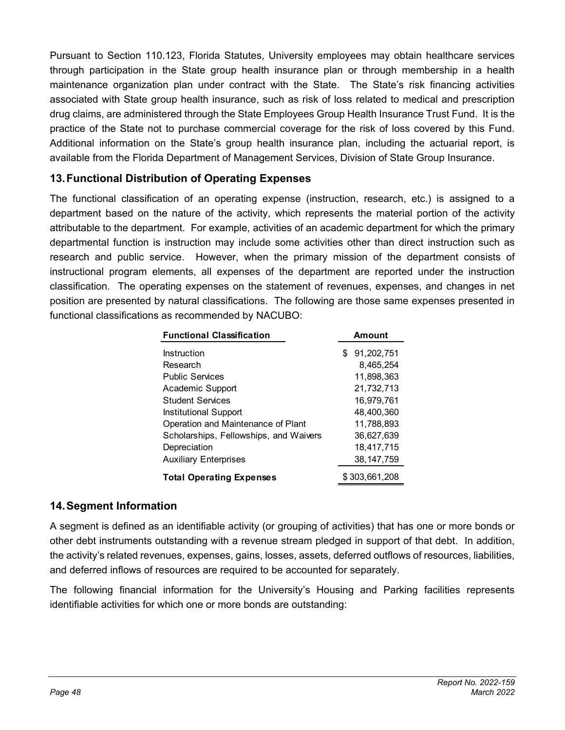Pursuant to Section 110.123, Florida Statutes, University employees may obtain healthcare services through participation in the State group health insurance plan or through membership in a health maintenance organization plan under contract with the State. The State's risk financing activities associated with State group health insurance, such as risk of loss related to medical and prescription drug claims, are administered through the State Employees Group Health Insurance Trust Fund. It is the practice of the State not to purchase commercial coverage for the risk of loss covered by this Fund. Additional information on the State's group health insurance plan, including the actuarial report, is available from the Florida Department of Management Services, Division of State Group Insurance.

## 13. Functional Distribution of Operating Expenses

The functional classification of an operating expense (instruction, research, etc.) is assigned to a department based on the nature of the activity, which represents the material portion of the activity attributable to the department. For example, activities of an academic department for which the primary departmental function is instruction may include some activities other than direct instruction such as research and public service. However, when the primary mission of the department consists of instructional program elements, all expenses of the department are reported under the instruction classification. The operating expenses on the statement of revenues, expenses, and changes in net position are presented by natural classifications. The following are those same expenses presented in functional classifications as recommended by NACUBO:

| Functional Classification | Amount |
|---|---|
| Instruction | $ 91,202,751 |
| Research | 8,465,254 |
| Public Services | 11,898,363 |
| Academic Support | 21,732,713 |
| Student Services | 16,979,761 |
| Institutional Support | 48,400,360 |
| Operation and Maintenance of Plant | 11,788,893 |
| Scholarships, Fellowships, and Waivers | 36,627,639 |
| Depreciation | 18,417,715 |
| Auxiliary Enterprises | 38,147,759 |
| **Total Operating Expenses** | $ 303,661,208 |

## 14. Segment Information

A segment is defined as an identifiable activity (or grouping of activities) that has one or more bonds or other debt instruments outstanding with a revenue stream pledged in support of that debt. In addition, the activity's related revenues, expenses, gains, losses, assets, deferred outflows of resources, liabilities, and deferred inflows of resources are required to be accounted for separately.

The following financial information for the University's Housing and Parking facilities represents identifiable activities for which one or more bonds are outstanding: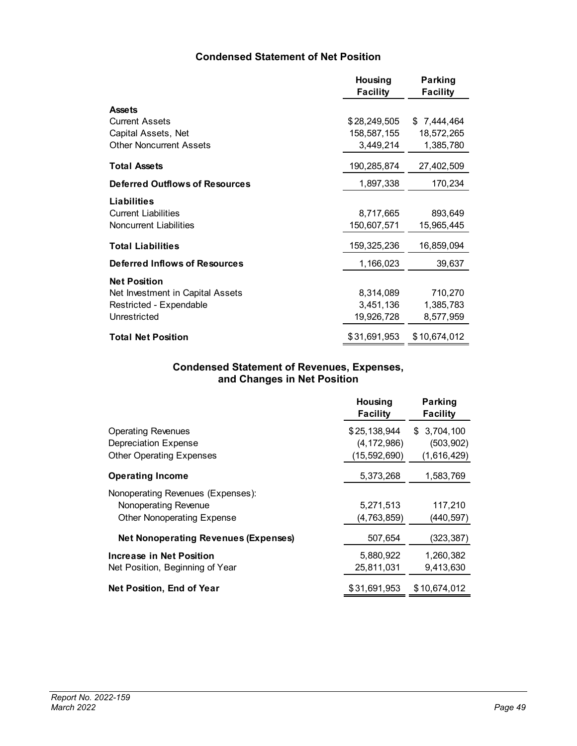## Condensed Statement of Net Position

| | Housing Facility | Parking Facility |
|---|---|---|
| **Assets** | | |
| Current Assets | $28,249,505 | $ 7,444,464 |
| Capital Assets, Net | 158,587,155 | 18,572,265 |
| Other Noncurrent Assets | 3,449,214 | 1,385,780 |
| **Total Assets** | 190,285,874 | 27,402,509 |
| **Deferred Outflows of Resources** | 1,897,338 | 170,234 |
| **Liabilities** | | |
| Current Liabilities | 8,717,665 | 893,649 |
| Noncurrent Liabilities | 150,607,571 | 15,965,445 |
| **Total Liabilities** | 159,325,236 | 16,859,094 |
| **Deferred Inflows of Resources** | 1,166,023 | 39,637 |
| **Net Position** | | |
| Net Investment in Capital Assets | 8,314,089 | 710,270 |
| Restricted - Expendable | 3,451,136 | 1,385,783 |
| Unrestricted | 19,926,728 | 8,577,959 |
| **Total Net Position** | $31,691,953 | $10,674,012 |

## Condensed Statement of Revenues, Expenses, and Changes in Net Position

| | Housing Facility | Parking Facility |
|---|---|---|
| Operating Revenues | $25,138,944 | $ 3,704,100 |
| Depreciation Expense | (4,172,986) | (503,902) |
| Other Operating Expenses | (15,592,690) | (1,616,429) |
| **Operating Income** | 5,373,268 | 1,583,769 |
| Nonoperating Revenues (Expenses): | | |
| Nonoperating Revenue | 5,271,513 | 117,210 |
| Other Nonoperating Expense | (4,763,859) | (440,597) |
| **Net Nonoperating Revenues (Expenses)** | 507,654 | (323,387) |
| **Increase in Net Position** | 5,880,922 | 1,260,382 |
| Net Position, Beginning of Year | 25,811,031 | 9,413,630 |
| **Net Position, End of Year** | $31,691,953 | $10,674,012 |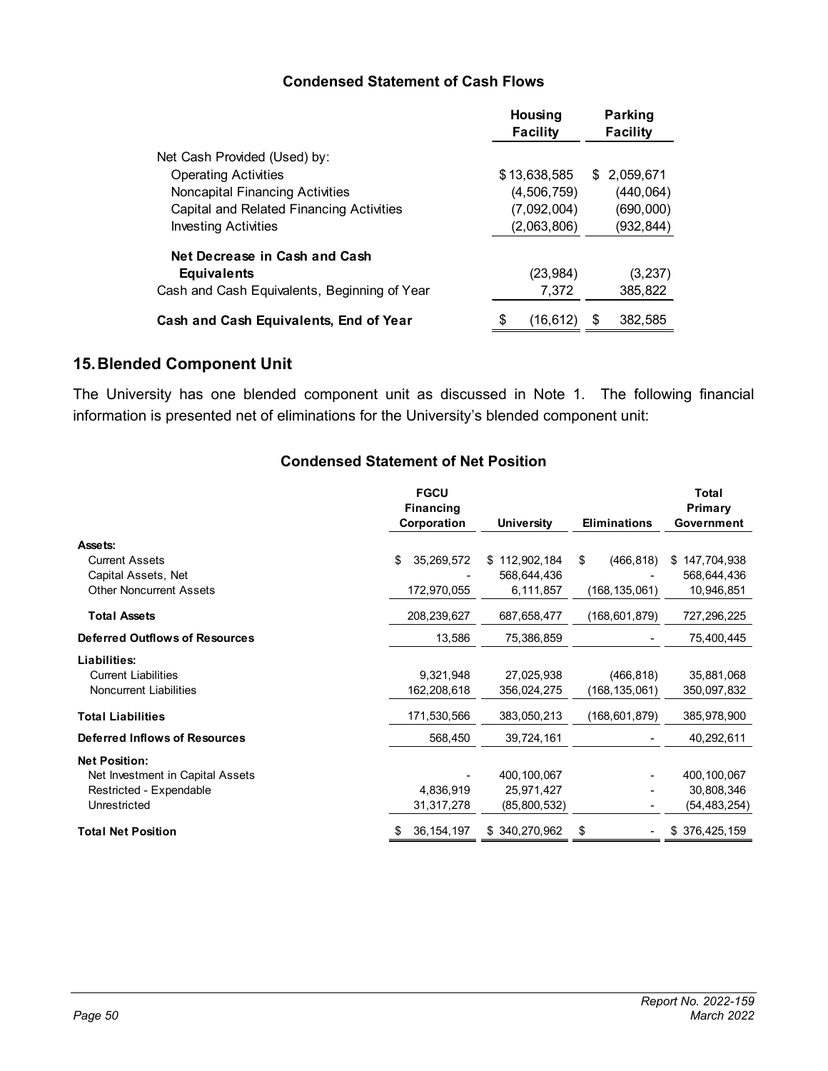### Condensed Statement of Cash Flows

| | Housing Facility | Parking Facility |
|---|---|---|
| Net Cash Provided (Used) by: | | |
| Operating Activities | $ 13,638,585 | $ 2,059,671 |
| Noncapital Financing Activities | (4,506,759) | (440,064) |
| Capital and Related Financing Activities | (7,092,004) | (690,000) |
| Investing Activities | (2,063,806) | (932,844) |
| **Net Decrease in Cash and Cash Equivalents** | (23,984) | (3,237) |
| Cash and Cash Equivalents, Beginning of Year | 7,372 | 385,822 |
| **Cash and Cash Equivalents, End of Year** | $ (16,612) | $ 382,585 |

## 15. Blended Component Unit

The University has one blended component unit as discussed in Note 1. The following financial information is presented net of eliminations for the University's blended component unit:

### Condensed Statement of Net Position

| | FGCU Financing Corporation | University | Eliminations | Total Primary Government |
|---|---|---|---|---|
| **Assets:** | | | | |
| Current Assets | $ 35,269,572 | $ 112,902,184 | $ (466,818) | $ 147,704,938 |
| Capital Assets, Net | - | 568,644,436 | - | 568,644,436 |
| Other Noncurrent Assets | 172,970,055 | 6,111,857 | (168,135,061) | 10,946,851 |
| **Total Assets** | 208,239,627 | 687,658,477 | (168,601,879) | 727,296,225 |
| **Deferred Outflows of Resources** | 13,586 | 75,386,859 | - | 75,400,445 |
| **Liabilities:** | | | | |
| Current Liabilities | 9,321,948 | 27,025,938 | (466,818) | 35,881,068 |
| Noncurrent Liabilities | 162,208,618 | 356,024,275 | (168,135,061) | 350,097,832 |
| **Total Liabilities** | 171,530,566 | 383,050,213 | (168,601,879) | 385,978,900 |
| **Deferred Inflows of Resources** | 568,450 | 39,724,161 | - | 40,292,611 |
| **Net Position:** | | | | |
| Net Investment in Capital Assets | - | 400,100,067 | - | 400,100,067 |
| Restricted - Expendable | 4,836,919 | 25,971,427 | - | 30,808,346 |
| Unrestricted | 31,317,278 | (85,800,532) | - | (54,483,254) |
| **Total Net Position** | $ 36,154,197 | $ 340,270,962 | $ - | $ 376,425,159 |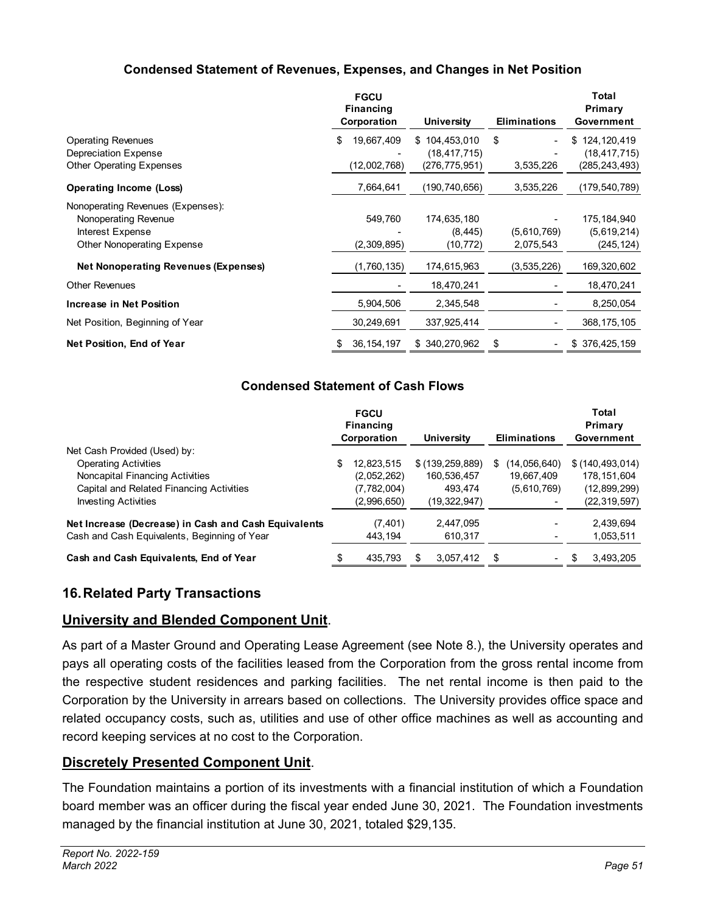### Condensed Statement of Revenues, Expenses, and Changes in Net Position

| | FGCU Financing Corporation | University | Eliminations | Total Primary Government |
|---|---|---|---|---|
| Operating Revenues | $ 19,667,409 | $ 104,453,010 | $ - | $ 124,120,419 |
| Depreciation Expense | - | (18,417,715) | - | (18,417,715) |
| Other Operating Expenses | (12,002,768) | (276,775,951) | 3,535,226 | (285,243,493) |
| **Operating Income (Loss)** | 7,664,641 | (190,740,656) | 3,535,226 | (179,540,789) |
| Nonoperating Revenues (Expenses): | | | | |
| Nonoperating Revenue | 549,760 | 174,635,180 | - | 175,184,940 |
| Interest Expense | - | (8,445) | (5,610,769) | (5,619,214) |
| Other Nonoperating Expense | (2,309,895) | (10,772) | 2,075,543 | (245,124) |
| **Net Nonoperating Revenues (Expenses)** | (1,760,135) | 174,615,963 | (3,535,226) | 169,320,602 |
| Other Revenues | - | 18,470,241 | - | 18,470,241 |
| **Increase in Net Position** | 5,904,506 | 2,345,548 | - | 8,250,054 |
| Net Position, Beginning of Year | 30,249,691 | 337,925,414 | - | 368,175,105 |
| **Net Position, End of Year** | $ 36,154,197 | $ 340,270,962 | $ - | $ 376,425,159 |

### Condensed Statement of Cash Flows

| | FGCU Financing Corporation | University | Eliminations | Total Primary Government |
|---|---|---|---|---|
| Net Cash Provided (Used) by: | | | | |
| Operating Activities | $ 12,823,515 | $ (139,259,889) | $ (14,056,640) | $ (140,493,014) |
| Noncapital Financing Activities | (2,052,262) | 160,536,457 | 19,667,409 | 178,151,604 |
| Capital and Related Financing Activities | (7,782,004) | 493,474 | (5,610,769) | (12,899,299) |
| Investing Activities | (2,996,650) | (19,322,947) | - | (22,319,597) |
| **Net Increase (Decrease) in Cash and Cash Equivalents** | (7,401) | 2,447,095 | - | 2,439,694 |
| Cash and Cash Equivalents, Beginning of Year | 443,194 | 610,317 | - | 1,053,511 |
| **Cash and Cash Equivalents, End of Year** | $ 435,793 | $ 3,057,412 | $ - | $ 3,493,205 |

## 16. Related Party Transactions

**University and Blended Component Unit**.

As part of a Master Ground and Operating Lease Agreement (see Note 8.), the University operates and pays all operating costs of the facilities leased from the Corporation from the gross rental income from the respective student residences and parking facilities. The net rental income is then paid to the Corporation by the University in arrears based on collections. The University provides office space and related occupancy costs, such as, utilities and use of other office machines as well as accounting and record keeping services at no cost to the Corporation.

**Discretely Presented Component Unit**.

The Foundation maintains a portion of its investments with a financial institution of which a Foundation board member was an officer during the fiscal year ended June 30, 2021. The Foundation investments managed by the financial institution at June 30, 2021, totaled $29,135.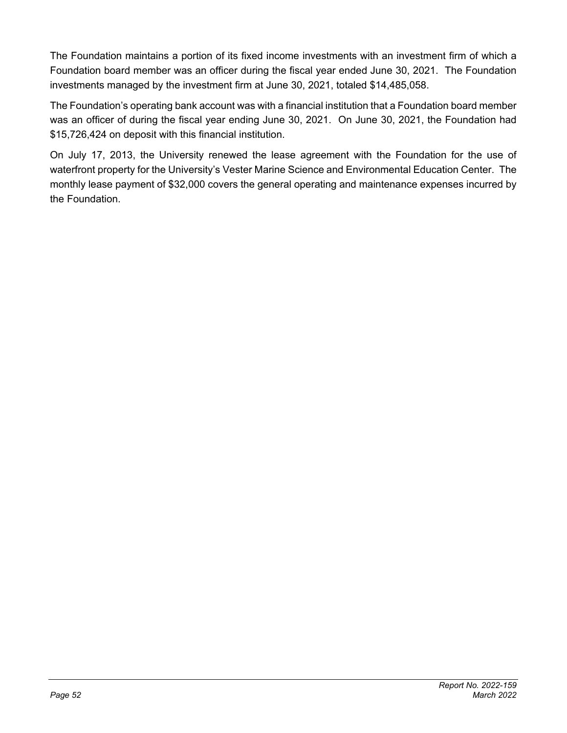The Foundation maintains a portion of its fixed income investments with an investment firm of which a Foundation board member was an officer during the fiscal year ended June 30, 2021. The Foundation investments managed by the investment firm at June 30, 2021, totaled $14,485,058.

The Foundation's operating bank account was with a financial institution that a Foundation board member was an officer of during the fiscal year ending June 30, 2021. On June 30, 2021, the Foundation had $15,726,424 on deposit with this financial institution.

On July 17, 2013, the University renewed the lease agreement with the Foundation for the use of waterfront property for the University's Vester Marine Science and Environmental Education Center. The monthly lease payment of $32,000 covers the general operating and maintenance expenses incurred by the Foundation.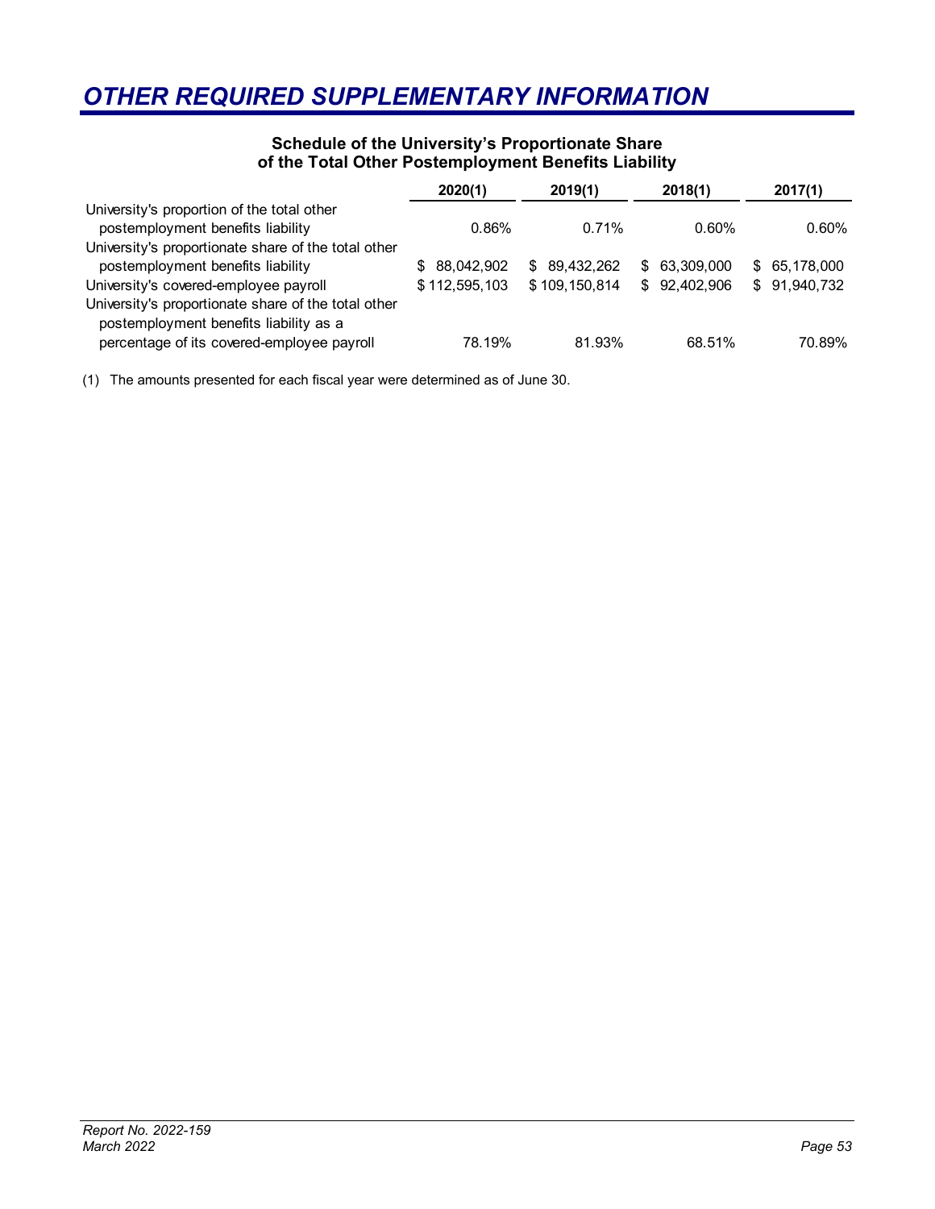# OTHER REQUIRED SUPPLEMENTARY INFORMATION

**Schedule of the University's Proportionate Share of the Total Other Postemployment Benefits Liability**

| | 2020(1) | 2019(1) | 2018(1) | 2017(1) |
|---|---|---|---|---|
| University's proportion of the total other postemployment benefits liability | 0.86% | 0.71% | 0.60% | 0.60% |
| University's proportionate share of the total other postemployment benefits liability | $ 88,042,902 | $ 89,432,262 | $ 63,309,000 | $ 65,178,000 |
| University's covered-employee payroll | $ 112,595,103 | $ 109,150,814 | $ 92,402,906 | $ 91,940,732 |
| University's proportionate share of the total other postemployment benefits liability as a percentage of its covered-employee payroll | 78.19% | 81.93% | 68.51% | 70.89% |

(1) The amounts presented for each fiscal year were determined as of June 30.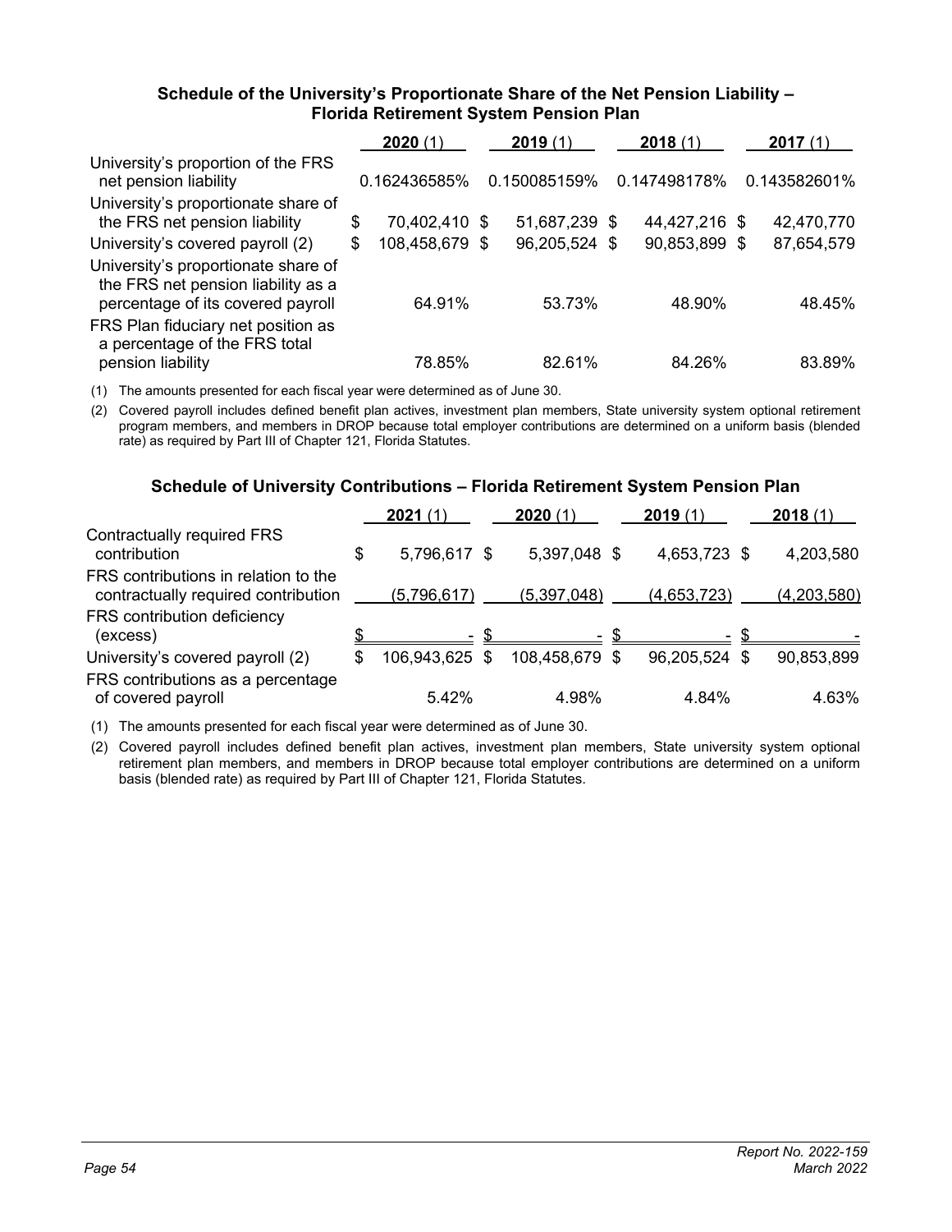### Schedule of the University's Proportionate Share of the Net Pension Liability – Florida Retirement System Pension Plan

| | 2020 (1) | 2019 (1) | 2018 (1) | 2017 (1) |
|---|---|---|---|---|
| University's proportion of the FRS net pension liability | 0.162436585% | 0.150085159% | 0.147498178% | 0.143582601% |
| University's proportionate share of the FRS net pension liability | $ 70,402,410 | $ 51,687,239 | $ 44,427,216 | $ 42,470,770 |
| University's covered payroll (2) | $ 108,458,679 | $ 96,205,524 | $ 90,853,899 | $ 87,654,579 |
| University's proportionate share of the FRS net pension liability as a percentage of its covered payroll | 64.91% | 53.73% | 48.90% | 48.45% |
| FRS Plan fiduciary net position as a percentage of the FRS total pension liability | 78.85% | 82.61% | 84.26% | 83.89% |

(1) The amounts presented for each fiscal year were determined as of June 30.

(2) Covered payroll includes defined benefit plan actives, investment plan members, State university system optional retirement program members, and members in DROP because total employer contributions are determined on a uniform basis (blended rate) as required by Part III of Chapter 121, Florida Statutes.

### Schedule of University Contributions – Florida Retirement System Pension Plan

| | 2021 (1) | 2020 (1) | 2019 (1) | 2018 (1) |
|---|---|---|---|---|
| Contractually required FRS contribution | $ 5,796,617 | $ 5,397,048 | $ 4,653,723 | $ 4,203,580 |
| FRS contributions in relation to the contractually required contribution | (5,796,617) | (5,397,048) | (4,653,723) | (4,203,580) |
| FRS contribution deficiency (excess) | $ - | $ - | $ - | $ - |
| University's covered payroll (2) | $ 106,943,625 | $ 108,458,679 | $ 96,205,524 | $ 90,853,899 |
| FRS contributions as a percentage of covered payroll | 5.42% | 4.98% | 4.84% | 4.63% |

(1) The amounts presented for each fiscal year were determined as of June 30.

(2) Covered payroll includes defined benefit plan actives, investment plan members, State university system optional retirement plan members, and members in DROP because total employer contributions are determined on a uniform basis (blended rate) as required by Part III of Chapter 121, Florida Statutes.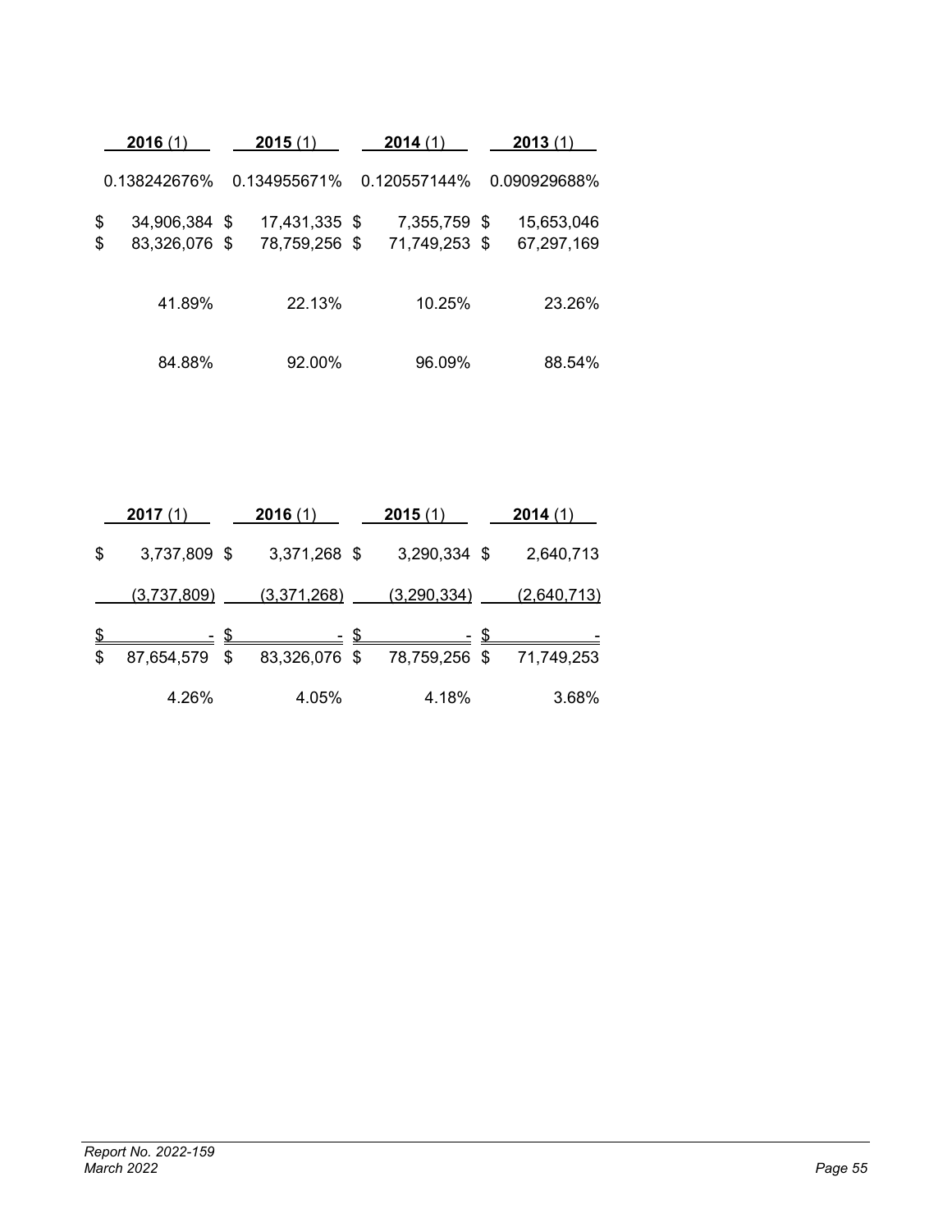| 2016 (1) | 2015 (1) | 2014 (1) | 2013 (1) |
|---|---|---|---|
| 0.138242676% | 0.134955671% | 0.120557144% | 0.090929688% |
| $ 34,906,384 | $ 17,431,335 | $ 7,355,759 | $ 15,653,046 |
| $ 83,326,076 | $ 78,759,256 | $ 71,749,253 | $ 67,297,169 |
| 41.89% | 22.13% | 10.25% | 23.26% |
| 84.88% | 92.00% | 96.09% | 88.54% |

| 2017 (1) | 2016 (1) | 2015 (1) | 2014 (1) |
|---|---|---|---|
| $ 3,737,809 | $ 3,371,268 | $ 3,290,334 | $ 2,640,713 |
| (3,737,809) | (3,371,268) | (3,290,334) | (2,640,713) |
| $ - | $ - | $ - | $ - |
| $ 87,654,579 | $ 83,326,076 | $ 78,759,256 | $ 71,749,253 |
| 4.26% | 4.05% | 4.18% | 3.68% |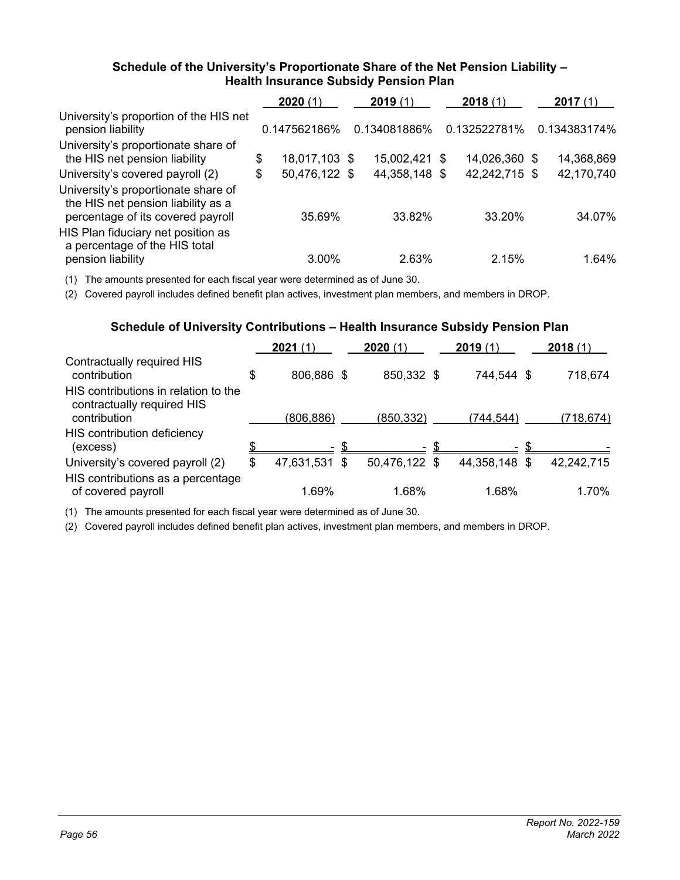### Schedule of the University's Proportionate Share of the Net Pension Liability – Health Insurance Subsidy Pension Plan

| | 2020 (1) | 2019 (1) | 2018 (1) | 2017 (1) |
|---|---|---|---|---|
| University's proportion of the HIS net pension liability | 0.147562186% | 0.134081886% | 0.132522781% | 0.134383174% |
| University's proportionate share of the HIS net pension liability | $ 18,017,103 | $ 15,002,421 | $ 14,026,360 | $ 14,368,869 |
| University's covered payroll (2) | $ 50,476,122 | $ 44,358,148 | $ 42,242,715 | $ 42,170,740 |
| University's proportionate share of the HIS net pension liability as a percentage of its covered payroll | 35.69% | 33.82% | 33.20% | 34.07% |
| HIS Plan fiduciary net position as a percentage of the HIS total pension liability | 3.00% | 2.63% | 2.15% | 1.64% |

(1) The amounts presented for each fiscal year were determined as of June 30.

(2) Covered payroll includes defined benefit plan actives, investment plan members, and members in DROP.

### Schedule of University Contributions – Health Insurance Subsidy Pension Plan

| | 2021 (1) | 2020 (1) | 2019 (1) | 2018 (1) |
|---|---|---|---|---|
| Contractually required HIS contribution | $ 806,886 | $ 850,332 | $ 744,544 | $ 718,674 |
| HIS contributions in relation to the contractually required HIS contribution | (806,886) | (850,332) | (744,544) | (718,674) |
| HIS contribution deficiency (excess) | $ - | $ - | $ - | $ - |
| University's covered payroll (2) | $ 47,631,531 | $ 50,476,122 | $ 44,358,148 | $ 42,242,715 |
| HIS contributions as a percentage of covered payroll | 1.69% | 1.68% | 1.68% | 1.70% |

(1) The amounts presented for each fiscal year were determined as of June 30.

(2) Covered payroll includes defined benefit plan actives, investment plan members, and members in DROP.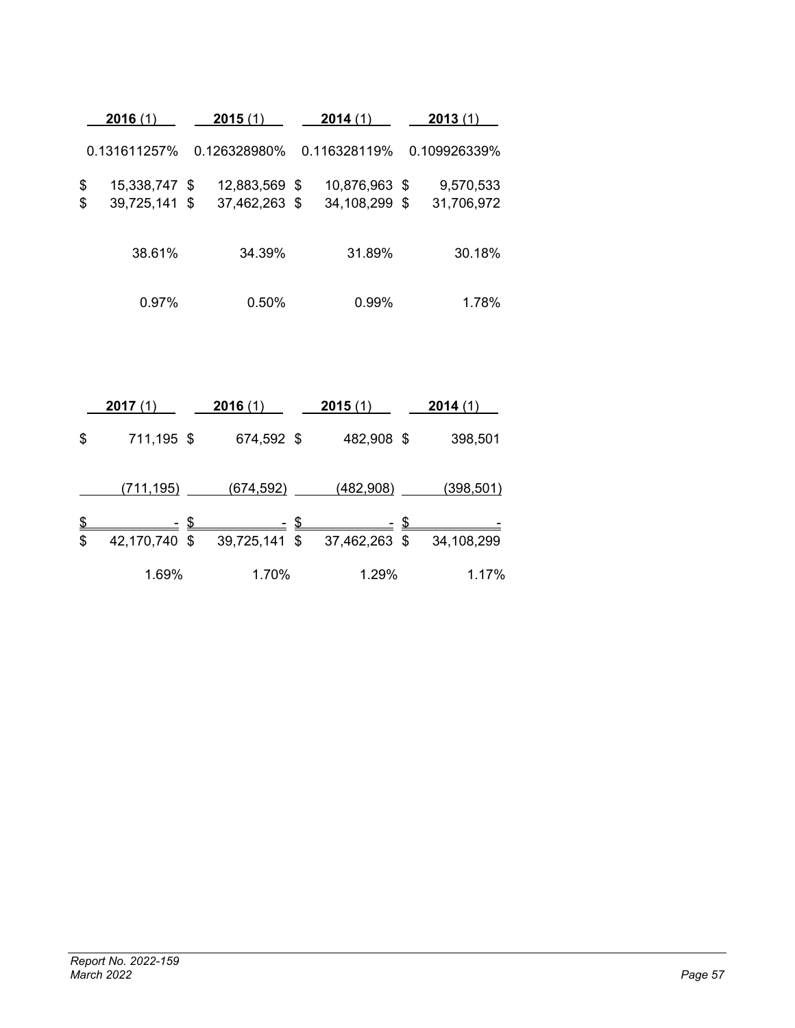| **2016** (1) | **2015** (1) | **2014** (1) | **2013** (1) |
|---|---|---|---|
| 0.131611257% | 0.126328980% | 0.116328119% | 0.109926339% |
| $ 15,338,747 | $ 12,883,569 | $ 10,876,963 | $ 9,570,533 |
| $ 39,725,141 | $ 37,462,263 | $ 34,108,299 | $ 31,706,972 |
| 38.61% | 34.39% | 31.89% | 30.18% |
| 0.97% | 0.50% | 0.99% | 1.78% |

| **2017** (1) | **2016** (1) | **2015** (1) | **2014** (1) |
|---|---|---|---|
| $ 711,195 | $ 674,592 | $ 482,908 | $ 398,501 |
| (711,195) | (674,592) | (482,908) | (398,501) |
| $ - | $ - | $ - | $ - |
| $ 42,170,740 | $ 39,725,141 | $ 37,462,263 | $ 34,108,299 |
| 1.69% | 1.70% | 1.29% | 1.17% |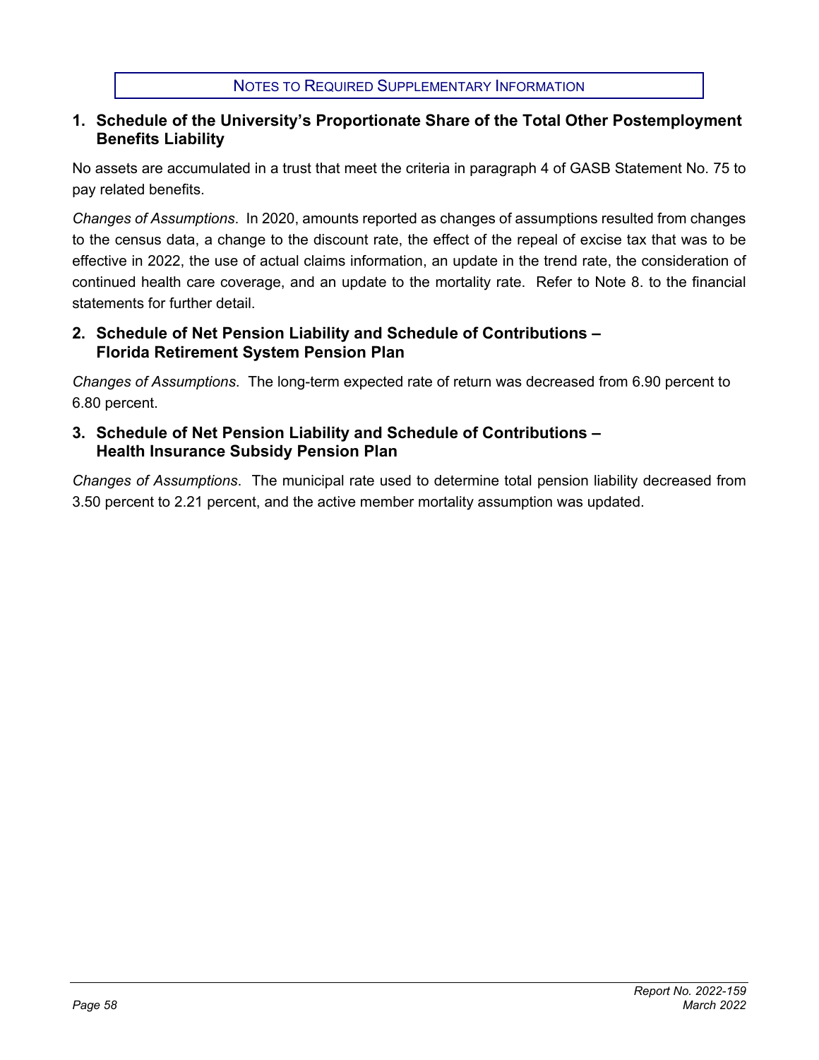## NOTES TO REQUIRED SUPPLEMENTARY INFORMATION

### 1. Schedule of the University's Proportionate Share of the Total Other Postemployment Benefits Liability

No assets are accumulated in a trust that meet the criteria in paragraph 4 of GASB Statement No. 75 to pay related benefits.

*Changes of Assumptions*. In 2020, amounts reported as changes of assumptions resulted from changes to the census data, a change to the discount rate, the effect of the repeal of excise tax that was to be effective in 2022, the use of actual claims information, an update in the trend rate, the consideration of continued health care coverage, and an update to the mortality rate. Refer to Note 8. to the financial statements for further detail.

### 2. Schedule of Net Pension Liability and Schedule of Contributions – Florida Retirement System Pension Plan

*Changes of Assumptions*. The long-term expected rate of return was decreased from 6.90 percent to 6.80 percent.

### 3. Schedule of Net Pension Liability and Schedule of Contributions – Health Insurance Subsidy Pension Plan

*Changes of Assumptions*. The municipal rate used to determine total pension liability decreased from 3.50 percent to 2.21 percent, and the active member mortality assumption was updated.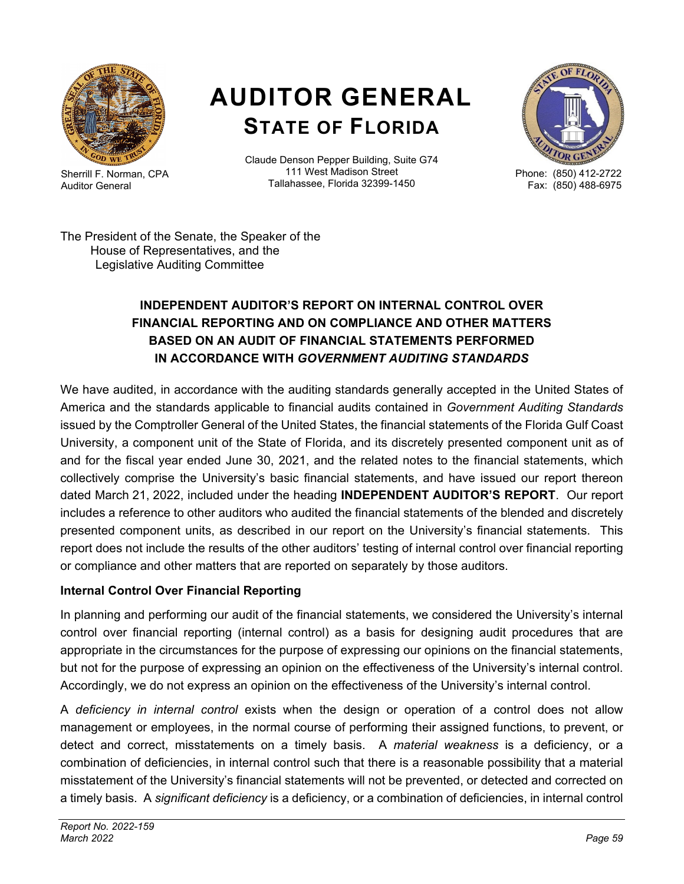# AUDITOR GENERAL
## STATE OF FLORIDA

Sherrill F. Norman, CPA
Auditor General

Claude Denson Pepper Building, Suite G74
111 West Madison Street
Tallahassee, Florida 32399-1450

Phone: (850) 412-2722
Fax: (850) 488-6975

The President of the Senate, the Speaker of the
House of Representatives, and the
Legislative Auditing Committee

**INDEPENDENT AUDITOR'S REPORT ON INTERNAL CONTROL OVER FINANCIAL REPORTING AND ON COMPLIANCE AND OTHER MATTERS BASED ON AN AUDIT OF FINANCIAL STATEMENTS PERFORMED IN ACCORDANCE WITH *GOVERNMENT AUDITING STANDARDS***

We have audited, in accordance with the auditing standards generally accepted in the United States of America and the standards applicable to financial audits contained in *Government Auditing Standards* issued by the Comptroller General of the United States, the financial statements of the Florida Gulf Coast University, a component unit of the State of Florida, and its discretely presented component unit as of and for the fiscal year ended June 30, 2021, and the related notes to the financial statements, which collectively comprise the University's basic financial statements, and have issued our report thereon dated March 21, 2022, included under the heading **INDEPENDENT AUDITOR'S REPORT**. Our report includes a reference to other auditors who audited the financial statements of the blended and discretely presented component units, as described in our report on the University's financial statements. This report does not include the results of the other auditors' testing of internal control over financial reporting or compliance and other matters that are reported on separately by those auditors.

**Internal Control Over Financial Reporting**

In planning and performing our audit of the financial statements, we considered the University's internal control over financial reporting (internal control) as a basis for designing audit procedures that are appropriate in the circumstances for the purpose of expressing our opinions on the financial statements, but not for the purpose of expressing an opinion on the effectiveness of the University's internal control. Accordingly, we do not express an opinion on the effectiveness of the University's internal control.

A *deficiency in internal control* exists when the design or operation of a control does not allow management or employees, in the normal course of performing their assigned functions, to prevent, or detect and correct, misstatements on a timely basis. A *material weakness* is a deficiency, or a combination of deficiencies, in internal control such that there is a reasonable possibility that a material misstatement of the University's financial statements will not be prevented, or detected and corrected on a timely basis. A *significant deficiency* is a deficiency, or a combination of deficiencies, in internal control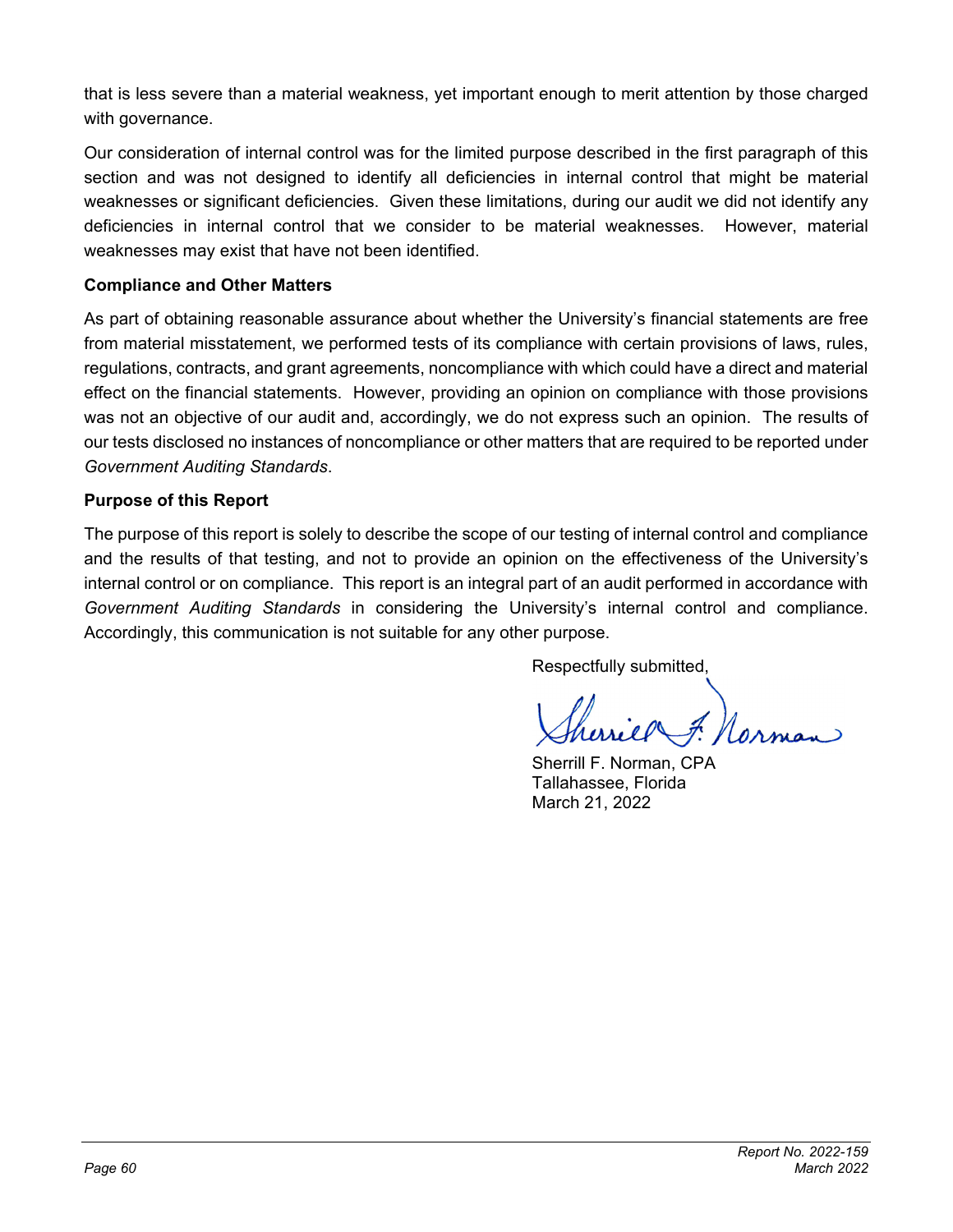that is less severe than a material weakness, yet important enough to merit attention by those charged with governance.

Our consideration of internal control was for the limited purpose described in the first paragraph of this section and was not designed to identify all deficiencies in internal control that might be material weaknesses or significant deficiencies. Given these limitations, during our audit we did not identify any deficiencies in internal control that we consider to be material weaknesses. However, material weaknesses may exist that have not been identified.

**Compliance and Other Matters**

As part of obtaining reasonable assurance about whether the University's financial statements are free from material misstatement, we performed tests of its compliance with certain provisions of laws, rules, regulations, contracts, and grant agreements, noncompliance with which could have a direct and material effect on the financial statements. However, providing an opinion on compliance with those provisions was not an objective of our audit and, accordingly, we do not express such an opinion. The results of our tests disclosed no instances of noncompliance or other matters that are required to be reported under *Government Auditing Standards*.

**Purpose of this Report**

The purpose of this report is solely to describe the scope of our testing of internal control and compliance and the results of that testing, and not to provide an opinion on the effectiveness of the University's internal control or on compliance. This report is an integral part of an audit performed in accordance with *Government Auditing Standards* in considering the University's internal control and compliance. Accordingly, this communication is not suitable for any other purpose.

Respectfully submitted,

Sherrill F. Norman, CPA
Tallahassee, Florida
March 21, 2022